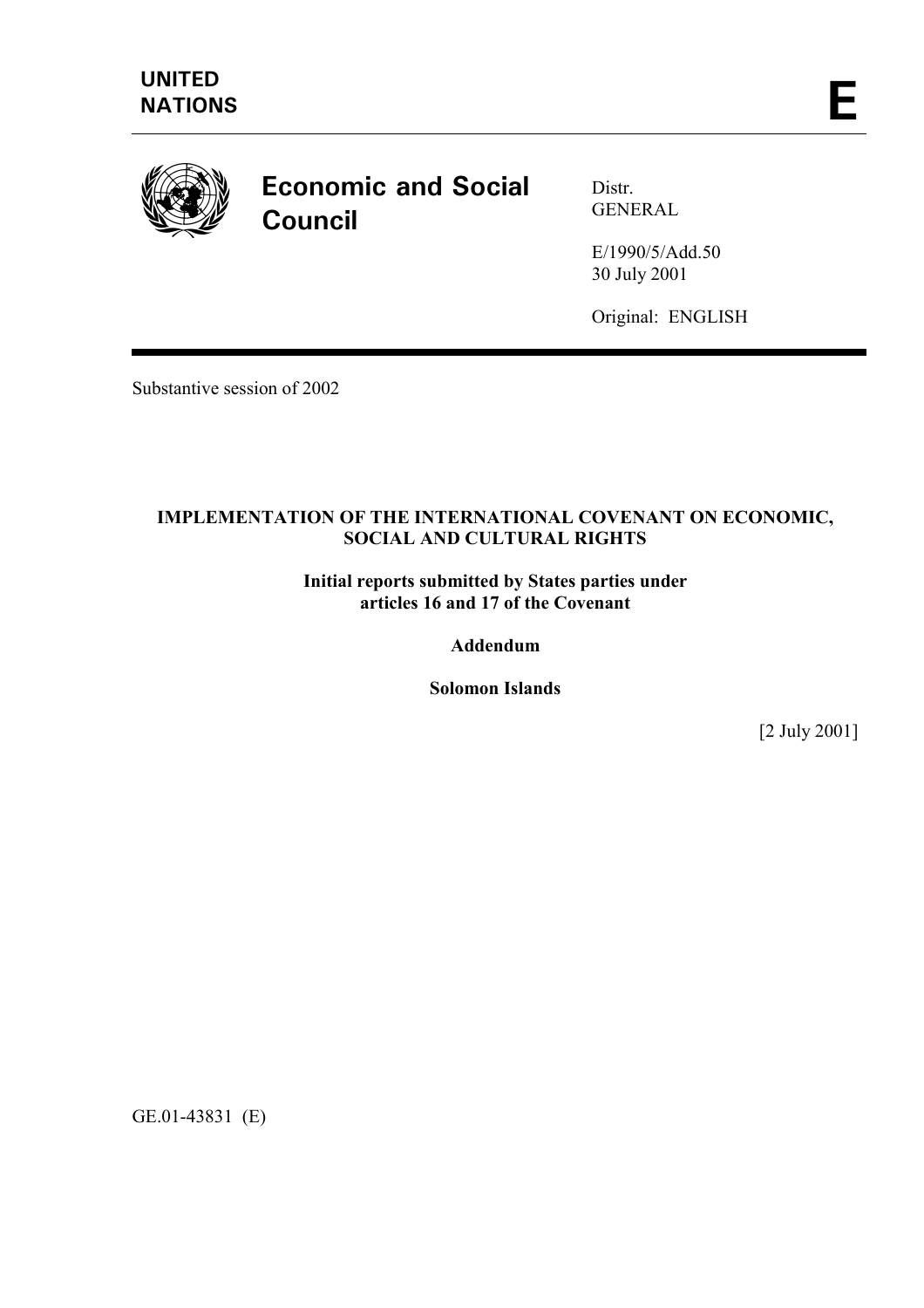UNITED
NATIONS

E

**Economic and Social Council**

Distr.
GENERAL

E/1990/5/Add.50
30 July 2001

Original: ENGLISH

Substantive session of 2002

**IMPLEMENTATION OF THE INTERNATIONAL COVENANT ON ECONOMIC, SOCIAL AND CULTURAL RIGHTS**

**Initial reports submitted by States parties under articles 16 and 17 of the Covenant**

**Addendum**

**Solomon Islands**

[2 July 2001]

GE.01-43831 (E)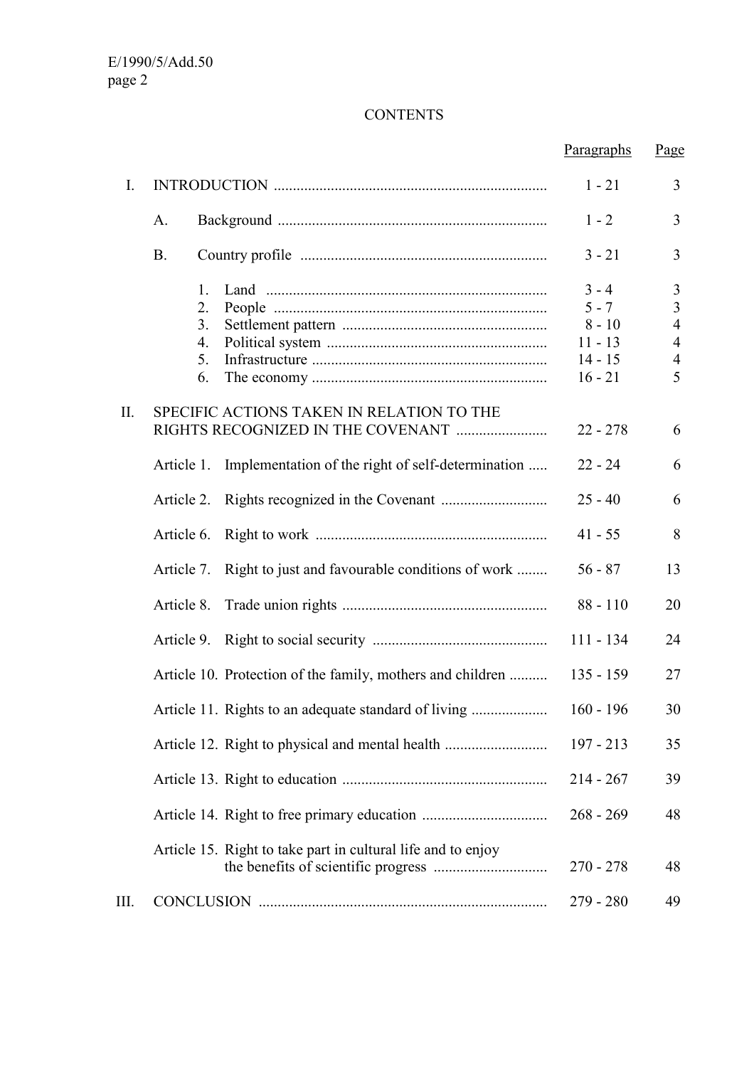## CONTENTS

| | | Paragraphs | Page |
|---|---|---|---|
| I. | INTRODUCTION | 1 - 21 | 3 |
| | A. Background | 1 - 2 | 3 |
| | B. Country profile | 3 - 21 | 3 |
| | 1. Land | 3 - 4 | 3 |
| | 2. People | 5 - 7 | 3 |
| | 3. Settlement pattern | 8 - 10 | 4 |
| | 4. Political system | 11 - 13 | 4 |
| | 5. Infrastructure | 14 - 15 | 4 |
| | 6. The economy | 16 - 21 | 5 |
| II. | SPECIFIC ACTIONS TAKEN IN RELATION TO THE RIGHTS RECOGNIZED IN THE COVENANT | 22 - 278 | 6 |
| | Article 1. Implementation of the right of self-determination | 22 - 24 | 6 |
| | Article 2. Rights recognized in the Covenant | 25 - 40 | 6 |
| | Article 6. Right to work | 41 - 55 | 8 |
| | Article 7. Right to just and favourable conditions of work | 56 - 87 | 13 |
| | Article 8. Trade union rights | 88 - 110 | 20 |
| | Article 9. Right to social security | 111 - 134 | 24 |
| | Article 10. Protection of the family, mothers and children | 135 - 159 | 27 |
| | Article 11. Rights to an adequate standard of living | 160 - 196 | 30 |
| | Article 12. Right to physical and mental health | 197 - 213 | 35 |
| | Article 13. Right to education | 214 - 267 | 39 |
| | Article 14. Right to free primary education | 268 - 269 | 48 |
| | Article 15. Right to take part in cultural life and to enjoy the benefits of scientific progress | 270 - 278 | 48 |
| III. | CONCLUSION | 279 - 280 | 49 |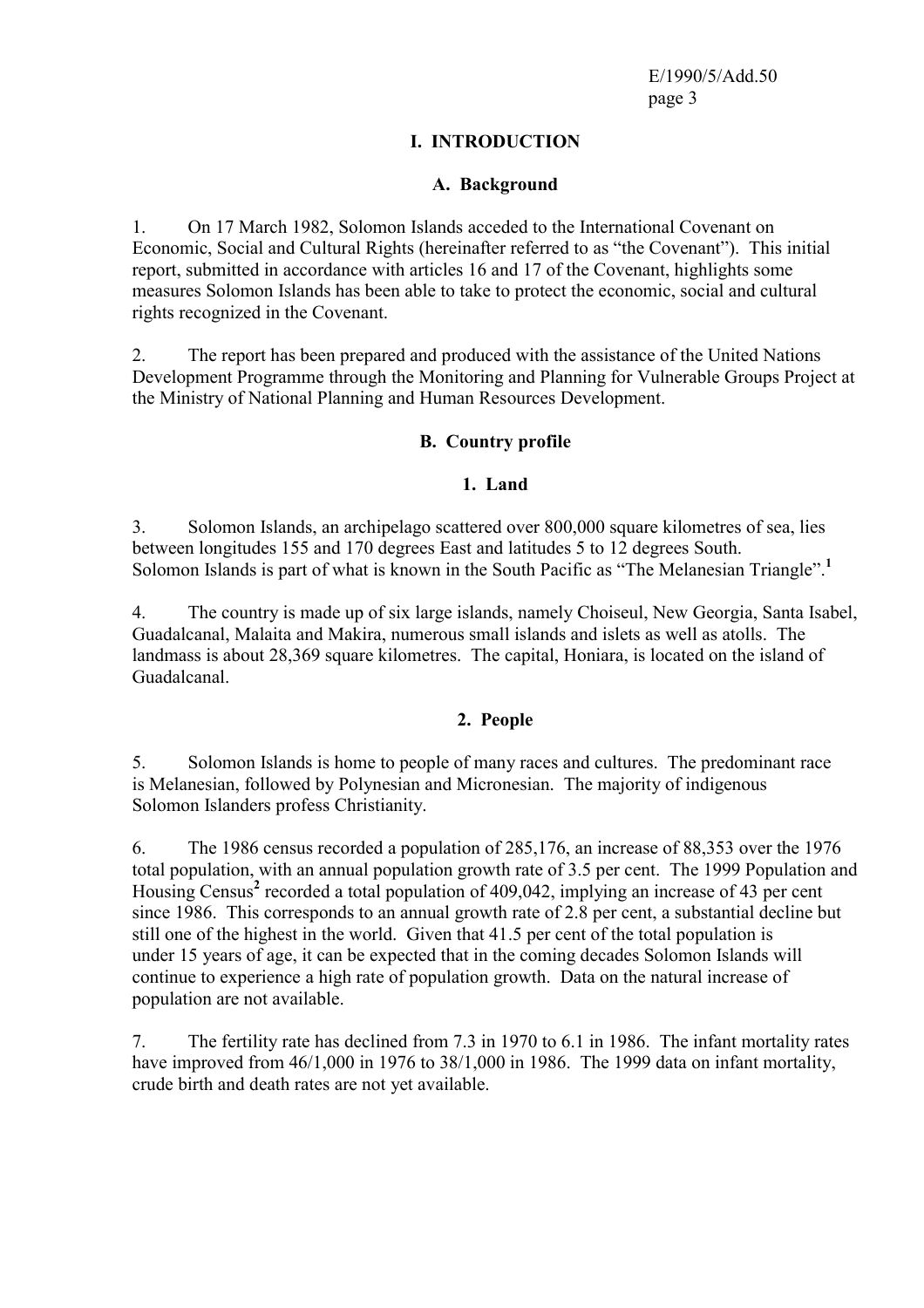# I. INTRODUCTION

## A. Background

1. On 17 March 1982, Solomon Islands acceded to the International Covenant on Economic, Social and Cultural Rights (hereinafter referred to as "the Covenant"). This initial report, submitted in accordance with articles 16 and 17 of the Covenant, highlights some measures Solomon Islands has been able to take to protect the economic, social and cultural rights recognized in the Covenant.

2. The report has been prepared and produced with the assistance of the United Nations Development Programme through the Monitoring and Planning for Vulnerable Groups Project at the Ministry of National Planning and Human Resources Development.

## B. Country profile

### 1. Land

3. Solomon Islands, an archipelago scattered over 800,000 square kilometres of sea, lies between longitudes 155 and 170 degrees East and latitudes 5 to 12 degrees South. Solomon Islands is part of what is known in the South Pacific as "The Melanesian Triangle".[1]

4. The country is made up of six large islands, namely Choiseul, New Georgia, Santa Isabel, Guadalcanal, Malaita and Makira, numerous small islands and islets as well as atolls. The landmass is about 28,369 square kilometres. The capital, Honiara, is located on the island of Guadalcanal.

### 2. People

5. Solomon Islands is home to people of many races and cultures. The predominant race is Melanesian, followed by Polynesian and Micronesian. The majority of indigenous Solomon Islanders profess Christianity.

6. The 1986 census recorded a population of 285,176, an increase of 88,353 over the 1976 total population, with an annual population growth rate of 3.5 per cent. The 1999 Population and Housing Census[2] recorded a total population of 409,042, implying an increase of 43 per cent since 1986. This corresponds to an annual growth rate of 2.8 per cent, a substantial decline but still one of the highest in the world. Given that 41.5 per cent of the total population is under 15 years of age, it can be expected that in the coming decades Solomon Islands will continue to experience a high rate of population growth. Data on the natural increase of population are not available.

7. The fertility rate has declined from 7.3 in 1970 to 6.1 in 1986. The infant mortality rates have improved from 46/1,000 in 1976 to 38/1,000 in 1986. The 1999 data on infant mortality, crude birth and death rates are not yet available.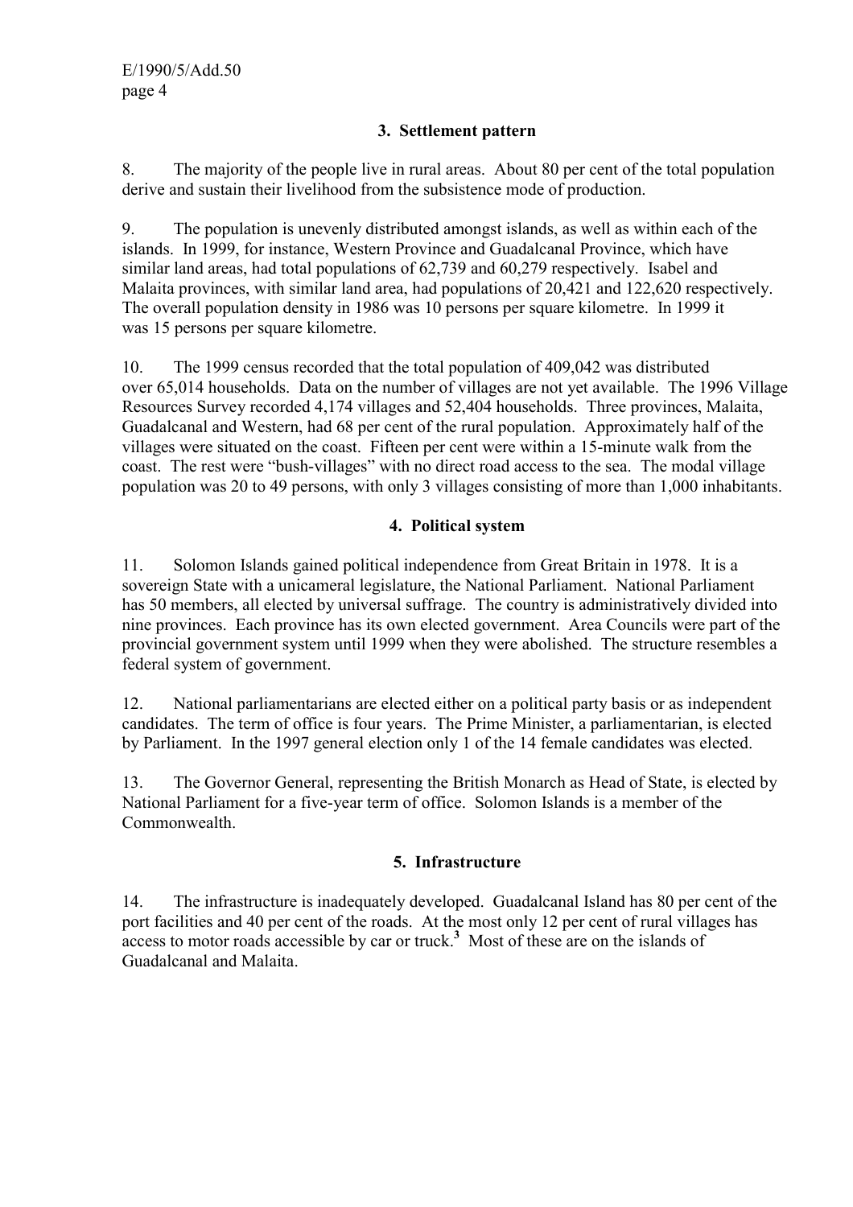### 3. Settlement pattern

8. The majority of the people live in rural areas. About 80 per cent of the total population derive and sustain their livelihood from the subsistence mode of production.

9. The population is unevenly distributed amongst islands, as well as within each of the islands. In 1999, for instance, Western Province and Guadalcanal Province, which have similar land areas, had total populations of 62,739 and 60,279 respectively. Isabel and Malaita provinces, with similar land area, had populations of 20,421 and 122,620 respectively. The overall population density in 1986 was 10 persons per square kilometre. In 1999 it was 15 persons per square kilometre.

10. The 1999 census recorded that the total population of 409,042 was distributed over 65,014 households. Data on the number of villages are not yet available. The 1996 Village Resources Survey recorded 4,174 villages and 52,404 households. Three provinces, Malaita, Guadalcanal and Western, had 68 per cent of the rural population. Approximately half of the villages were situated on the coast. Fifteen per cent were within a 15-minute walk from the coast. The rest were "bush-villages" with no direct road access to the sea. The modal village population was 20 to 49 persons, with only 3 villages consisting of more than 1,000 inhabitants.

### 4. Political system

11. Solomon Islands gained political independence from Great Britain in 1978. It is a sovereign State with a unicameral legislature, the National Parliament. National Parliament has 50 members, all elected by universal suffrage. The country is administratively divided into nine provinces. Each province has its own elected government. Area Councils were part of the provincial government system until 1999 when they were abolished. The structure resembles a federal system of government.

12. National parliamentarians are elected either on a political party basis or as independent candidates. The term of office is four years. The Prime Minister, a parliamentarian, is elected by Parliament. In the 1997 general election only 1 of the 14 female candidates was elected.

13. The Governor General, representing the British Monarch as Head of State, is elected by National Parliament for a five-year term of office. Solomon Islands is a member of the Commonwealth.

### 5. Infrastructure

14. The infrastructure is inadequately developed. Guadalcanal Island has 80 per cent of the port facilities and 40 per cent of the roads. At the most only 12 per cent of rural villages has access to motor roads accessible by car or truck.[3] Most of these are on the islands of Guadalcanal and Malaita.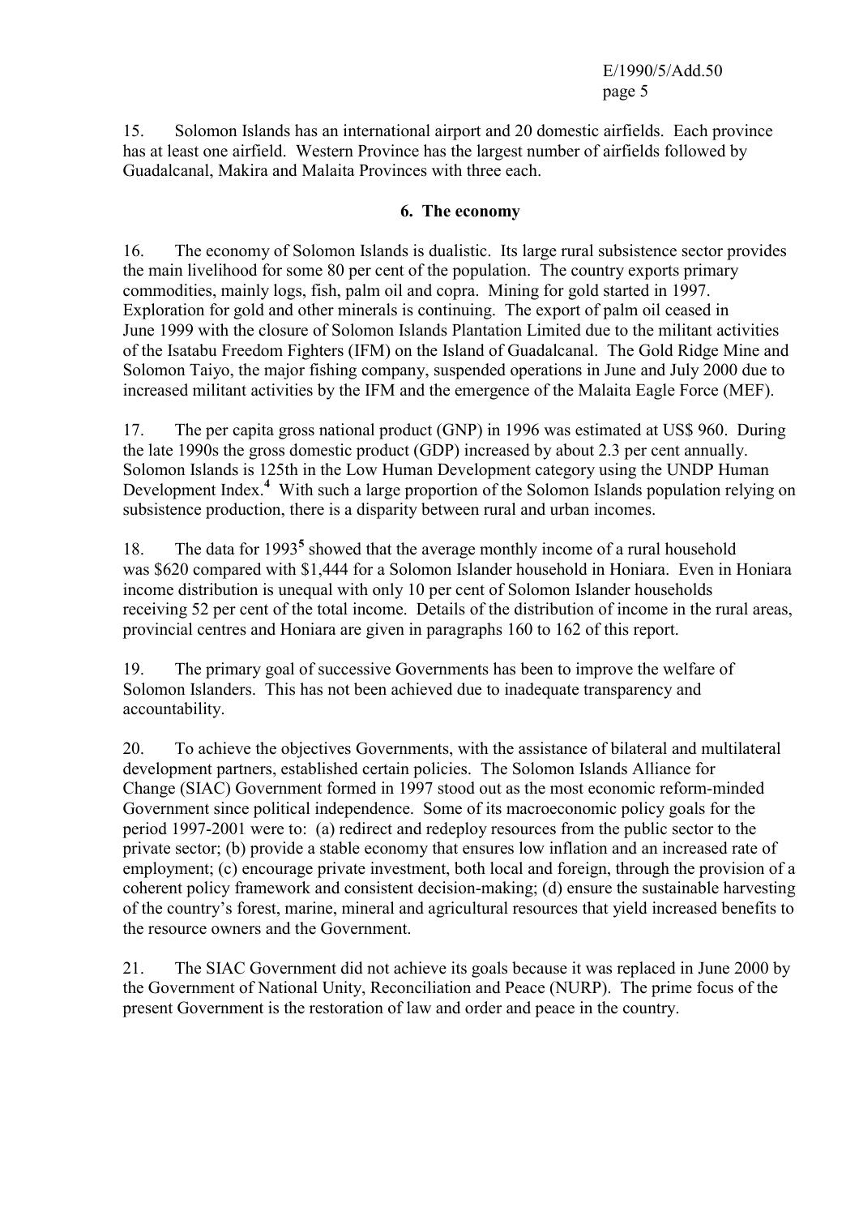15. Solomon Islands has an international airport and 20 domestic airfields. Each province has at least one airfield. Western Province has the largest number of airfields followed by Guadalcanal, Makira and Malaita Provinces with three each.

### 6. The economy

16. The economy of Solomon Islands is dualistic. Its large rural subsistence sector provides the main livelihood for some 80 per cent of the population. The country exports primary commodities, mainly logs, fish, palm oil and copra. Mining for gold started in 1997. Exploration for gold and other minerals is continuing. The export of palm oil ceased in June 1999 with the closure of Solomon Islands Plantation Limited due to the militant activities of the Isatabu Freedom Fighters (IFM) on the Island of Guadalcanal. The Gold Ridge Mine and Solomon Taiyo, the major fishing company, suspended operations in June and July 2000 due to increased militant activities by the IFM and the emergence of the Malaita Eagle Force (MEF).

17. The per capita gross national product (GNP) in 1996 was estimated at US$ 960. During the late 1990s the gross domestic product (GDP) increased by about 2.3 per cent annually. Solomon Islands is 125th in the Low Human Development category using the UNDP Human Development Index.[4] With such a large proportion of the Solomon Islands population relying on subsistence production, there is a disparity between rural and urban incomes.

18. The data for 1993[5] showed that the average monthly income of a rural household was $620 compared with $1,444 for a Solomon Islander household in Honiara. Even in Honiara income distribution is unequal with only 10 per cent of Solomon Islander households receiving 52 per cent of the total income. Details of the distribution of income in the rural areas, provincial centres and Honiara are given in paragraphs 160 to 162 of this report.

19. The primary goal of successive Governments has been to improve the welfare of Solomon Islanders. This has not been achieved due to inadequate transparency and accountability.

20. To achieve the objectives Governments, with the assistance of bilateral and multilateral development partners, established certain policies. The Solomon Islands Alliance for Change (SIAC) Government formed in 1997 stood out as the most economic reform-minded Government since political independence. Some of its macroeconomic policy goals for the period 1997-2001 were to: (a) redirect and redeploy resources from the public sector to the private sector; (b) provide a stable economy that ensures low inflation and an increased rate of employment; (c) encourage private investment, both local and foreign, through the provision of a coherent policy framework and consistent decision-making; (d) ensure the sustainable harvesting of the country's forest, marine, mineral and agricultural resources that yield increased benefits to the resource owners and the Government.

21. The SIAC Government did not achieve its goals because it was replaced in June 2000 by the Government of National Unity, Reconciliation and Peace (NURP). The prime focus of the present Government is the restoration of law and order and peace in the country.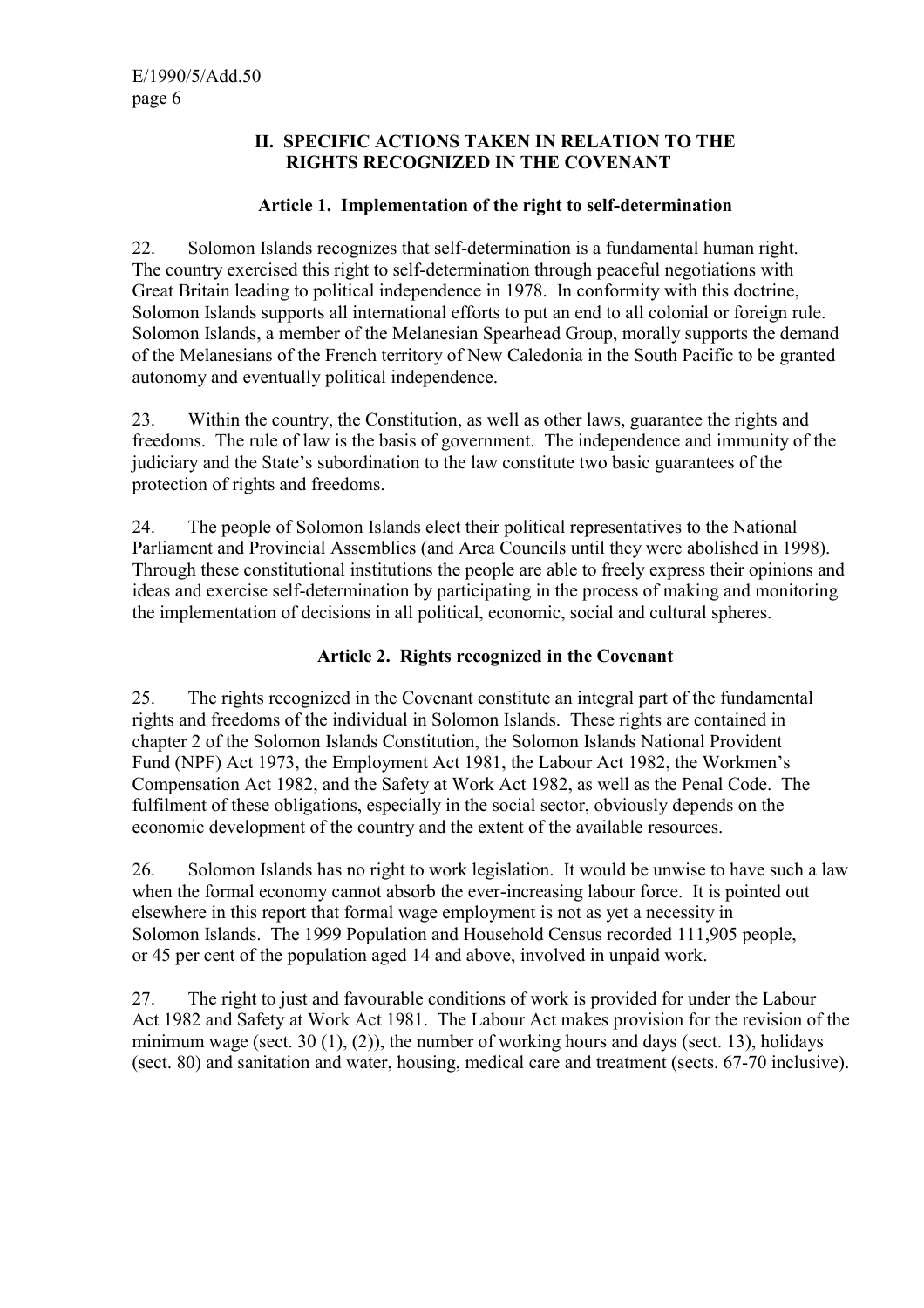## II. SPECIFIC ACTIONS TAKEN IN RELATION TO THE RIGHTS RECOGNIZED IN THE COVENANT

### Article 1. Implementation of the right to self-determination

22. Solomon Islands recognizes that self-determination is a fundamental human right. The country exercised this right to self-determination through peaceful negotiations with Great Britain leading to political independence in 1978. In conformity with this doctrine, Solomon Islands supports all international efforts to put an end to all colonial or foreign rule. Solomon Islands, a member of the Melanesian Spearhead Group, morally supports the demand of the Melanesians of the French territory of New Caledonia in the South Pacific to be granted autonomy and eventually political independence.

23. Within the country, the Constitution, as well as other laws, guarantee the rights and freedoms. The rule of law is the basis of government. The independence and immunity of the judiciary and the State's subordination to the law constitute two basic guarantees of the protection of rights and freedoms.

24. The people of Solomon Islands elect their political representatives to the National Parliament and Provincial Assemblies (and Area Councils until they were abolished in 1998). Through these constitutional institutions the people are able to freely express their opinions and ideas and exercise self-determination by participating in the process of making and monitoring the implementation of decisions in all political, economic, social and cultural spheres.

### Article 2. Rights recognized in the Covenant

25. The rights recognized in the Covenant constitute an integral part of the fundamental rights and freedoms of the individual in Solomon Islands. These rights are contained in chapter 2 of the Solomon Islands Constitution, the Solomon Islands National Provident Fund (NPF) Act 1973, the Employment Act 1981, the Labour Act 1982, the Workmen's Compensation Act 1982, and the Safety at Work Act 1982, as well as the Penal Code. The fulfilment of these obligations, especially in the social sector, obviously depends on the economic development of the country and the extent of the available resources.

26. Solomon Islands has no right to work legislation. It would be unwise to have such a law when the formal economy cannot absorb the ever-increasing labour force. It is pointed out elsewhere in this report that formal wage employment is not as yet a necessity in Solomon Islands. The 1999 Population and Household Census recorded 111,905 people, or 45 per cent of the population aged 14 and above, involved in unpaid work.

27. The right to just and favourable conditions of work is provided for under the Labour Act 1982 and Safety at Work Act 1981. The Labour Act makes provision for the revision of the minimum wage (sect. 30 (1), (2)), the number of working hours and days (sect. 13), holidays (sect. 80) and sanitation and water, housing, medical care and treatment (sects. 67-70 inclusive).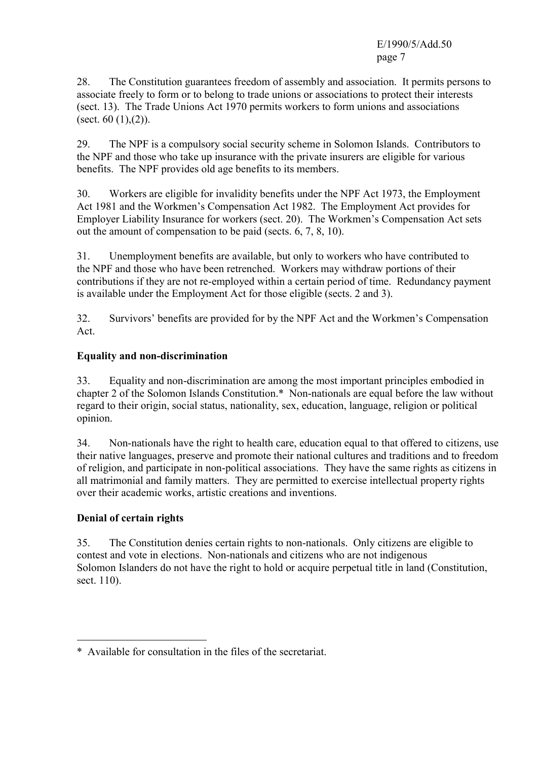28. The Constitution guarantees freedom of assembly and association. It permits persons to associate freely to form or to belong to trade unions or associations to protect their interests (sect. 13). The Trade Unions Act 1970 permits workers to form unions and associations (sect. 60 (1),(2)).

29. The NPF is a compulsory social security scheme in Solomon Islands. Contributors to the NPF and those who take up insurance with the private insurers are eligible for various benefits. The NPF provides old age benefits to its members.

30. Workers are eligible for invalidity benefits under the NPF Act 1973, the Employment Act 1981 and the Workmen's Compensation Act 1982. The Employment Act provides for Employer Liability Insurance for workers (sect. 20). The Workmen's Compensation Act sets out the amount of compensation to be paid (sects. 6, 7, 8, 10).

31. Unemployment benefits are available, but only to workers who have contributed to the NPF and those who have been retrenched. Workers may withdraw portions of their contributions if they are not re-employed within a certain period of time. Redundancy payment is available under the Employment Act for those eligible (sects. 2 and 3).

32. Survivors' benefits are provided for by the NPF Act and the Workmen's Compensation Act.

**Equality and non-discrimination**

33. Equality and non-discrimination are among the most important principles embodied in chapter 2 of the Solomon Islands Constitution.* Non-nationals are equal before the law without regard to their origin, social status, nationality, sex, education, language, religion or political opinion.

34. Non-nationals have the right to health care, education equal to that offered to citizens, use their native languages, preserve and promote their national cultures and traditions and to freedom of religion, and participate in non-political associations. They have the same rights as citizens in all matrimonial and family matters. They are permitted to exercise intellectual property rights over their academic works, artistic creations and inventions.

**Denial of certain rights**

35. The Constitution denies certain rights to non-nationals. Only citizens are eligible to contest and vote in elections. Non-nationals and citizens who are not indigenous Solomon Islanders do not have the right to hold or acquire perpetual title in land (Constitution, sect. 110).

---

* Available for consultation in the files of the secretariat.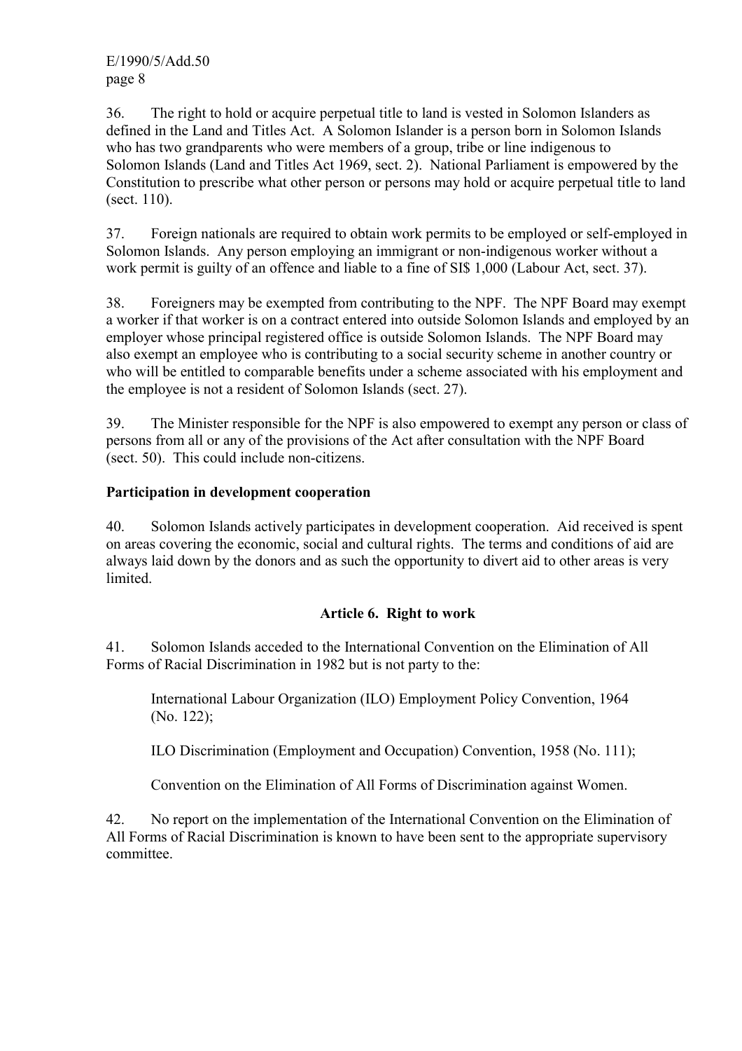36. The right to hold or acquire perpetual title to land is vested in Solomon Islanders as defined in the Land and Titles Act. A Solomon Islander is a person born in Solomon Islands who has two grandparents who were members of a group, tribe or line indigenous to Solomon Islands (Land and Titles Act 1969, sect. 2). National Parliament is empowered by the Constitution to prescribe what other person or persons may hold or acquire perpetual title to land (sect. 110).

37. Foreign nationals are required to obtain work permits to be employed or self-employed in Solomon Islands. Any person employing an immigrant or non-indigenous worker without a work permit is guilty of an offence and liable to a fine of SI$ 1,000 (Labour Act, sect. 37).

38. Foreigners may be exempted from contributing to the NPF. The NPF Board may exempt a worker if that worker is on a contract entered into outside Solomon Islands and employed by an employer whose principal registered office is outside Solomon Islands. The NPF Board may also exempt an employee who is contributing to a social security scheme in another country or who will be entitled to comparable benefits under a scheme associated with his employment and the employee is not a resident of Solomon Islands (sect. 27).

39. The Minister responsible for the NPF is also empowered to exempt any person or class of persons from all or any of the provisions of the Act after consultation with the NPF Board (sect. 50). This could include non-citizens.

**Participation in development cooperation**

40. Solomon Islands actively participates in development cooperation. Aid received is spent on areas covering the economic, social and cultural rights. The terms and conditions of aid are always laid down by the donors and as such the opportunity to divert aid to other areas is very limited.

## Article 6. Right to work

41. Solomon Islands acceded to the International Convention on the Elimination of All Forms of Racial Discrimination in 1982 but is not party to the:

International Labour Organization (ILO) Employment Policy Convention, 1964 (No. 122);

ILO Discrimination (Employment and Occupation) Convention, 1958 (No. 111);

Convention on the Elimination of All Forms of Discrimination against Women.

42. No report on the implementation of the International Convention on the Elimination of All Forms of Racial Discrimination is known to have been sent to the appropriate supervisory committee.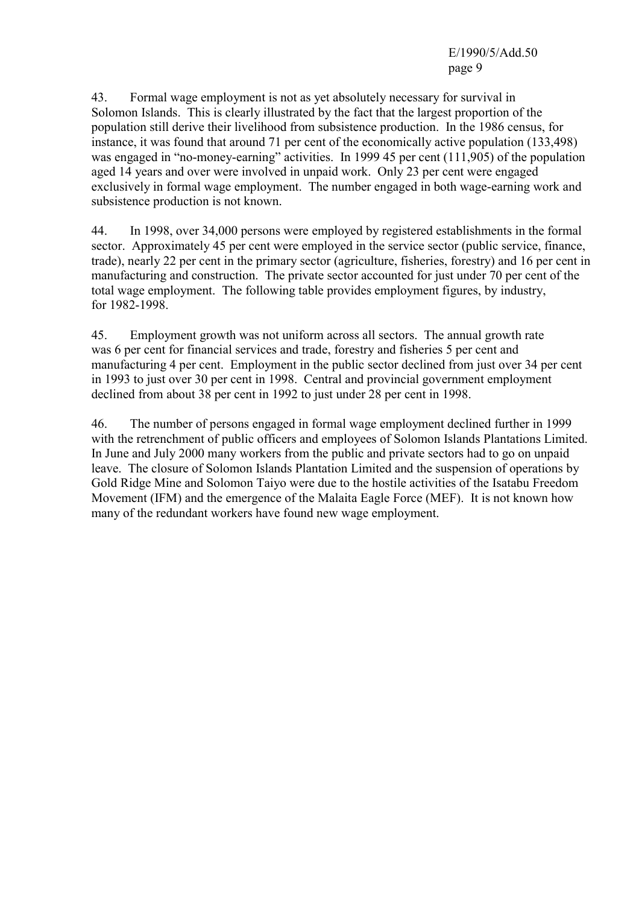43. Formal wage employment is not as yet absolutely necessary for survival in Solomon Islands. This is clearly illustrated by the fact that the largest proportion of the population still derive their livelihood from subsistence production. In the 1986 census, for instance, it was found that around 71 per cent of the economically active population (133,498) was engaged in "no-money-earning" activities. In 1999 45 per cent (111,905) of the population aged 14 years and over were involved in unpaid work. Only 23 per cent were engaged exclusively in formal wage employment. The number engaged in both wage-earning work and subsistence production is not known.

44. In 1998, over 34,000 persons were employed by registered establishments in the formal sector. Approximately 45 per cent were employed in the service sector (public service, finance, trade), nearly 22 per cent in the primary sector (agriculture, fisheries, forestry) and 16 per cent in manufacturing and construction. The private sector accounted for just under 70 per cent of the total wage employment. The following table provides employment figures, by industry, for 1982-1998.

45. Employment growth was not uniform across all sectors. The annual growth rate was 6 per cent for financial services and trade, forestry and fisheries 5 per cent and manufacturing 4 per cent. Employment in the public sector declined from just over 34 per cent in 1993 to just over 30 per cent in 1998. Central and provincial government employment declined from about 38 per cent in 1992 to just under 28 per cent in 1998.

46. The number of persons engaged in formal wage employment declined further in 1999 with the retrenchment of public officers and employees of Solomon Islands Plantations Limited. In June and July 2000 many workers from the public and private sectors had to go on unpaid leave. The closure of Solomon Islands Plantation Limited and the suspension of operations by Gold Ridge Mine and Solomon Taiyo were due to the hostile activities of the Isatabu Freedom Movement (IFM) and the emergence of the Malaita Eagle Force (MEF). It is not known how many of the redundant workers have found new wage employment.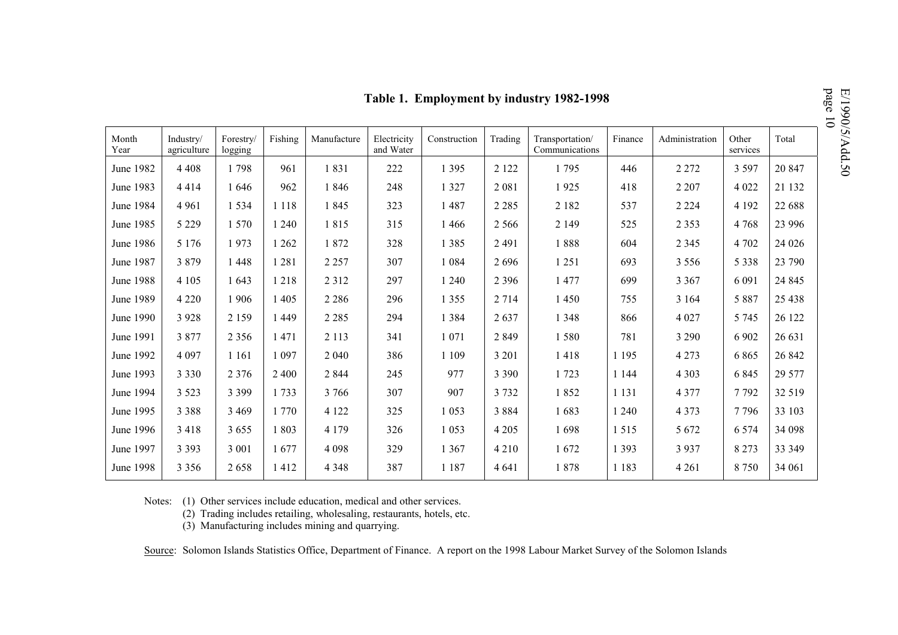## Table 1. Employment by industry 1982-1998

| Month Year | Industry/ agriculture | Forestry/ logging | Fishing | Manufacture | Electricity and Water | Construction | Trading | Transportation/ Communications | Finance | Administration | Other services | Total |
|---|---|---|---|---|---|---|---|---|---|---|---|---|
| June 1982 | 4 408 | 1 798 | 961 | 1 831 | 222 | 1 395 | 2 122 | 1 795 | 446 | 2 272 | 3 597 | 20 847 |
| June 1983 | 4 414 | 1 646 | 962 | 1 846 | 248 | 1 327 | 2 081 | 1 925 | 418 | 2 207 | 4 022 | 21 132 |
| June 1984 | 4 961 | 1 534 | 1 118 | 1 845 | 323 | 1 487 | 2 285 | 2 182 | 537 | 2 224 | 4 192 | 22 688 |
| June 1985 | 5 229 | 1 570 | 1 240 | 1 815 | 315 | 1 466 | 2 566 | 2 149 | 525 | 2 353 | 4 768 | 23 996 |
| June 1986 | 5 176 | 1 973 | 1 262 | 1 872 | 328 | 1 385 | 2 491 | 1 888 | 604 | 2 345 | 4 702 | 24 026 |
| June 1987 | 3 879 | 1 448 | 1 281 | 2 257 | 307 | 1 084 | 2 696 | 1 251 | 693 | 3 556 | 5 338 | 23 790 |
| June 1988 | 4 105 | 1 643 | 1 218 | 2 312 | 297 | 1 240 | 2 396 | 1 477 | 699 | 3 367 | 6 091 | 24 845 |
| June 1989 | 4 220 | 1 906 | 1 405 | 2 286 | 296 | 1 355 | 2 714 | 1 450 | 755 | 3 164 | 5 887 | 25 438 |
| June 1990 | 3 928 | 2 159 | 1 449 | 2 285 | 294 | 1 384 | 2 637 | 1 348 | 866 | 4 027 | 5 745 | 26 122 |
| June 1991 | 3 877 | 2 356 | 1 471 | 2 113 | 341 | 1 071 | 2 849 | 1 580 | 781 | 3 290 | 6 902 | 26 631 |
| June 1992 | 4 097 | 1 161 | 1 097 | 2 040 | 386 | 1 109 | 3 201 | 1 418 | 1 195 | 4 273 | 6 865 | 26 842 |
| June 1993 | 3 330 | 2 376 | 2 400 | 2 844 | 245 | 977 | 3 390 | 1 723 | 1 144 | 4 303 | 6 845 | 29 577 |
| June 1994 | 3 523 | 3 399 | 1 733 | 3 766 | 307 | 907 | 3 732 | 1 852 | 1 131 | 4 377 | 7 792 | 32 519 |
| June 1995 | 3 388 | 3 469 | 1 770 | 4 122 | 325 | 1 053 | 3 884 | 1 683 | 1 240 | 4 373 | 7 796 | 33 103 |
| June 1996 | 3 418 | 3 655 | 1 803 | 4 179 | 326 | 1 053 | 4 205 | 1 698 | 1 515 | 5 672 | 6 574 | 34 098 |
| June 1997 | 3 393 | 3 001 | 1 677 | 4 098 | 329 | 1 367 | 4 210 | 1 672 | 1 393 | 3 937 | 8 273 | 33 349 |
| June 1998 | 3 356 | 2 658 | 1 412 | 4 348 | 387 | 1 187 | 4 641 | 1 878 | 1 183 | 4 261 | 8 750 | 34 061 |

Notes: (1) Other services include education, medical and other services.
(2) Trading includes retailing, wholesaling, restaurants, hotels, etc.
(3) Manufacturing includes mining and quarrying.

Source: Solomon Islands Statistics Office, Department of Finance. A report on the 1998 Labour Market Survey of the Solomon Islands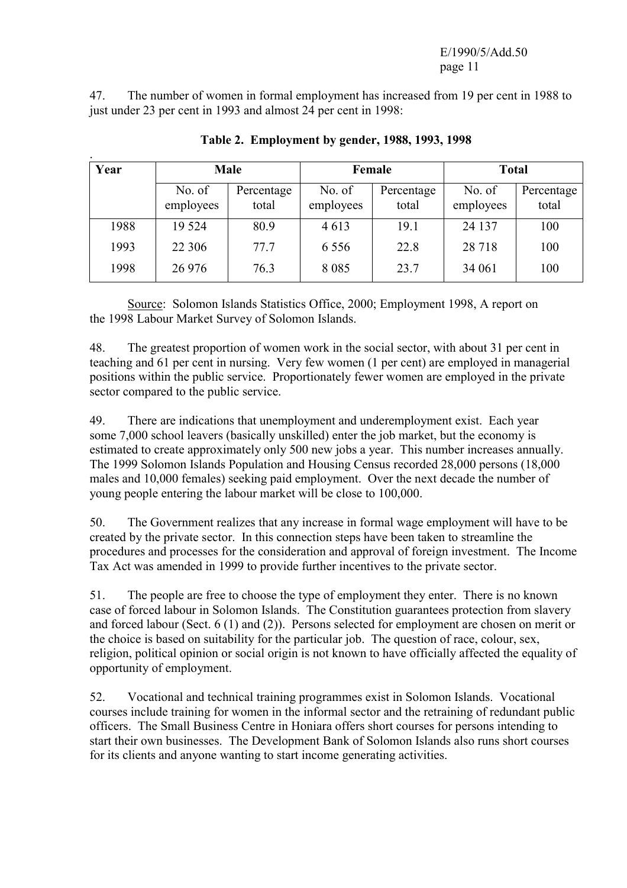47. The number of women in formal employment has increased from 19 per cent in 1988 to just under 23 per cent in 1993 and almost 24 per cent in 1998:

**Table 2. Employment by gender, 1988, 1993, 1998**

| Year | Male | | Female | | Total | |
|---|---|---|---|---|---|---|
| | No. of employees | Percentage total | No. of employees | Percentage total | No. of employees | Percentage total |
| 1988 | 19 524 | 80.9 | 4 613 | 19.1 | 24 137 | 100 |
| 1993 | 22 306 | 77.7 | 6 556 | 22.8 | 28 718 | 100 |
| 1998 | 26 976 | 76.3 | 8 085 | 23.7 | 34 061 | 100 |

Source: Solomon Islands Statistics Office, 2000; Employment 1998, A report on the 1998 Labour Market Survey of Solomon Islands.

48. The greatest proportion of women work in the social sector, with about 31 per cent in teaching and 61 per cent in nursing. Very few women (1 per cent) are employed in managerial positions within the public service. Proportionately fewer women are employed in the private sector compared to the public service.

49. There are indications that unemployment and underemployment exist. Each year some 7,000 school leavers (basically unskilled) enter the job market, but the economy is estimated to create approximately only 500 new jobs a year. This number increases annually. The 1999 Solomon Islands Population and Housing Census recorded 28,000 persons (18,000 males and 10,000 females) seeking paid employment. Over the next decade the number of young people entering the labour market will be close to 100,000.

50. The Government realizes that any increase in formal wage employment will have to be created by the private sector. In this connection steps have been taken to streamline the procedures and processes for the consideration and approval of foreign investment. The Income Tax Act was amended in 1999 to provide further incentives to the private sector.

51. The people are free to choose the type of employment they enter. There is no known case of forced labour in Solomon Islands. The Constitution guarantees protection from slavery and forced labour (Sect. 6 (1) and (2)). Persons selected for employment are chosen on merit or the choice is based on suitability for the particular job. The question of race, colour, sex, religion, political opinion or social origin is not known to have officially affected the equality of opportunity of employment.

52. Vocational and technical training programmes exist in Solomon Islands. Vocational courses include training for women in the informal sector and the retraining of redundant public officers. The Small Business Centre in Honiara offers short courses for persons intending to start their own businesses. The Development Bank of Solomon Islands also runs short courses for its clients and anyone wanting to start income generating activities.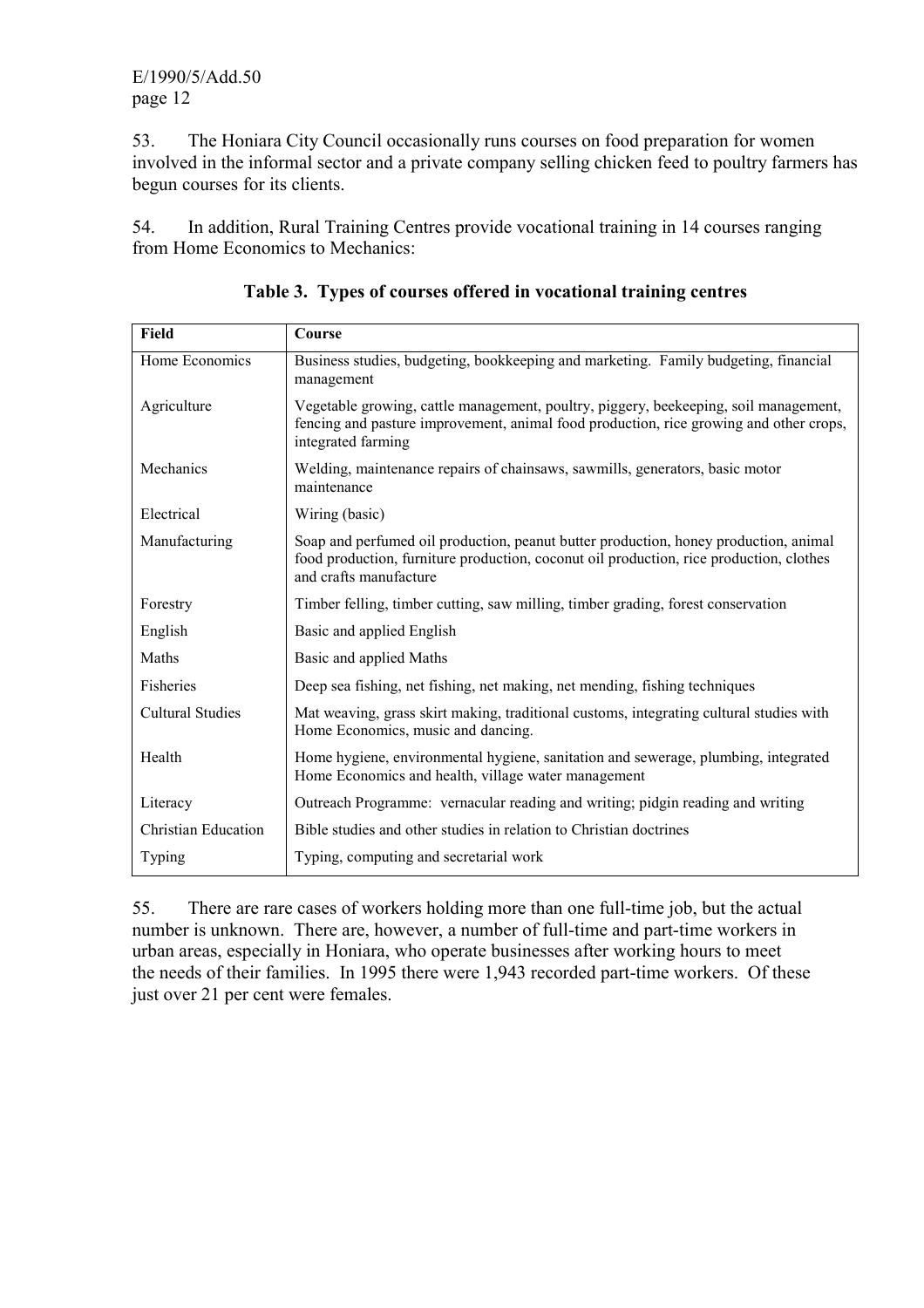53. The Honiara City Council occasionally runs courses on food preparation for women involved in the informal sector and a private company selling chicken feed to poultry farmers has begun courses for its clients.

54. In addition, Rural Training Centres provide vocational training in 14 courses ranging from Home Economics to Mechanics:

**Table 3. Types of courses offered in vocational training centres**

| Field | Course |
|---|---|
| Home Economics | Business studies, budgeting, bookkeeping and marketing. Family budgeting, financial management |
| Agriculture | Vegetable growing, cattle management, poultry, piggery, beekeeping, soil management, fencing and pasture improvement, animal food production, rice growing and other crops, integrated farming |
| Mechanics | Welding, maintenance repairs of chainsaws, sawmills, generators, basic motor maintenance |
| Electrical | Wiring (basic) |
| Manufacturing | Soap and perfumed oil production, peanut butter production, honey production, animal food production, furniture production, coconut oil production, rice production, clothes and crafts manufacture |
| Forestry | Timber felling, timber cutting, saw milling, timber grading, forest conservation |
| English | Basic and applied English |
| Maths | Basic and applied Maths |
| Fisheries | Deep sea fishing, net fishing, net making, net mending, fishing techniques |
| Cultural Studies | Mat weaving, grass skirt making, traditional customs, integrating cultural studies with Home Economics, music and dancing. |
| Health | Home hygiene, environmental hygiene, sanitation and sewerage, plumbing, integrated Home Economics and health, village water management |
| Literacy | Outreach Programme: vernacular reading and writing; pidgin reading and writing |
| Christian Education | Bible studies and other studies in relation to Christian doctrines |
| Typing | Typing, computing and secretarial work |

55. There are rare cases of workers holding more than one full-time job, but the actual number is unknown. There are, however, a number of full-time and part-time workers in urban areas, especially in Honiara, who operate businesses after working hours to meet the needs of their families. In 1995 there were 1,943 recorded part-time workers. Of these just over 21 per cent were females.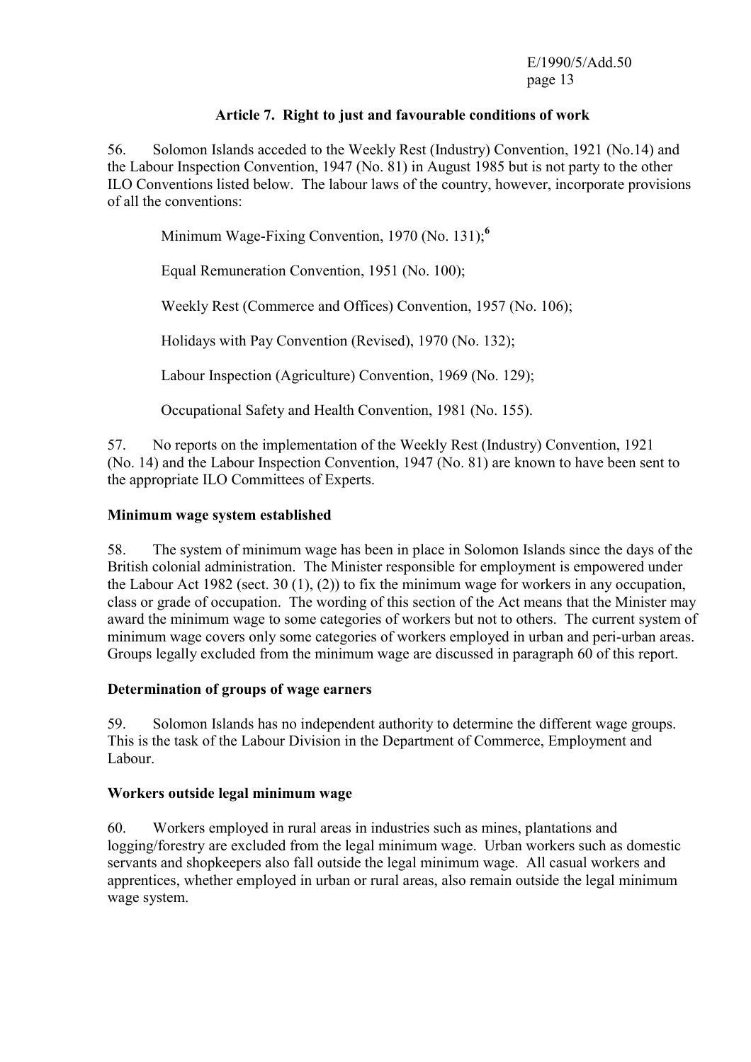## Article 7. Right to just and favourable conditions of work

56. Solomon Islands acceded to the Weekly Rest (Industry) Convention, 1921 (No.14) and the Labour Inspection Convention, 1947 (No. 81) in August 1985 but is not party to the other ILO Conventions listed below. The labour laws of the country, however, incorporate provisions of all the conventions:

Minimum Wage-Fixing Convention, 1970 (No. 131);[6]

Equal Remuneration Convention, 1951 (No. 100);

Weekly Rest (Commerce and Offices) Convention, 1957 (No. 106);

Holidays with Pay Convention (Revised), 1970 (No. 132);

Labour Inspection (Agriculture) Convention, 1969 (No. 129);

Occupational Safety and Health Convention, 1981 (No. 155).

57. No reports on the implementation of the Weekly Rest (Industry) Convention, 1921 (No. 14) and the Labour Inspection Convention, 1947 (No. 81) are known to have been sent to the appropriate ILO Committees of Experts.

### Minimum wage system established

58. The system of minimum wage has been in place in Solomon Islands since the days of the British colonial administration. The Minister responsible for employment is empowered under the Labour Act 1982 (sect. 30 (1), (2)) to fix the minimum wage for workers in any occupation, class or grade of occupation. The wording of this section of the Act means that the Minister may award the minimum wage to some categories of workers but not to others. The current system of minimum wage covers only some categories of workers employed in urban and peri-urban areas. Groups legally excluded from the minimum wage are discussed in paragraph 60 of this report.

### Determination of groups of wage earners

59. Solomon Islands has no independent authority to determine the different wage groups. This is the task of the Labour Division in the Department of Commerce, Employment and Labour.

### Workers outside legal minimum wage

60. Workers employed in rural areas in industries such as mines, plantations and logging/forestry are excluded from the legal minimum wage. Urban workers such as domestic servants and shopkeepers also fall outside the legal minimum wage. All casual workers and apprentices, whether employed in urban or rural areas, also remain outside the legal minimum wage system.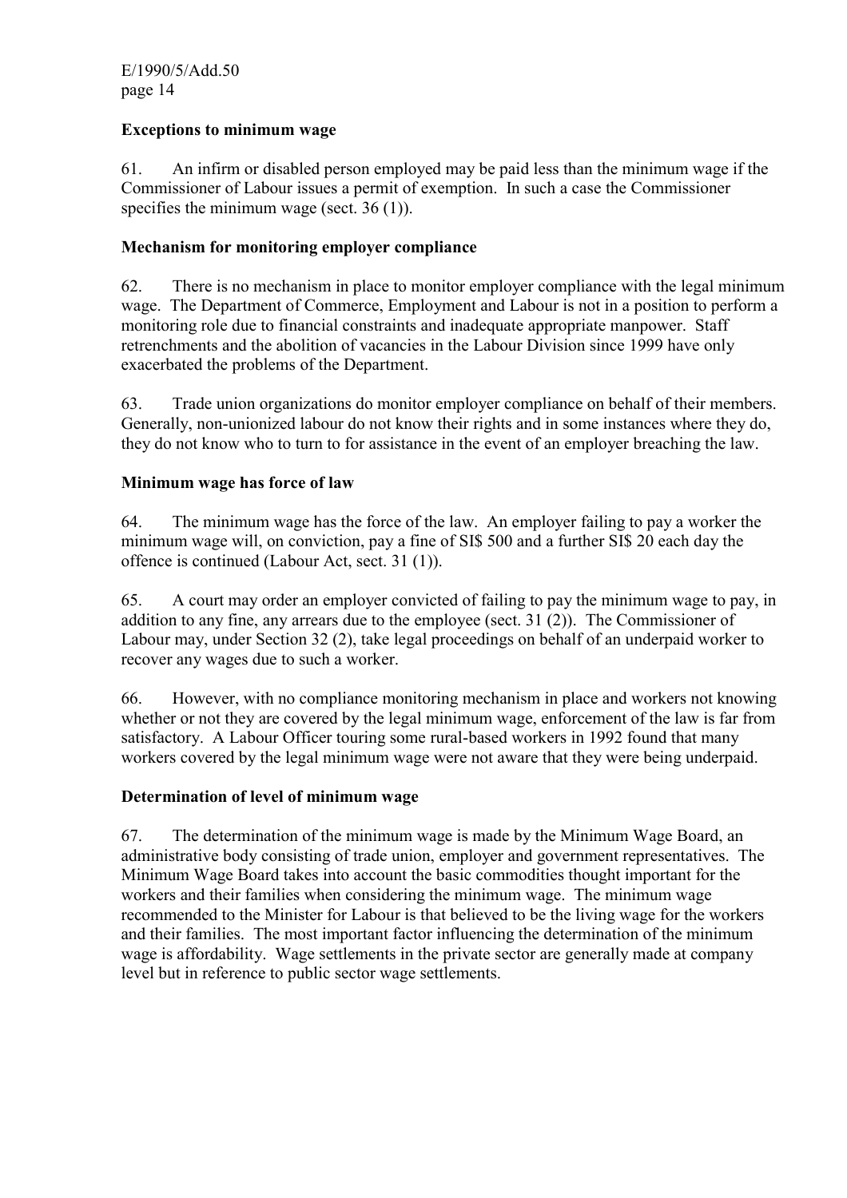**Exceptions to minimum wage**

61. An infirm or disabled person employed may be paid less than the minimum wage if the Commissioner of Labour issues a permit of exemption. In such a case the Commissioner specifies the minimum wage (sect. 36 (1)).

**Mechanism for monitoring employer compliance**

62. There is no mechanism in place to monitor employer compliance with the legal minimum wage. The Department of Commerce, Employment and Labour is not in a position to perform a monitoring role due to financial constraints and inadequate appropriate manpower. Staff retrenchments and the abolition of vacancies in the Labour Division since 1999 have only exacerbated the problems of the Department.

63. Trade union organizations do monitor employer compliance on behalf of their members. Generally, non-unionized labour do not know their rights and in some instances where they do, they do not know who to turn to for assistance in the event of an employer breaching the law.

**Minimum wage has force of law**

64. The minimum wage has the force of the law. An employer failing to pay a worker the minimum wage will, on conviction, pay a fine of SI$ 500 and a further SI$ 20 each day the offence is continued (Labour Act, sect. 31 (1)).

65. A court may order an employer convicted of failing to pay the minimum wage to pay, in addition to any fine, any arrears due to the employee (sect. 31 (2)). The Commissioner of Labour may, under Section 32 (2), take legal proceedings on behalf of an underpaid worker to recover any wages due to such a worker.

66. However, with no compliance monitoring mechanism in place and workers not knowing whether or not they are covered by the legal minimum wage, enforcement of the law is far from satisfactory. A Labour Officer touring some rural-based workers in 1992 found that many workers covered by the legal minimum wage were not aware that they were being underpaid.

**Determination of level of minimum wage**

67. The determination of the minimum wage is made by the Minimum Wage Board, an administrative body consisting of trade union, employer and government representatives. The Minimum Wage Board takes into account the basic commodities thought important for the workers and their families when considering the minimum wage. The minimum wage recommended to the Minister for Labour is that believed to be the living wage for the workers and their families. The most important factor influencing the determination of the minimum wage is affordability. Wage settlements in the private sector are generally made at company level but in reference to public sector wage settlements.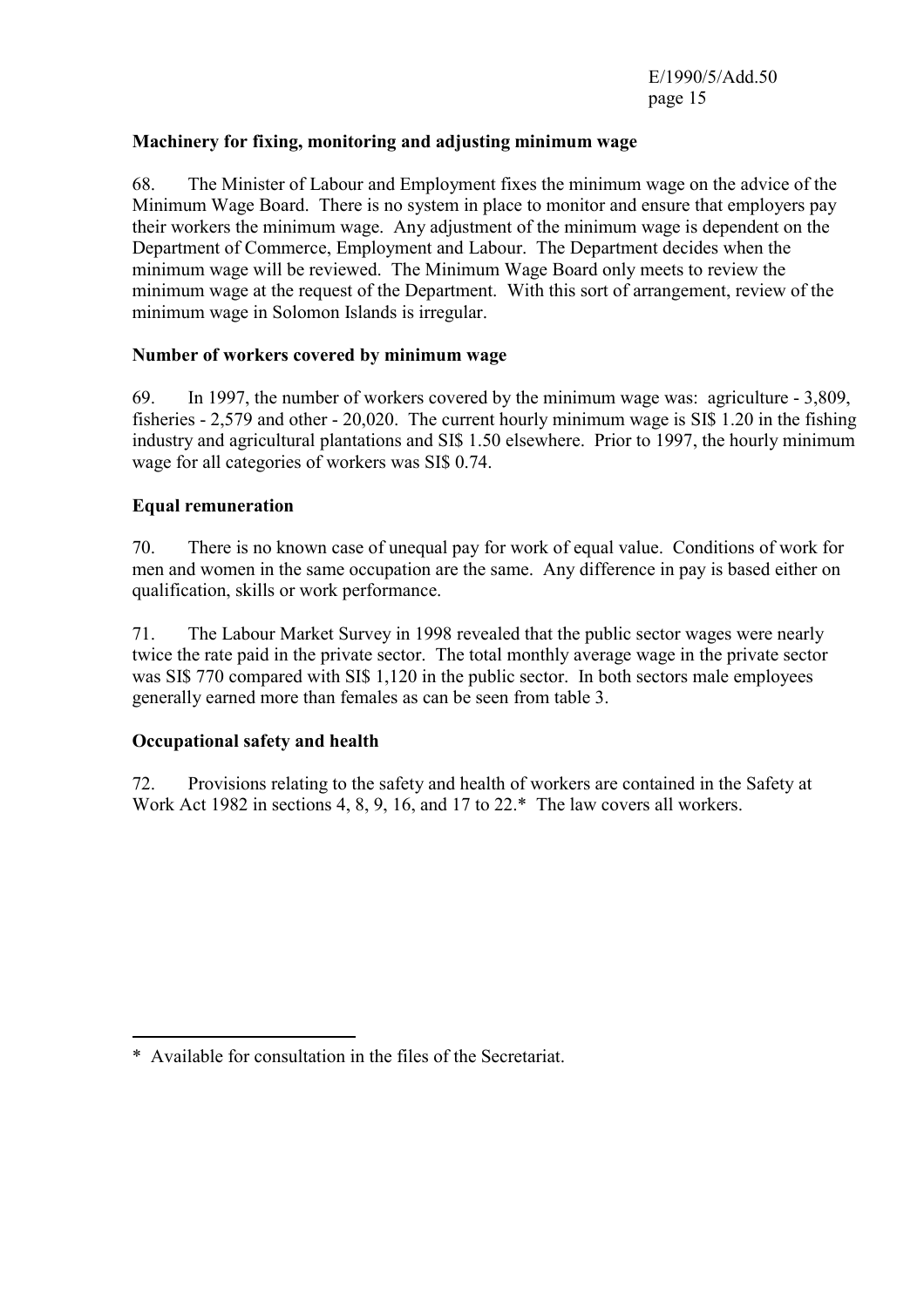**Machinery for fixing, monitoring and adjusting minimum wage**

68. The Minister of Labour and Employment fixes the minimum wage on the advice of the Minimum Wage Board. There is no system in place to monitor and ensure that employers pay their workers the minimum wage. Any adjustment of the minimum wage is dependent on the Department of Commerce, Employment and Labour. The Department decides when the minimum wage will be reviewed. The Minimum Wage Board only meets to review the minimum wage at the request of the Department. With this sort of arrangement, review of the minimum wage in Solomon Islands is irregular.

**Number of workers covered by minimum wage**

69. In 1997, the number of workers covered by the minimum wage was: agriculture - 3,809, fisheries - 2,579 and other - 20,020. The current hourly minimum wage is SI$ 1.20 in the fishing industry and agricultural plantations and SI$ 1.50 elsewhere. Prior to 1997, the hourly minimum wage for all categories of workers was SI$ 0.74.

**Equal remuneration**

70. There is no known case of unequal pay for work of equal value. Conditions of work for men and women in the same occupation are the same. Any difference in pay is based either on qualification, skills or work performance.

71. The Labour Market Survey in 1998 revealed that the public sector wages were nearly twice the rate paid in the private sector. The total monthly average wage in the private sector was SI$ 770 compared with SI$ 1,120 in the public sector. In both sectors male employees generally earned more than females as can be seen from table 3.

**Occupational safety and health**

72. Provisions relating to the safety and health of workers are contained in the Safety at Work Act 1982 in sections 4, 8, 9, 16, and 17 to 22.* The law covers all workers.

---

\* Available for consultation in the files of the Secretariat.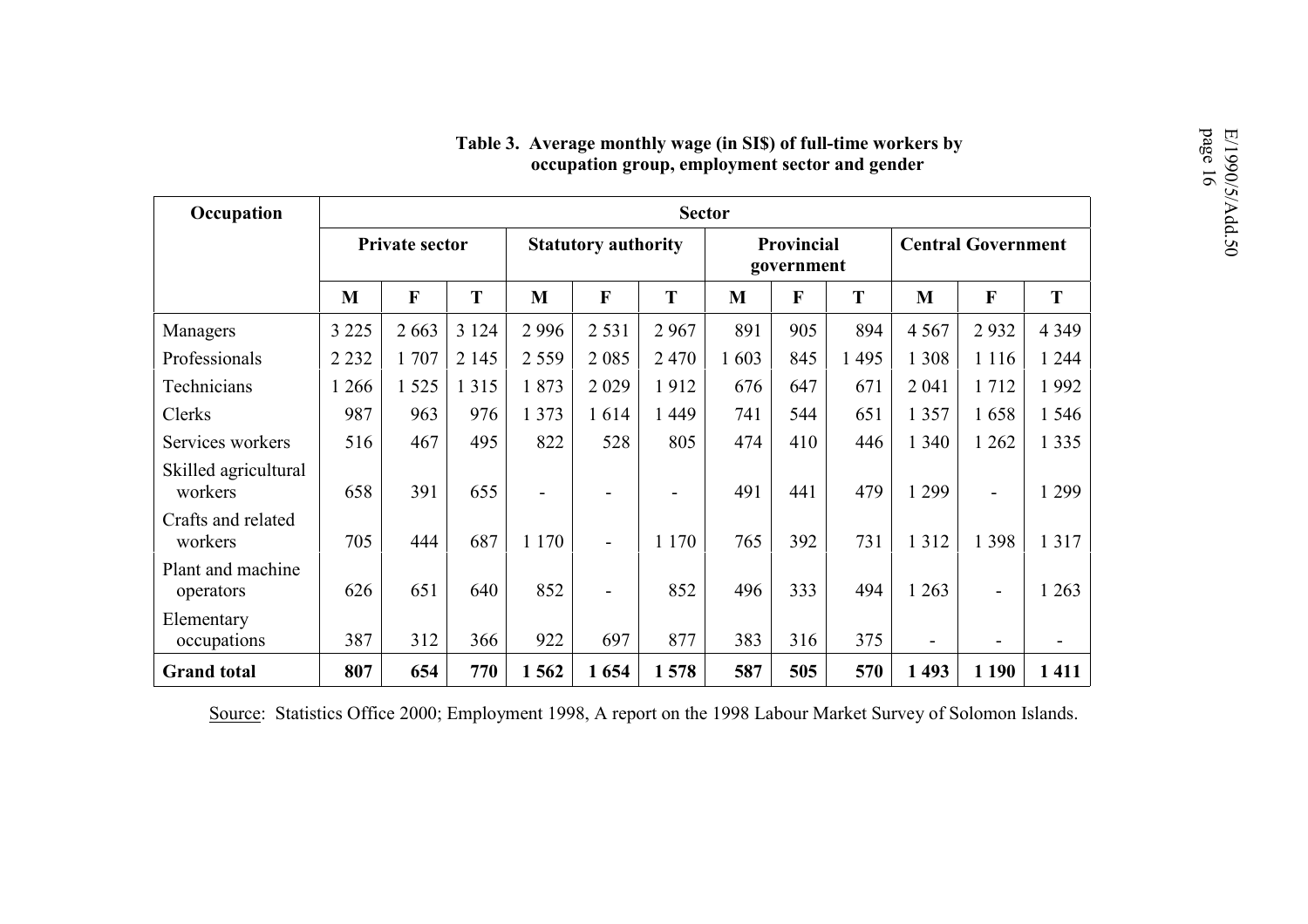**Table 3. Average monthly wage (in SI$) of full-time workers by occupation group, employment sector and gender**

| Occupation | Sector | | | | | | | | | | | |
|---|---|---|---|---|---|---|---|---|---|---|---|---|
| | Private sector | | | Statutory authority | | | Provincial government | | | Central Government | | |
| | M | F | T | M | F | T | M | F | T | M | F | T |
| Managers | 3 225 | 2 663 | 3 124 | 2 996 | 2 531 | 2 967 | 891 | 905 | 894 | 4 567 | 2 932 | 4 349 |
| Professionals | 2 232 | 1 707 | 2 145 | 2 559 | 2 085 | 2 470 | 1 603 | 845 | 1 495 | 1 308 | 1 116 | 1 244 |
| Technicians | 1 266 | 1 525 | 1 315 | 1 873 | 2 029 | 1 912 | 676 | 647 | 671 | 2 041 | 1 712 | 1 992 |
| Clerks | 987 | 963 | 976 | 1 373 | 1 614 | 1 449 | 741 | 544 | 651 | 1 357 | 1 658 | 1 546 |
| Services workers | 516 | 467 | 495 | 822 | 528 | 805 | 474 | 410 | 446 | 1 340 | 1 262 | 1 335 |
| Skilled agricultural workers | 658 | 391 | 655 | - | - | - | 491 | 441 | 479 | 1 299 | - | 1 299 |
| Crafts and related workers | 705 | 444 | 687 | 1 170 | - | 1 170 | 765 | 392 | 731 | 1 312 | 1 398 | 1 317 |
| Plant and machine operators | 626 | 651 | 640 | 852 | - | 852 | 496 | 333 | 494 | 1 263 | - | 1 263 |
| Elementary occupations | 387 | 312 | 366 | 922 | 697 | 877 | 383 | 316 | 375 | - | - | - |
| **Grand total** | **807** | **654** | **770** | **1 562** | **1 654** | **1 578** | **587** | **505** | **570** | **1 493** | **1 190** | **1 411** |

Source: Statistics Office 2000; Employment 1998, A report on the 1998 Labour Market Survey of Solomon Islands.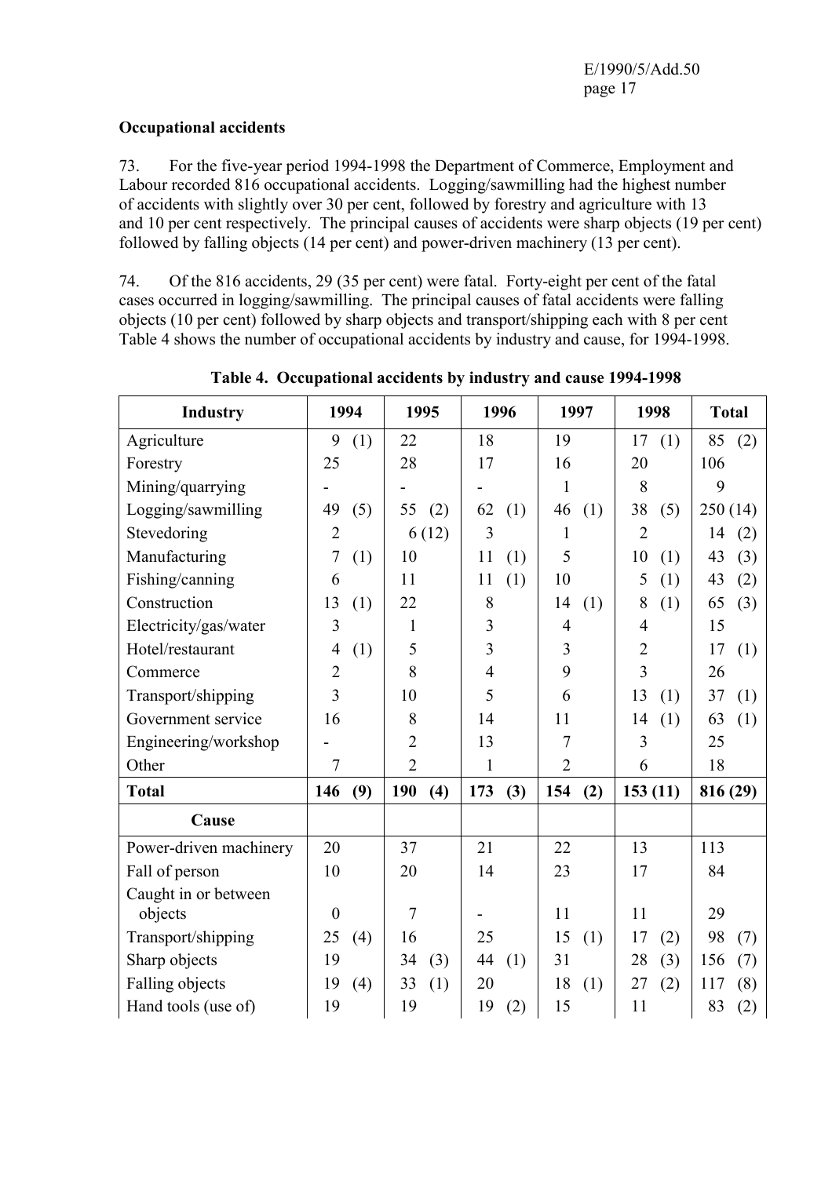**Occupational accidents**

73. For the five-year period 1994-1998 the Department of Commerce, Employment and Labour recorded 816 occupational accidents. Logging/sawmilling had the highest number of accidents with slightly over 30 per cent, followed by forestry and agriculture with 13 and 10 per cent respectively. The principal causes of accidents were sharp objects (19 per cent) followed by falling objects (14 per cent) and power-driven machinery (13 per cent).

74. Of the 816 accidents, 29 (35 per cent) were fatal. Forty-eight per cent of the fatal cases occurred in logging/sawmilling. The principal causes of fatal accidents were falling objects (10 per cent) followed by sharp objects and transport/shipping each with 8 per cent Table 4 shows the number of occupational accidents by industry and cause, for 1994-1998.

**Table 4. Occupational accidents by industry and cause 1994-1998**

| Industry | 1994 | 1995 | 1996 | 1997 | 1998 | Total |
|---|---|---|---|---|---|---|
| Agriculture | 9 (1) | 22 | 18 | 19 | 17 (1) | 85 (2) |
| Forestry | 25 | 28 | 17 | 16 | 20 | 106 |
| Mining/quarrying | - | - | - | 1 | 8 | 9 |
| Logging/sawmilling | 49 (5) | 55 (2) | 62 (1) | 46 (1) | 38 (5) | 250 (14) |
| Stevedoring | 2 | 6 (12) | 3 | 1 | 2 | 14 (2) |
| Manufacturing | 7 (1) | 10 | 11 (1) | 5 | 10 (1) | 43 (3) |
| Fishing/canning | 6 | 11 | 11 (1) | 10 | 5 (1) | 43 (2) |
| Construction | 13 (1) | 22 | 8 | 14 (1) | 8 (1) | 65 (3) |
| Electricity/gas/water | 3 | 1 | 3 | 4 | 4 | 15 |
| Hotel/restaurant | 4 (1) | 5 | 3 | 3 | 2 | 17 (1) |
| Commerce | 2 | 8 | 4 | 9 | 3 | 26 |
| Transport/shipping | 3 | 10 | 5 | 6 | 13 (1) | 37 (1) |
| Government service | 16 | 8 | 14 | 11 | 14 (1) | 63 (1) |
| Engineering/workshop | - | 2 | 13 | 7 | 3 | 25 |
| Other | 7 | 2 | 1 | 2 | 6 | 18 |
| **Total** | **146 (9)** | **190 (4)** | **173 (3)** | **154 (2)** | **153 (11)** | **816 (29)** |
| **Cause** | | | | | | |
| Power-driven machinery | 20 | 37 | 21 | 22 | 13 | 113 |
| Fall of person | 10 | 20 | 14 | 23 | 17 | 84 |
| Caught in or between objects | 0 | 7 | - | 11 | 11 | 29 |
| Transport/shipping | 25 (4) | 16 | 25 | 15 (1) | 17 (2) | 98 (7) |
| Sharp objects | 19 | 34 (3) | 44 (1) | 31 | 28 (3) | 156 (7) |
| Falling objects | 19 (4) | 33 (1) | 20 | 18 (1) | 27 (2) | 117 (8) |
| Hand tools (use of) | 19 | 19 | 19 (2) | 15 | 11 | 83 (2) |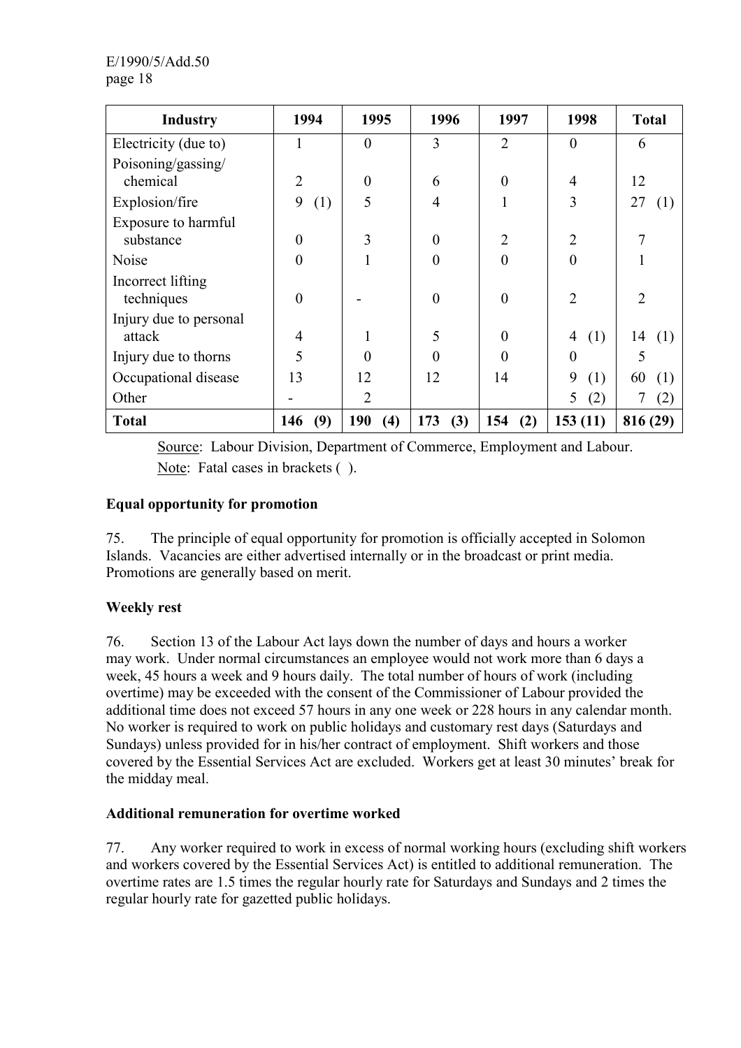| Industry | 1994 | 1995 | 1996 | 1997 | 1998 | Total |
|---|---|---|---|---|---|---|
| Electricity (due to) | 1 | 0 | 3 | 2 | 0 | 6 |
| Poisoning/gassing/ chemical | 2 | 0 | 6 | 0 | 4 | 12 |
| Explosion/fire | 9 (1) | 5 | 4 | 1 | 3 | 27 (1) |
| Exposure to harmful substance | 0 | 3 | 0 | 2 | 2 | 7 |
| Noise | 0 | 1 | 0 | 0 | 0 | 1 |
| Incorrect lifting techniques | 0 | - | 0 | 0 | 2 | 2 |
| Injury due to personal attack | 4 | 1 | 5 | 0 | 4 (1) | 14 (1) |
| Injury due to thorns | 5 | 0 | 0 | 0 | 0 | 5 |
| Occupational disease | 13 | 12 | 12 | 14 | 9 (1) | 60 (1) |
| Other | - | 2 | | | 5 (2) | 7 (2) |
| **Total** | **146 (9)** | **190 (4)** | **173 (3)** | **154 (2)** | **153 (11)** | **816 (29)** |

Source: Labour Division, Department of Commerce, Employment and Labour.

Note: Fatal cases in brackets ( ).

**Equal opportunity for promotion**

75. The principle of equal opportunity for promotion is officially accepted in Solomon Islands. Vacancies are either advertised internally or in the broadcast or print media. Promotions are generally based on merit.

**Weekly rest**

76. Section 13 of the Labour Act lays down the number of days and hours a worker may work. Under normal circumstances an employee would not work more than 6 days a week, 45 hours a week and 9 hours daily. The total number of hours of work (including overtime) may be exceeded with the consent of the Commissioner of Labour provided the additional time does not exceed 57 hours in any one week or 228 hours in any calendar month. No worker is required to work on public holidays and customary rest days (Saturdays and Sundays) unless provided for in his/her contract of employment. Shift workers and those covered by the Essential Services Act are excluded. Workers get at least 30 minutes' break for the midday meal.

**Additional remuneration for overtime worked**

77. Any worker required to work in excess of normal working hours (excluding shift workers and workers covered by the Essential Services Act) is entitled to additional remuneration. The overtime rates are 1.5 times the regular hourly rate for Saturdays and Sundays and 2 times the regular hourly rate for gazetted public holidays.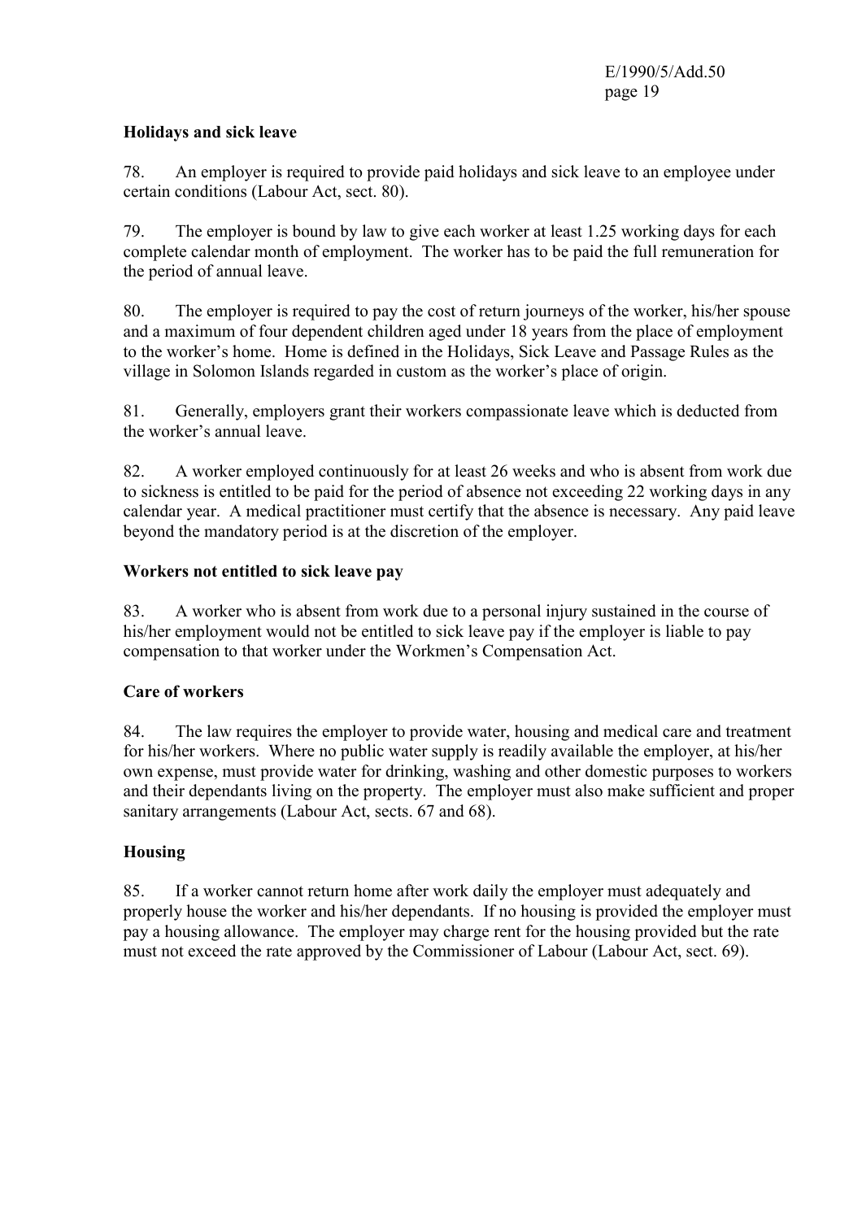**Holidays and sick leave**

78. An employer is required to provide paid holidays and sick leave to an employee under certain conditions (Labour Act, sect. 80).

79. The employer is bound by law to give each worker at least 1.25 working days for each complete calendar month of employment. The worker has to be paid the full remuneration for the period of annual leave.

80. The employer is required to pay the cost of return journeys of the worker, his/her spouse and a maximum of four dependent children aged under 18 years from the place of employment to the worker's home. Home is defined in the Holidays, Sick Leave and Passage Rules as the village in Solomon Islands regarded in custom as the worker's place of origin.

81. Generally, employers grant their workers compassionate leave which is deducted from the worker's annual leave.

82. A worker employed continuously for at least 26 weeks and who is absent from work due to sickness is entitled to be paid for the period of absence not exceeding 22 working days in any calendar year. A medical practitioner must certify that the absence is necessary. Any paid leave beyond the mandatory period is at the discretion of the employer.

**Workers not entitled to sick leave pay**

83. A worker who is absent from work due to a personal injury sustained in the course of his/her employment would not be entitled to sick leave pay if the employer is liable to pay compensation to that worker under the Workmen's Compensation Act.

**Care of workers**

84. The law requires the employer to provide water, housing and medical care and treatment for his/her workers. Where no public water supply is readily available the employer, at his/her own expense, must provide water for drinking, washing and other domestic purposes to workers and their dependants living on the property. The employer must also make sufficient and proper sanitary arrangements (Labour Act, sects. 67 and 68).

**Housing**

85. If a worker cannot return home after work daily the employer must adequately and properly house the worker and his/her dependants. If no housing is provided the employer must pay a housing allowance. The employer may charge rent for the housing provided but the rate must not exceed the rate approved by the Commissioner of Labour (Labour Act, sect. 69).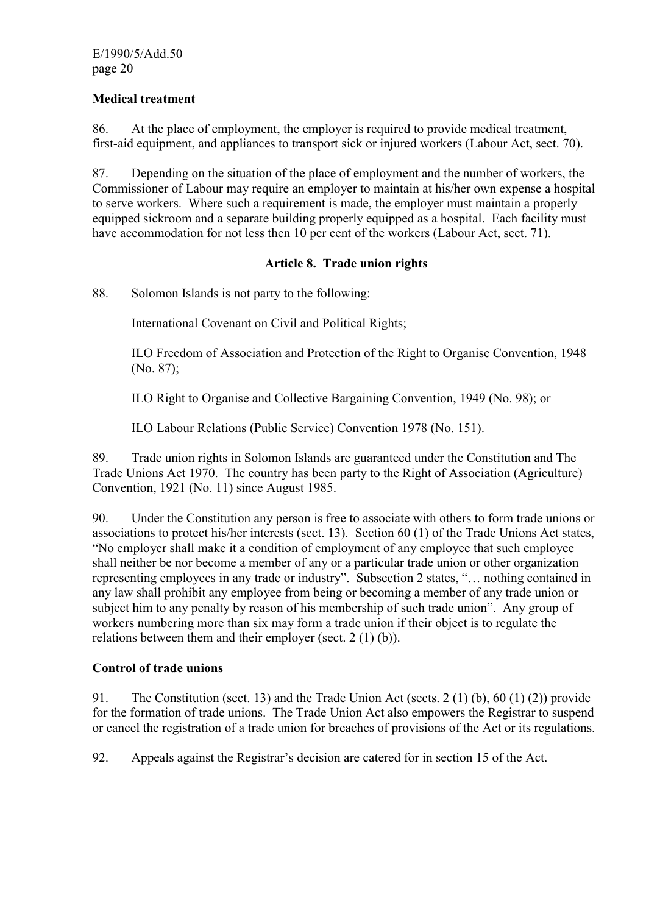**Medical treatment**

86. At the place of employment, the employer is required to provide medical treatment, first-aid equipment, and appliances to transport sick or injured workers (Labour Act, sect. 70).

87. Depending on the situation of the place of employment and the number of workers, the Commissioner of Labour may require an employer to maintain at his/her own expense a hospital to serve workers. Where such a requirement is made, the employer must maintain a properly equipped sickroom and a separate building properly equipped as a hospital. Each facility must have accommodation for not less then 10 per cent of the workers (Labour Act, sect. 71).

## Article 8. Trade union rights

88. Solomon Islands is not party to the following:

International Covenant on Civil and Political Rights;

ILO Freedom of Association and Protection of the Right to Organise Convention, 1948 (No. 87);

ILO Right to Organise and Collective Bargaining Convention, 1949 (No. 98); or

ILO Labour Relations (Public Service) Convention 1978 (No. 151).

89. Trade union rights in Solomon Islands are guaranteed under the Constitution and The Trade Unions Act 1970. The country has been party to the Right of Association (Agriculture) Convention, 1921 (No. 11) since August 1985.

90. Under the Constitution any person is free to associate with others to form trade unions or associations to protect his/her interests (sect. 13). Section 60 (1) of the Trade Unions Act states, "No employer shall make it a condition of employment of any employee that such employee shall neither be nor become a member of any or a particular trade union or other organization representing employees in any trade or industry". Subsection 2 states, "… nothing contained in any law shall prohibit any employee from being or becoming a member of any trade union or subject him to any penalty by reason of his membership of such trade union". Any group of workers numbering more than six may form a trade union if their object is to regulate the relations between them and their employer (sect. 2 (1) (b)).

**Control of trade unions**

91. The Constitution (sect. 13) and the Trade Union Act (sects. 2 (1) (b), 60 (1) (2)) provide for the formation of trade unions. The Trade Union Act also empowers the Registrar to suspend or cancel the registration of a trade union for breaches of provisions of the Act or its regulations.

92. Appeals against the Registrar's decision are catered for in section 15 of the Act.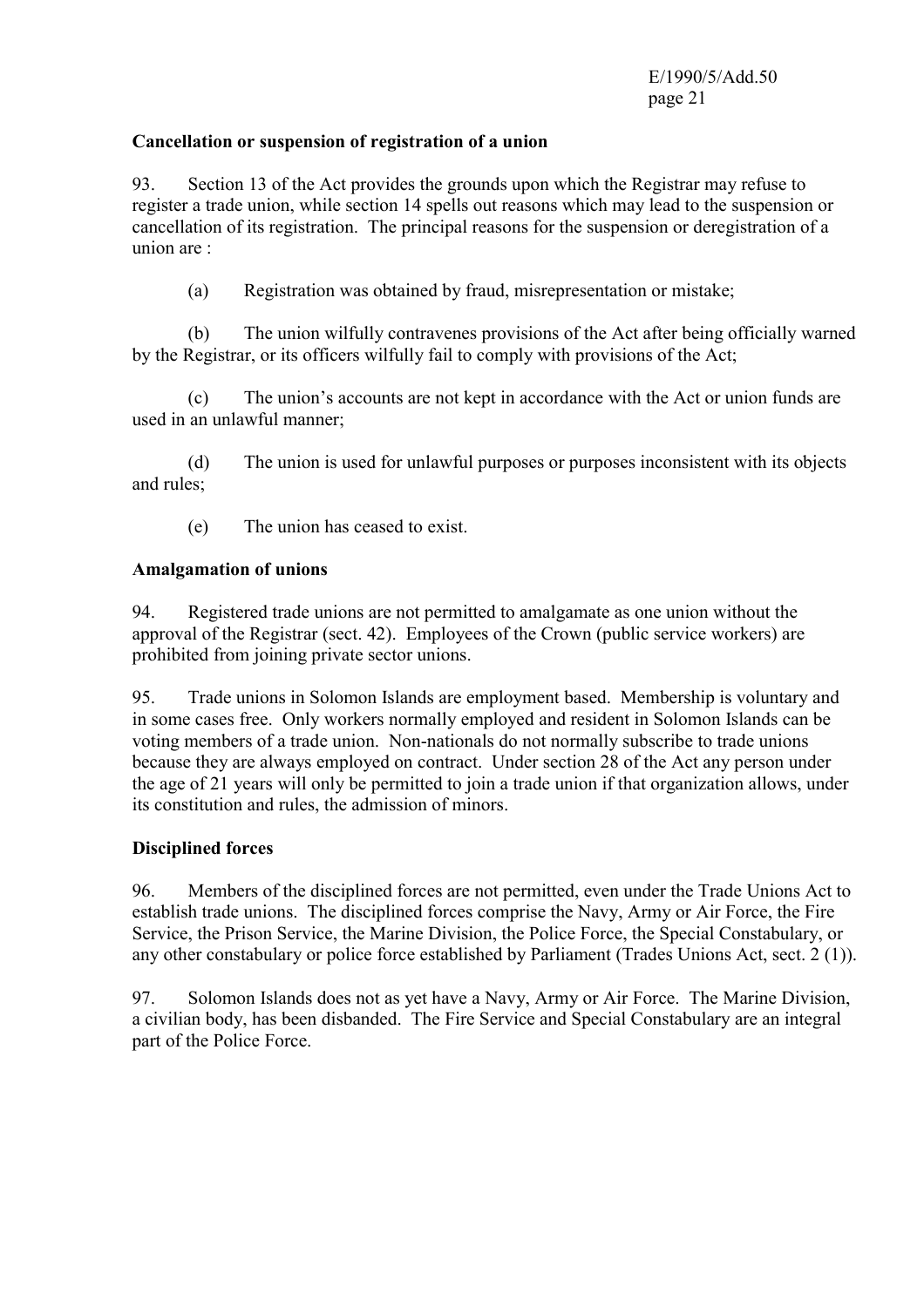**Cancellation or suspension of registration of a union**

93. Section 13 of the Act provides the grounds upon which the Registrar may refuse to register a trade union, while section 14 spells out reasons which may lead to the suspension or cancellation of its registration. The principal reasons for the suspension or deregistration of a union are :

(a) Registration was obtained by fraud, misrepresentation or mistake;

(b) The union wilfully contravenes provisions of the Act after being officially warned by the Registrar, or its officers wilfully fail to comply with provisions of the Act;

(c) The union's accounts are not kept in accordance with the Act or union funds are used in an unlawful manner;

(d) The union is used for unlawful purposes or purposes inconsistent with its objects and rules;

(e) The union has ceased to exist.

**Amalgamation of unions**

94. Registered trade unions are not permitted to amalgamate as one union without the approval of the Registrar (sect. 42). Employees of the Crown (public service workers) are prohibited from joining private sector unions.

95. Trade unions in Solomon Islands are employment based. Membership is voluntary and in some cases free. Only workers normally employed and resident in Solomon Islands can be voting members of a trade union. Non-nationals do not normally subscribe to trade unions because they are always employed on contract. Under section 28 of the Act any person under the age of 21 years will only be permitted to join a trade union if that organization allows, under its constitution and rules, the admission of minors.

**Disciplined forces**

96. Members of the disciplined forces are not permitted, even under the Trade Unions Act to establish trade unions. The disciplined forces comprise the Navy, Army or Air Force, the Fire Service, the Prison Service, the Marine Division, the Police Force, the Special Constabulary, or any other constabulary or police force established by Parliament (Trades Unions Act, sect. 2 (1)).

97. Solomon Islands does not as yet have a Navy, Army or Air Force. The Marine Division, a civilian body, has been disbanded. The Fire Service and Special Constabulary are an integral part of the Police Force.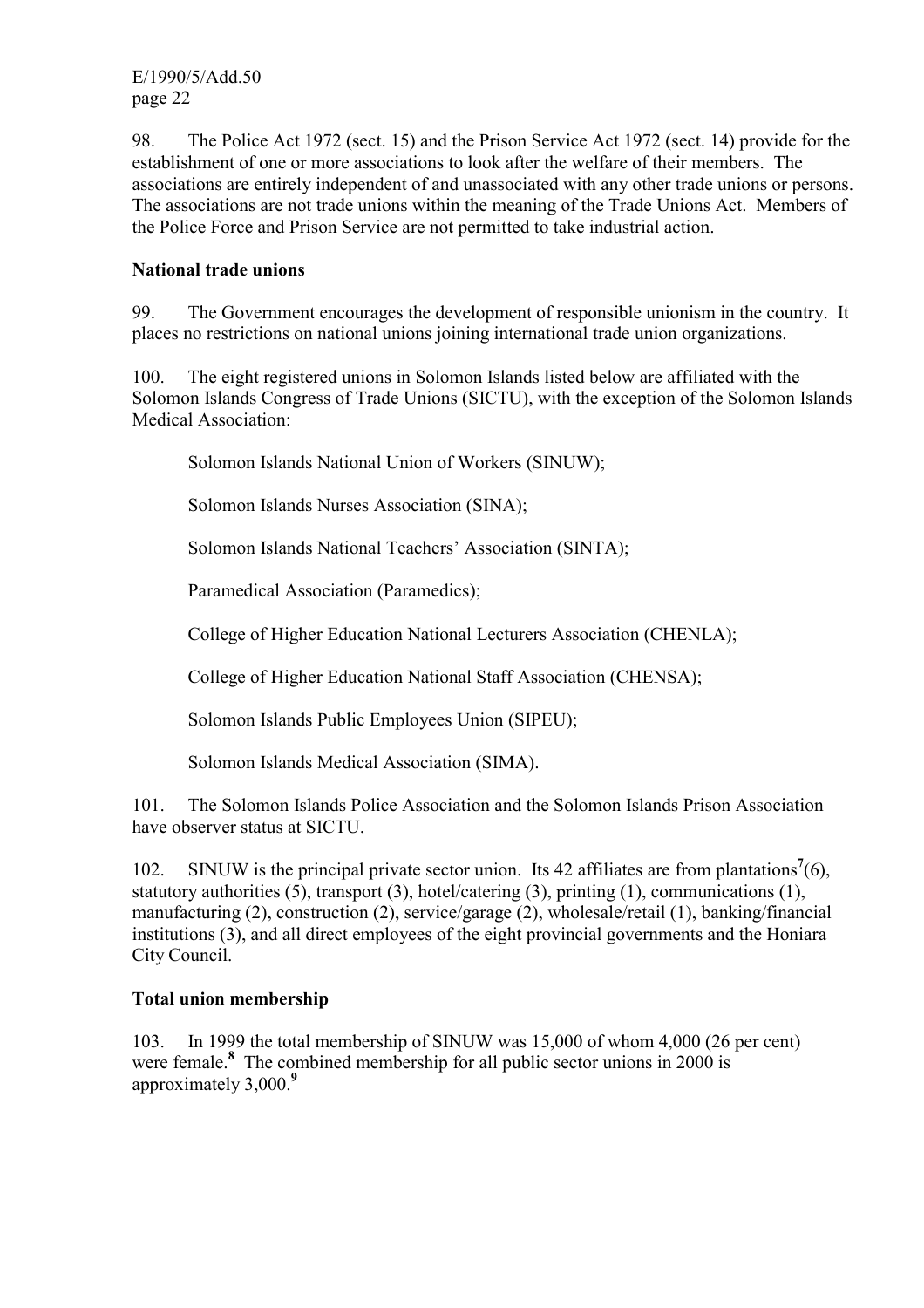98. The Police Act 1972 (sect. 15) and the Prison Service Act 1972 (sect. 14) provide for the establishment of one or more associations to look after the welfare of their members. The associations are entirely independent of and unassociated with any other trade unions or persons. The associations are not trade unions within the meaning of the Trade Unions Act. Members of the Police Force and Prison Service are not permitted to take industrial action.

**National trade unions**

99. The Government encourages the development of responsible unionism in the country. It places no restrictions on national unions joining international trade union organizations.

100. The eight registered unions in Solomon Islands listed below are affiliated with the Solomon Islands Congress of Trade Unions (SICTU), with the exception of the Solomon Islands Medical Association:

Solomon Islands National Union of Workers (SINUW);

Solomon Islands Nurses Association (SINA);

Solomon Islands National Teachers' Association (SINTA);

Paramedical Association (Paramedics);

College of Higher Education National Lecturers Association (CHENLA);

College of Higher Education National Staff Association (CHENSA);

Solomon Islands Public Employees Union (SIPEU);

Solomon Islands Medical Association (SIMA).

101. The Solomon Islands Police Association and the Solomon Islands Prison Association have observer status at SICTU.

102. SINUW is the principal private sector union. Its 42 affiliates are from plantations[7](6), statutory authorities (5), transport (3), hotel/catering (3), printing (1), communications (1), manufacturing (2), construction (2), service/garage (2), wholesale/retail (1), banking/financial institutions (3), and all direct employees of the eight provincial governments and the Honiara City Council.

**Total union membership**

103. In 1999 the total membership of SINUW was 15,000 of whom 4,000 (26 per cent) were female.[8] The combined membership for all public sector unions in 2000 is approximately 3,000.[9]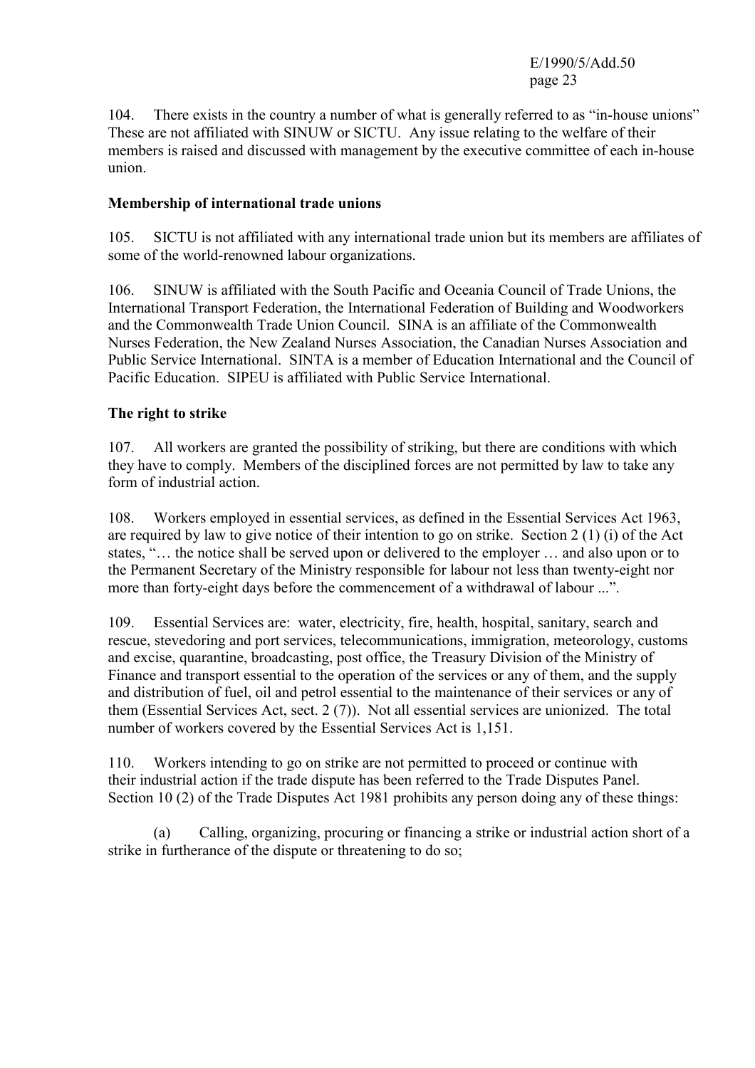104. There exists in the country a number of what is generally referred to as "in-house unions" These are not affiliated with SINUW or SICTU. Any issue relating to the welfare of their members is raised and discussed with management by the executive committee of each in-house union.

**Membership of international trade unions**

105. SICTU is not affiliated with any international trade union but its members are affiliates of some of the world-renowned labour organizations.

106. SINUW is affiliated with the South Pacific and Oceania Council of Trade Unions, the International Transport Federation, the International Federation of Building and Woodworkers and the Commonwealth Trade Union Council. SINA is an affiliate of the Commonwealth Nurses Federation, the New Zealand Nurses Association, the Canadian Nurses Association and Public Service International. SINTA is a member of Education International and the Council of Pacific Education. SIPEU is affiliated with Public Service International.

**The right to strike**

107. All workers are granted the possibility of striking, but there are conditions with which they have to comply. Members of the disciplined forces are not permitted by law to take any form of industrial action.

108. Workers employed in essential services, as defined in the Essential Services Act 1963, are required by law to give notice of their intention to go on strike. Section 2 (1) (i) of the Act states, "… the notice shall be served upon or delivered to the employer … and also upon or to the Permanent Secretary of the Ministry responsible for labour not less than twenty-eight nor more than forty-eight days before the commencement of a withdrawal of labour ...".

109. Essential Services are: water, electricity, fire, health, hospital, sanitary, search and rescue, stevedoring and port services, telecommunications, immigration, meteorology, customs and excise, quarantine, broadcasting, post office, the Treasury Division of the Ministry of Finance and transport essential to the operation of the services or any of them, and the supply and distribution of fuel, oil and petrol essential to the maintenance of their services or any of them (Essential Services Act, sect. 2 (7)). Not all essential services are unionized. The total number of workers covered by the Essential Services Act is 1,151.

110. Workers intending to go on strike are not permitted to proceed or continue with their industrial action if the trade dispute has been referred to the Trade Disputes Panel. Section 10 (2) of the Trade Disputes Act 1981 prohibits any person doing any of these things:

(a) Calling, organizing, procuring or financing a strike or industrial action short of a strike in furtherance of the dispute or threatening to do so;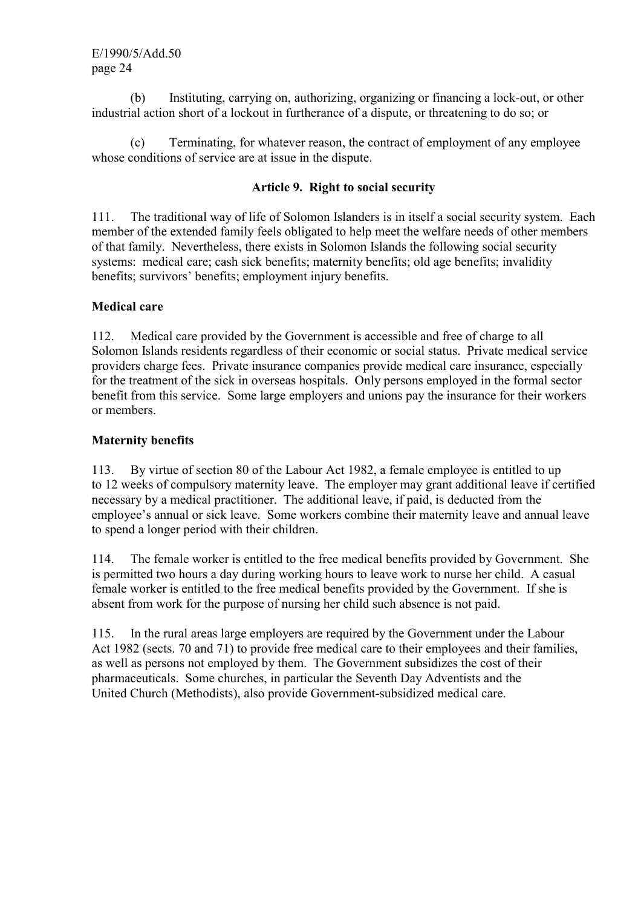(b) Instituting, carrying on, authorizing, organizing or financing a lock-out, or other industrial action short of a lockout in furtherance of a dispute, or threatening to do so; or

(c) Terminating, for whatever reason, the contract of employment of any employee whose conditions of service are at issue in the dispute.

## Article 9. Right to social security

111. The traditional way of life of Solomon Islanders is in itself a social security system. Each member of the extended family feels obligated to help meet the welfare needs of other members of that family. Nevertheless, there exists in Solomon Islands the following social security systems: medical care; cash sick benefits; maternity benefits; old age benefits; invalidity benefits; survivors' benefits; employment injury benefits.

### Medical care

112. Medical care provided by the Government is accessible and free of charge to all Solomon Islands residents regardless of their economic or social status. Private medical service providers charge fees. Private insurance companies provide medical care insurance, especially for the treatment of the sick in overseas hospitals. Only persons employed in the formal sector benefit from this service. Some large employers and unions pay the insurance for their workers or members.

### Maternity benefits

113. By virtue of section 80 of the Labour Act 1982, a female employee is entitled to up to 12 weeks of compulsory maternity leave. The employer may grant additional leave if certified necessary by a medical practitioner. The additional leave, if paid, is deducted from the employee's annual or sick leave. Some workers combine their maternity leave and annual leave to spend a longer period with their children.

114. The female worker is entitled to the free medical benefits provided by Government. She is permitted two hours a day during working hours to leave work to nurse her child. A casual female worker is entitled to the free medical benefits provided by the Government. If she is absent from work for the purpose of nursing her child such absence is not paid.

115. In the rural areas large employers are required by the Government under the Labour Act 1982 (sects. 70 and 71) to provide free medical care to their employees and their families, as well as persons not employed by them. The Government subsidizes the cost of their pharmaceuticals. Some churches, in particular the Seventh Day Adventists and the United Church (Methodists), also provide Government-subsidized medical care.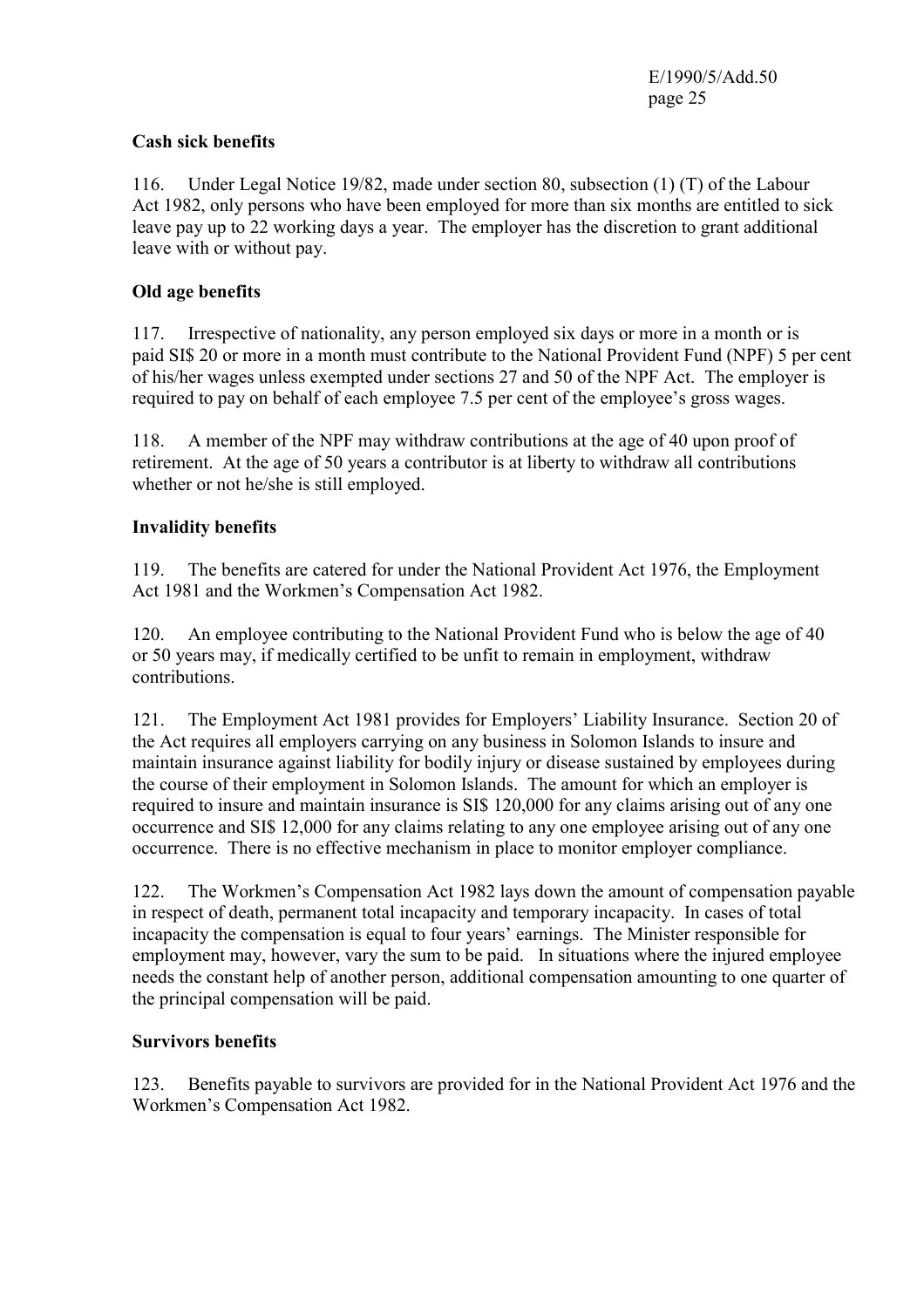**Cash sick benefits**

116. Under Legal Notice 19/82, made under section 80, subsection (1) (T) of the Labour Act 1982, only persons who have been employed for more than six months are entitled to sick leave pay up to 22 working days a year. The employer has the discretion to grant additional leave with or without pay.

**Old age benefits**

117. Irrespective of nationality, any person employed six days or more in a month or is paid SI$ 20 or more in a month must contribute to the National Provident Fund (NPF) 5 per cent of his/her wages unless exempted under sections 27 and 50 of the NPF Act. The employer is required to pay on behalf of each employee 7.5 per cent of the employee's gross wages.

118. A member of the NPF may withdraw contributions at the age of 40 upon proof of retirement. At the age of 50 years a contributor is at liberty to withdraw all contributions whether or not he/she is still employed.

**Invalidity benefits**

119. The benefits are catered for under the National Provident Act 1976, the Employment Act 1981 and the Workmen's Compensation Act 1982.

120. An employee contributing to the National Provident Fund who is below the age of 40 or 50 years may, if medically certified to be unfit to remain in employment, withdraw contributions.

121. The Employment Act 1981 provides for Employers' Liability Insurance. Section 20 of the Act requires all employers carrying on any business in Solomon Islands to insure and maintain insurance against liability for bodily injury or disease sustained by employees during the course of their employment in Solomon Islands. The amount for which an employer is required to insure and maintain insurance is SI$ 120,000 for any claims arising out of any one occurrence and SI$ 12,000 for any claims relating to any one employee arising out of any one occurrence. There is no effective mechanism in place to monitor employer compliance.

122. The Workmen's Compensation Act 1982 lays down the amount of compensation payable in respect of death, permanent total incapacity and temporary incapacity. In cases of total incapacity the compensation is equal to four years' earnings. The Minister responsible for employment may, however, vary the sum to be paid. In situations where the injured employee needs the constant help of another person, additional compensation amounting to one quarter of the principal compensation will be paid.

**Survivors benefits**

123. Benefits payable to survivors are provided for in the National Provident Act 1976 and the Workmen's Compensation Act 1982.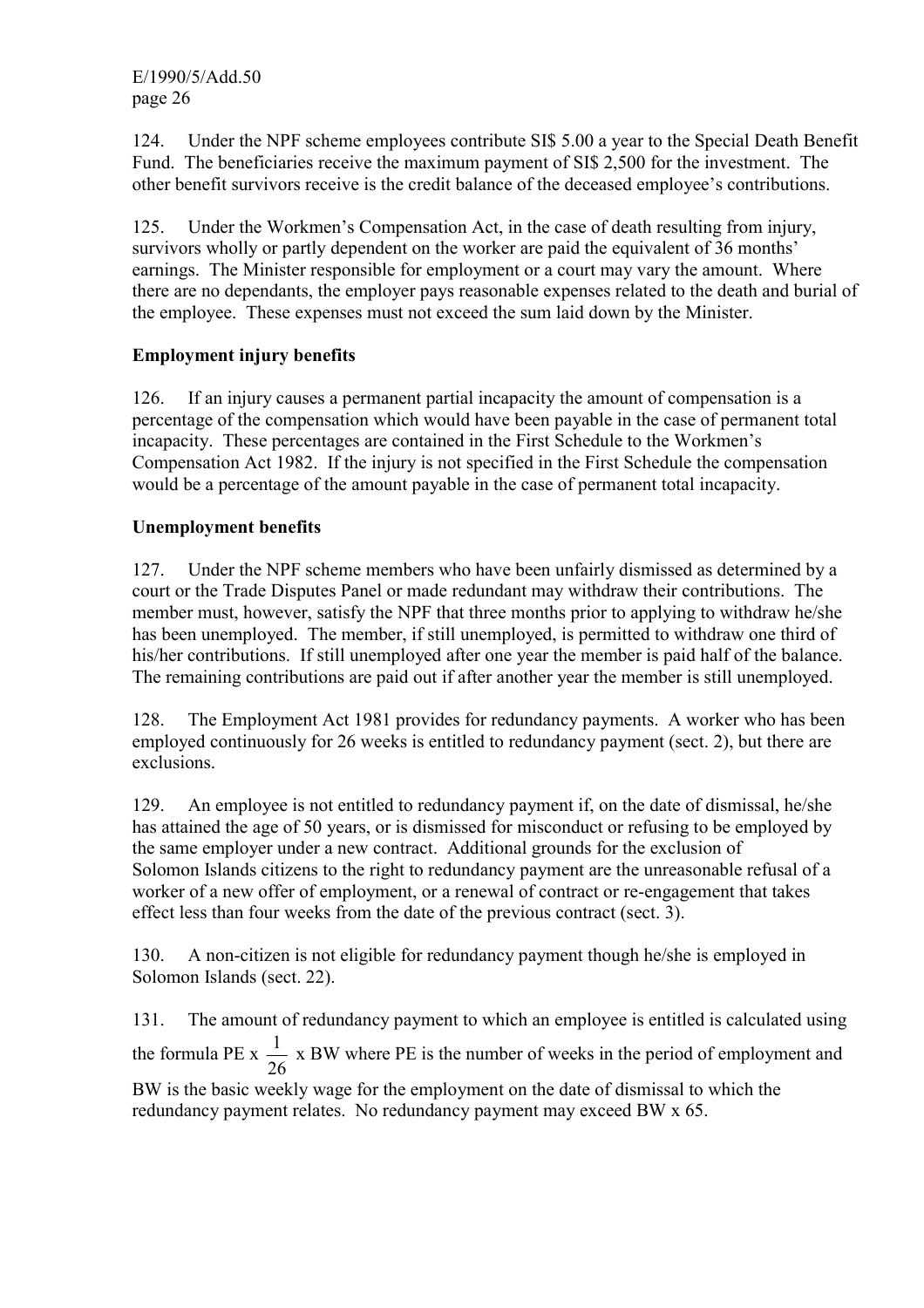124. Under the NPF scheme employees contribute SI$ 5.00 a year to the Special Death Benefit Fund. The beneficiaries receive the maximum payment of SI$ 2,500 for the investment. The other benefit survivors receive is the credit balance of the deceased employee's contributions.

125. Under the Workmen's Compensation Act, in the case of death resulting from injury, survivors wholly or partly dependent on the worker are paid the equivalent of 36 months' earnings. The Minister responsible for employment or a court may vary the amount. Where there are no dependants, the employer pays reasonable expenses related to the death and burial of the employee. These expenses must not exceed the sum laid down by the Minister.

**Employment injury benefits**

126. If an injury causes a permanent partial incapacity the amount of compensation is a percentage of the compensation which would have been payable in the case of permanent total incapacity. These percentages are contained in the First Schedule to the Workmen's Compensation Act 1982. If the injury is not specified in the First Schedule the compensation would be a percentage of the amount payable in the case of permanent total incapacity.

**Unemployment benefits**

127. Under the NPF scheme members who have been unfairly dismissed as determined by a court or the Trade Disputes Panel or made redundant may withdraw their contributions. The member must, however, satisfy the NPF that three months prior to applying to withdraw he/she has been unemployed. The member, if still unemployed, is permitted to withdraw one third of his/her contributions. If still unemployed after one year the member is paid half of the balance. The remaining contributions are paid out if after another year the member is still unemployed.

128. The Employment Act 1981 provides for redundancy payments. A worker who has been employed continuously for 26 weeks is entitled to redundancy payment (sect. 2), but there are exclusions.

129. An employee is not entitled to redundancy payment if, on the date of dismissal, he/she has attained the age of 50 years, or is dismissed for misconduct or refusing to be employed by the same employer under a new contract. Additional grounds for the exclusion of Solomon Islands citizens to the right to redundancy payment are the unreasonable refusal of a worker of a new offer of employment, or a renewal of contract or re-engagement that takes effect less than four weeks from the date of the previous contract (sect. 3).

130. A non-citizen is not eligible for redundancy payment though he/she is employed in Solomon Islands (sect. 22).

131. The amount of redundancy payment to which an employee is entitled is calculated using the formula $PE \times \frac{1}{26} \times BW$ where PE is the number of weeks in the period of employment and BW is the basic weekly wage for the employment on the date of dismissal to which the redundancy payment relates. No redundancy payment may exceed $BW \times 65$.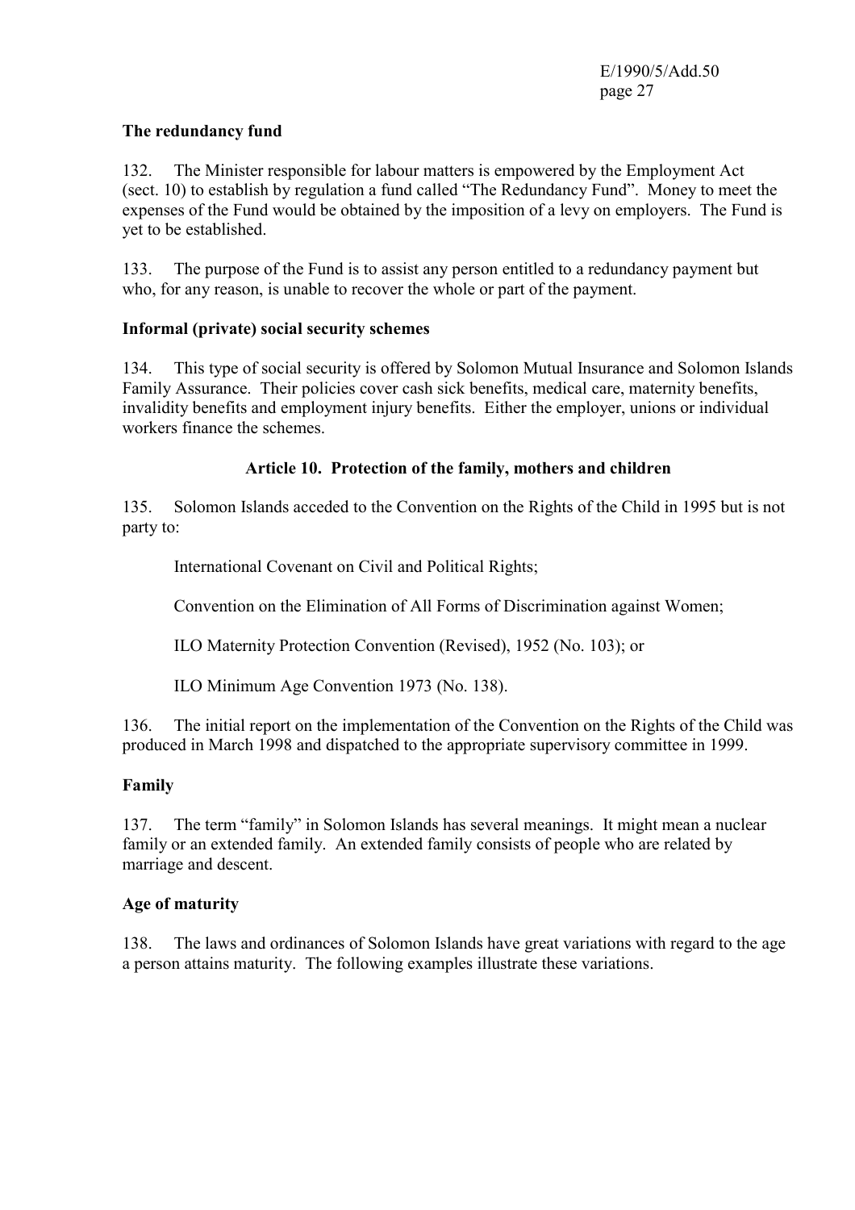**The redundancy fund**

132. The Minister responsible for labour matters is empowered by the Employment Act (sect. 10) to establish by regulation a fund called "The Redundancy Fund". Money to meet the expenses of the Fund would be obtained by the imposition of a levy on employers. The Fund is yet to be established.

133. The purpose of the Fund is to assist any person entitled to a redundancy payment but who, for any reason, is unable to recover the whole or part of the payment.

**Informal (private) social security schemes**

134. This type of social security is offered by Solomon Mutual Insurance and Solomon Islands Family Assurance. Their policies cover cash sick benefits, medical care, maternity benefits, invalidity benefits and employment injury benefits. Either the employer, unions or individual workers finance the schemes.

## Article 10. Protection of the family, mothers and children

135. Solomon Islands acceded to the Convention on the Rights of the Child in 1995 but is not party to:

International Covenant on Civil and Political Rights;

Convention on the Elimination of All Forms of Discrimination against Women;

ILO Maternity Protection Convention (Revised), 1952 (No. 103); or

ILO Minimum Age Convention 1973 (No. 138).

136. The initial report on the implementation of the Convention on the Rights of the Child was produced in March 1998 and dispatched to the appropriate supervisory committee in 1999.

**Family**

137. The term "family" in Solomon Islands has several meanings. It might mean a nuclear family or an extended family. An extended family consists of people who are related by marriage and descent.

**Age of maturity**

138. The laws and ordinances of Solomon Islands have great variations with regard to the age a person attains maturity. The following examples illustrate these variations.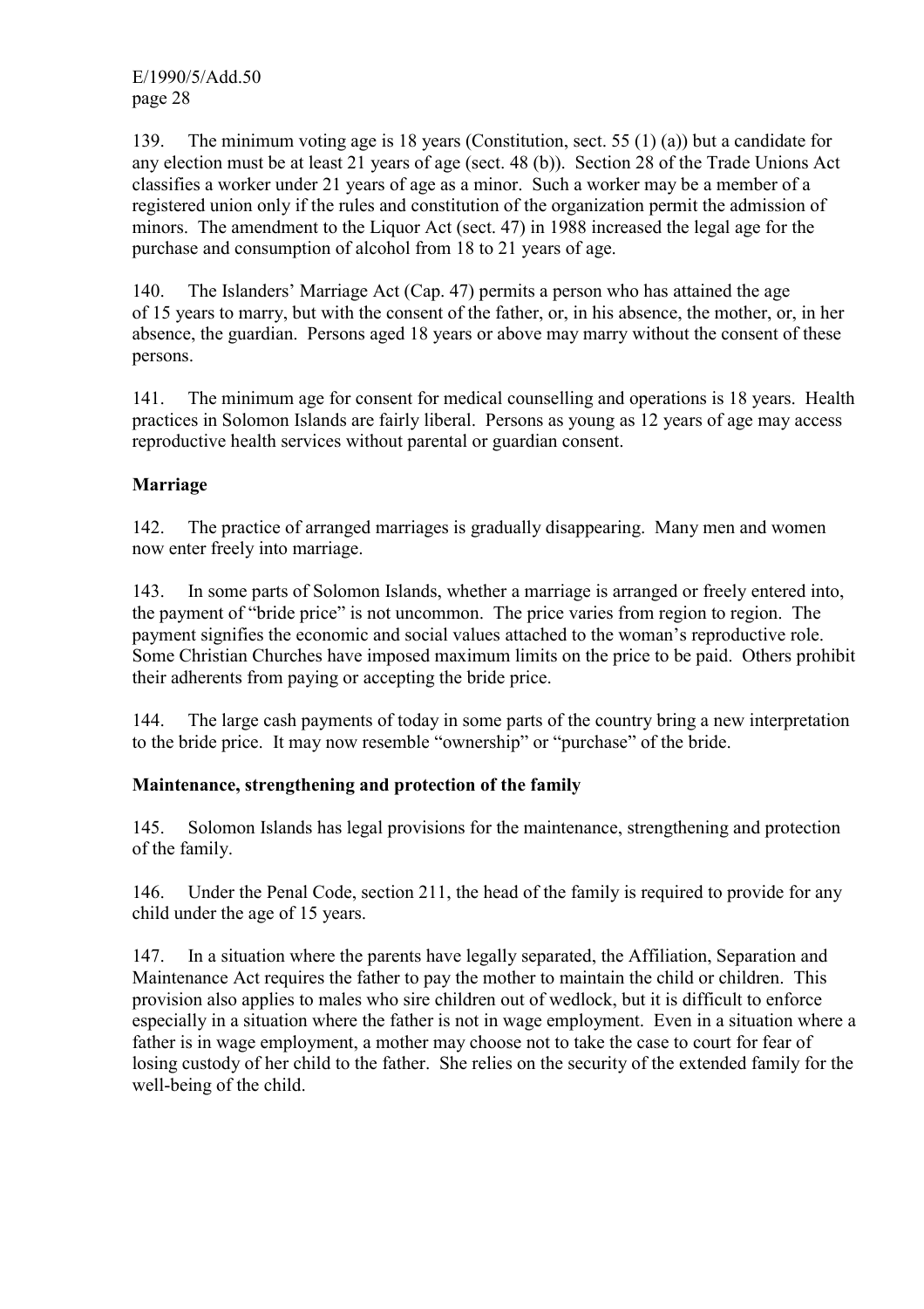139. The minimum voting age is 18 years (Constitution, sect. 55 (1) (a)) but a candidate for any election must be at least 21 years of age (sect. 48 (b)). Section 28 of the Trade Unions Act classifies a worker under 21 years of age as a minor. Such a worker may be a member of a registered union only if the rules and constitution of the organization permit the admission of minors. The amendment to the Liquor Act (sect. 47) in 1988 increased the legal age for the purchase and consumption of alcohol from 18 to 21 years of age.

140. The Islanders' Marriage Act (Cap. 47) permits a person who has attained the age of 15 years to marry, but with the consent of the father, or, in his absence, the mother, or, in her absence, the guardian. Persons aged 18 years or above may marry without the consent of these persons.

141. The minimum age for consent for medical counselling and operations is 18 years. Health practices in Solomon Islands are fairly liberal. Persons as young as 12 years of age may access reproductive health services without parental or guardian consent.

**Marriage**

142. The practice of arranged marriages is gradually disappearing. Many men and women now enter freely into marriage.

143. In some parts of Solomon Islands, whether a marriage is arranged or freely entered into, the payment of "bride price" is not uncommon. The price varies from region to region. The payment signifies the economic and social values attached to the woman's reproductive role. Some Christian Churches have imposed maximum limits on the price to be paid. Others prohibit their adherents from paying or accepting the bride price.

144. The large cash payments of today in some parts of the country bring a new interpretation to the bride price. It may now resemble "ownership" or "purchase" of the bride.

**Maintenance, strengthening and protection of the family**

145. Solomon Islands has legal provisions for the maintenance, strengthening and protection of the family.

146. Under the Penal Code, section 211, the head of the family is required to provide for any child under the age of 15 years.

147. In a situation where the parents have legally separated, the Affiliation, Separation and Maintenance Act requires the father to pay the mother to maintain the child or children. This provision also applies to males who sire children out of wedlock, but it is difficult to enforce especially in a situation where the father is not in wage employment. Even in a situation where a father is in wage employment, a mother may choose not to take the case to court for fear of losing custody of her child to the father. She relies on the security of the extended family for the well-being of the child.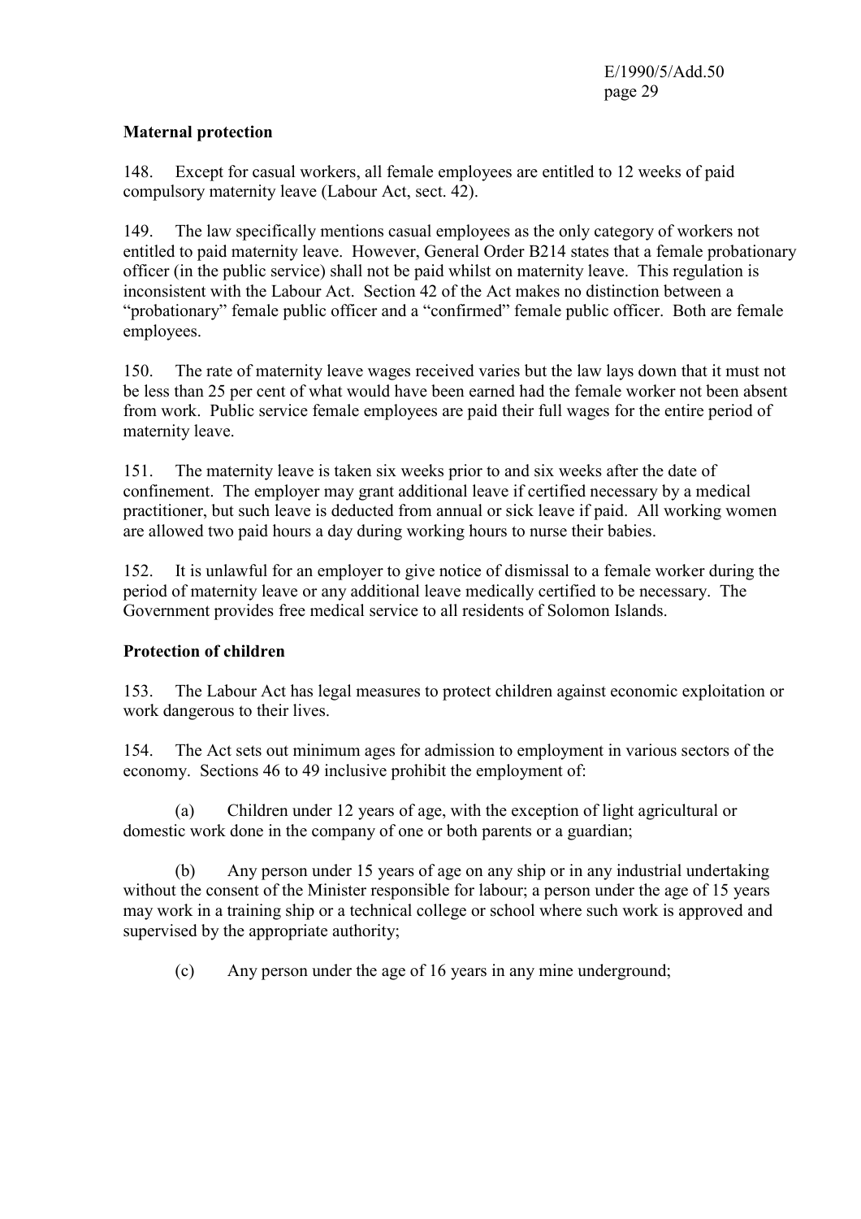**Maternal protection**

148. Except for casual workers, all female employees are entitled to 12 weeks of paid compulsory maternity leave (Labour Act, sect. 42).

149. The law specifically mentions casual employees as the only category of workers not entitled to paid maternity leave. However, General Order B214 states that a female probationary officer (in the public service) shall not be paid whilst on maternity leave. This regulation is inconsistent with the Labour Act. Section 42 of the Act makes no distinction between a "probationary" female public officer and a "confirmed" female public officer. Both are female employees.

150. The rate of maternity leave wages received varies but the law lays down that it must not be less than 25 per cent of what would have been earned had the female worker not been absent from work. Public service female employees are paid their full wages for the entire period of maternity leave.

151. The maternity leave is taken six weeks prior to and six weeks after the date of confinement. The employer may grant additional leave if certified necessary by a medical practitioner, but such leave is deducted from annual or sick leave if paid. All working women are allowed two paid hours a day during working hours to nurse their babies.

152. It is unlawful for an employer to give notice of dismissal to a female worker during the period of maternity leave or any additional leave medically certified to be necessary. The Government provides free medical service to all residents of Solomon Islands.

**Protection of children**

153. The Labour Act has legal measures to protect children against economic exploitation or work dangerous to their lives.

154. The Act sets out minimum ages for admission to employment in various sectors of the economy. Sections 46 to 49 inclusive prohibit the employment of:

(a) Children under 12 years of age, with the exception of light agricultural or domestic work done in the company of one or both parents or a guardian;

(b) Any person under 15 years of age on any ship or in any industrial undertaking without the consent of the Minister responsible for labour; a person under the age of 15 years may work in a training ship or a technical college or school where such work is approved and supervised by the appropriate authority;

(c) Any person under the age of 16 years in any mine underground;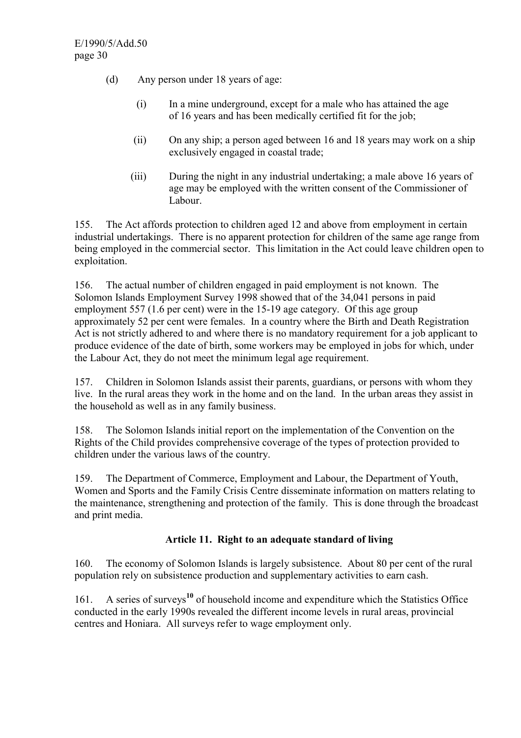(d) Any person under 18 years of age:

   (i) In a mine underground, except for a male who has attained the age of 16 years and has been medically certified fit for the job;

   (ii) On any ship; a person aged between 16 and 18 years may work on a ship exclusively engaged in coastal trade;

   (iii) During the night in any industrial undertaking; a male above 16 years of age may be employed with the written consent of the Commissioner of Labour.

155. The Act affords protection to children aged 12 and above from employment in certain industrial undertakings. There is no apparent protection for children of the same age range from being employed in the commercial sector. This limitation in the Act could leave children open to exploitation.

156. The actual number of children engaged in paid employment is not known. The Solomon Islands Employment Survey 1998 showed that of the 34,041 persons in paid employment 557 (1.6 per cent) were in the 15-19 age category. Of this age group approximately 52 per cent were females. In a country where the Birth and Death Registration Act is not strictly adhered to and where there is no mandatory requirement for a job applicant to produce evidence of the date of birth, some workers may be employed in jobs for which, under the Labour Act, they do not meet the minimum legal age requirement.

157. Children in Solomon Islands assist their parents, guardians, or persons with whom they live. In the rural areas they work in the home and on the land. In the urban areas they assist in the household as well as in any family business.

158. The Solomon Islands initial report on the implementation of the Convention on the Rights of the Child provides comprehensive coverage of the types of protection provided to children under the various laws of the country.

159. The Department of Commerce, Employment and Labour, the Department of Youth, Women and Sports and the Family Crisis Centre disseminate information on matters relating to the maintenance, strengthening and protection of the family. This is done through the broadcast and print media.

### Article 11. Right to an adequate standard of living

160. The economy of Solomon Islands is largely subsistence. About 80 per cent of the rural population rely on subsistence production and supplementary activities to earn cash.

161. A series of surveys[10] of household income and expenditure which the Statistics Office conducted in the early 1990s revealed the different income levels in rural areas, provincial centres and Honiara. All surveys refer to wage employment only.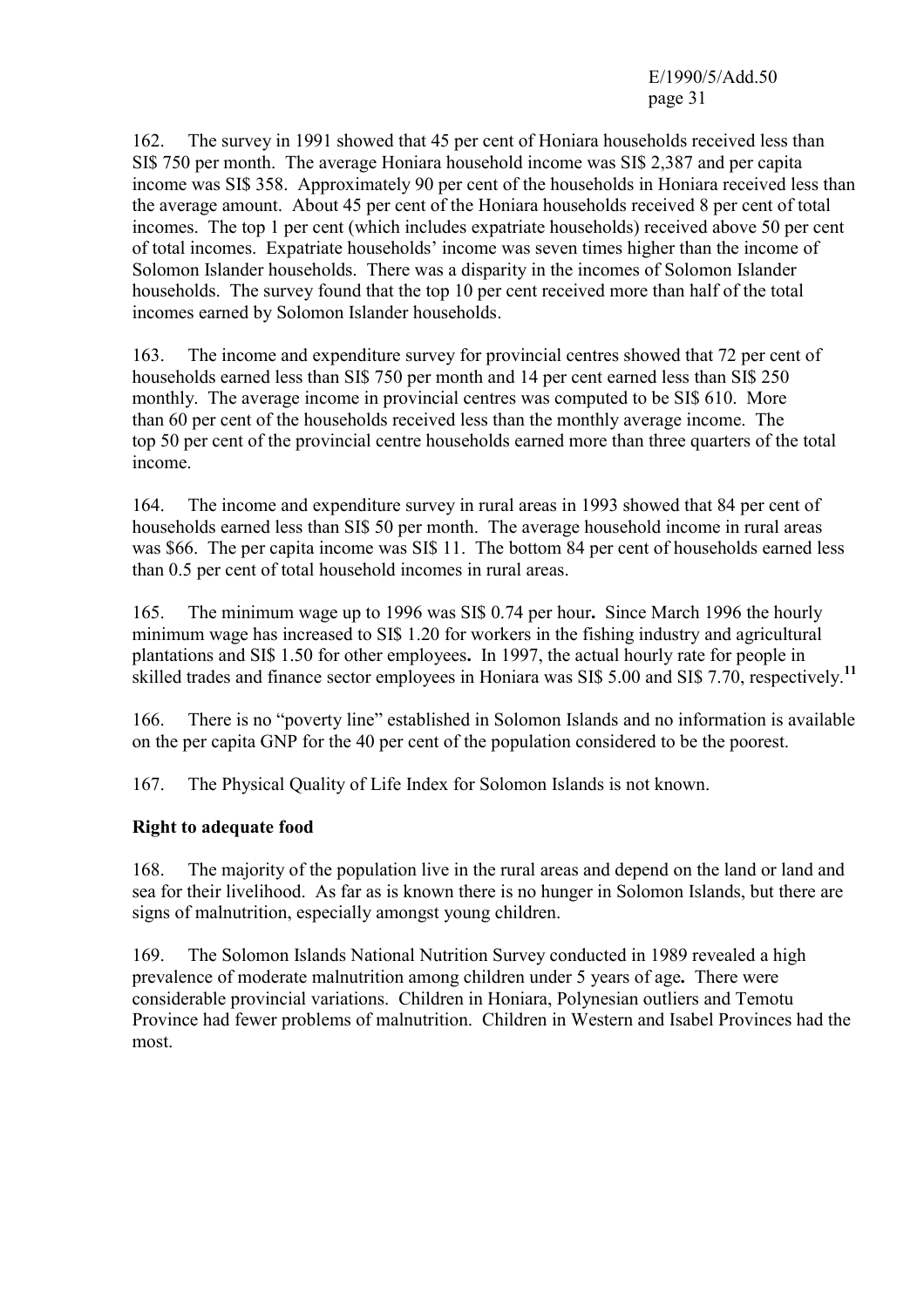162. The survey in 1991 showed that 45 per cent of Honiara households received less than SI$ 750 per month. The average Honiara household income was SI$ 2,387 and per capita income was SI$ 358. Approximately 90 per cent of the households in Honiara received less than the average amount. About 45 per cent of the Honiara households received 8 per cent of total incomes. The top 1 per cent (which includes expatriate households) received above 50 per cent of total incomes. Expatriate households' income was seven times higher than the income of Solomon Islander households. There was a disparity in the incomes of Solomon Islander households. The survey found that the top 10 per cent received more than half of the total incomes earned by Solomon Islander households.

163. The income and expenditure survey for provincial centres showed that 72 per cent of households earned less than SI$ 750 per month and 14 per cent earned less than SI$ 250 monthly. The average income in provincial centres was computed to be SI$ 610. More than 60 per cent of the households received less than the monthly average income. The top 50 per cent of the provincial centre households earned more than three quarters of the total income.

164. The income and expenditure survey in rural areas in 1993 showed that 84 per cent of households earned less than SI$ 50 per month. The average household income in rural areas was $66. The per capita income was SI$ 11. The bottom 84 per cent of households earned less than 0.5 per cent of total household incomes in rural areas.

165. The minimum wage up to 1996 was SI$ 0.74 per hour**.** Since March 1996 the hourly minimum wage has increased to SI$ 1.20 for workers in the fishing industry and agricultural plantations and SI$ 1.50 for other employees**.** In 1997, the actual hourly rate for people in skilled trades and finance sector employees in Honiara was SI$ 5.00 and SI$ 7.70, respectively.[11]

166. There is no "poverty line" established in Solomon Islands and no information is available on the per capita GNP for the 40 per cent of the population considered to be the poorest.

167. The Physical Quality of Life Index for Solomon Islands is not known.

**Right to adequate food**

168. The majority of the population live in the rural areas and depend on the land or land and sea for their livelihood. As far as is known there is no hunger in Solomon Islands, but there are signs of malnutrition, especially amongst young children.

169. The Solomon Islands National Nutrition Survey conducted in 1989 revealed a high prevalence of moderate malnutrition among children under 5 years of age**.** There were considerable provincial variations. Children in Honiara, Polynesian outliers and Temotu Province had fewer problems of malnutrition. Children in Western and Isabel Provinces had the most.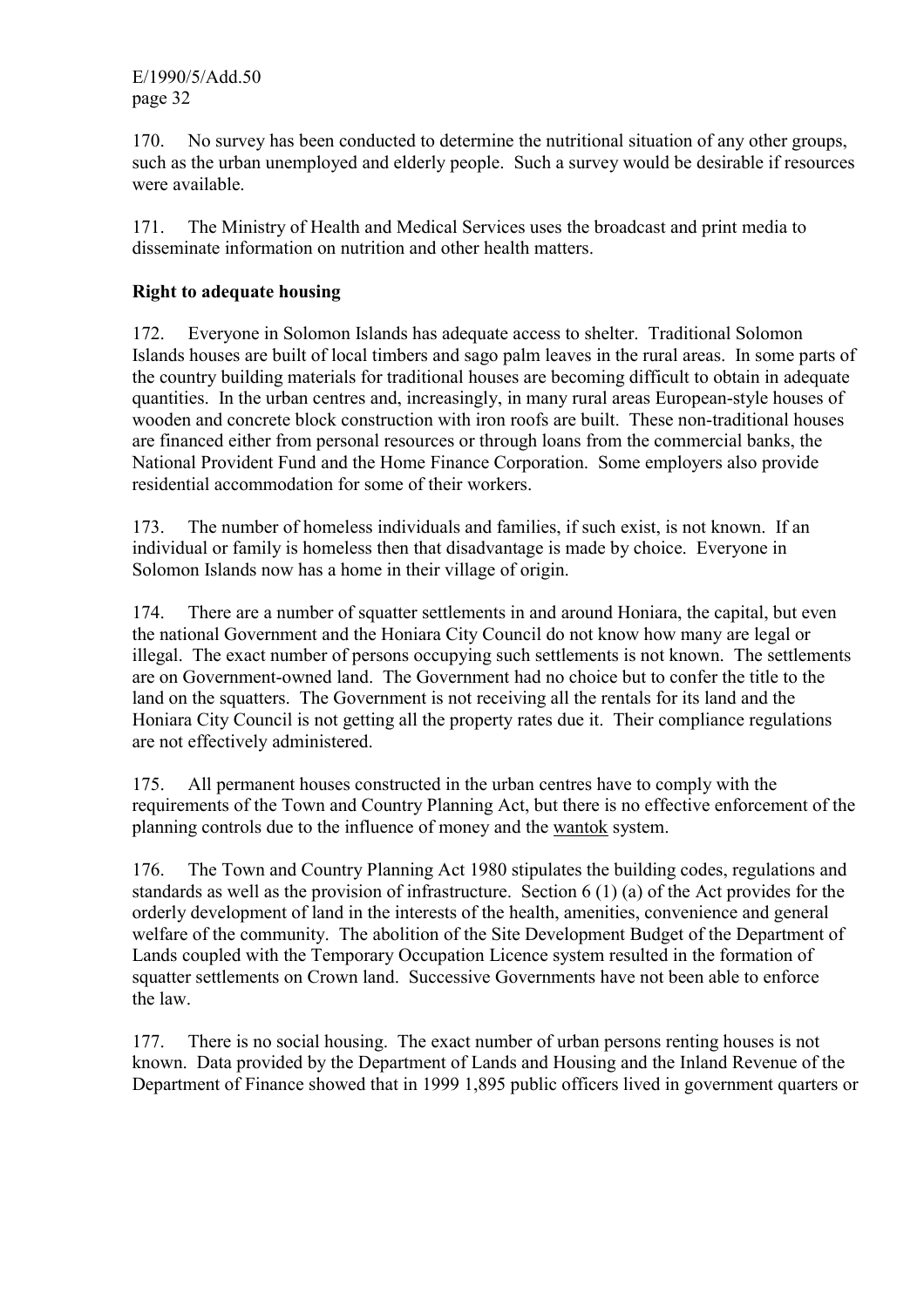170. No survey has been conducted to determine the nutritional situation of any other groups, such as the urban unemployed and elderly people. Such a survey would be desirable if resources were available.

171. The Ministry of Health and Medical Services uses the broadcast and print media to disseminate information on nutrition and other health matters.

**Right to adequate housing**

172. Everyone in Solomon Islands has adequate access to shelter. Traditional Solomon Islands houses are built of local timbers and sago palm leaves in the rural areas. In some parts of the country building materials for traditional houses are becoming difficult to obtain in adequate quantities. In the urban centres and, increasingly, in many rural areas European-style houses of wooden and concrete block construction with iron roofs are built. These non-traditional houses are financed either from personal resources or through loans from the commercial banks, the National Provident Fund and the Home Finance Corporation. Some employers also provide residential accommodation for some of their workers.

173. The number of homeless individuals and families, if such exist, is not known. If an individual or family is homeless then that disadvantage is made by choice. Everyone in Solomon Islands now has a home in their village of origin.

174. There are a number of squatter settlements in and around Honiara, the capital, but even the national Government and the Honiara City Council do not know how many are legal or illegal. The exact number of persons occupying such settlements is not known. The settlements are on Government-owned land. The Government had no choice but to confer the title to the land on the squatters. The Government is not receiving all the rentals for its land and the Honiara City Council is not getting all the property rates due it. Their compliance regulations are not effectively administered.

175. All permanent houses constructed in the urban centres have to comply with the requirements of the Town and Country Planning Act, but there is no effective enforcement of the planning controls due to the influence of money and the wantok system.

176. The Town and Country Planning Act 1980 stipulates the building codes, regulations and standards as well as the provision of infrastructure. Section 6 (1) (a) of the Act provides for the orderly development of land in the interests of the health, amenities, convenience and general welfare of the community. The abolition of the Site Development Budget of the Department of Lands coupled with the Temporary Occupation Licence system resulted in the formation of squatter settlements on Crown land. Successive Governments have not been able to enforce the law.

177. There is no social housing. The exact number of urban persons renting houses is not known. Data provided by the Department of Lands and Housing and the Inland Revenue of the Department of Finance showed that in 1999 1,895 public officers lived in government quarters or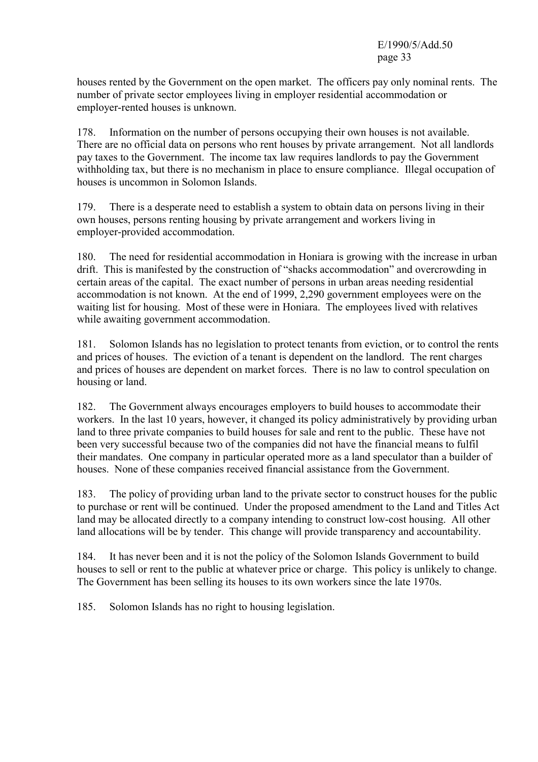houses rented by the Government on the open market. The officers pay only nominal rents. The number of private sector employees living in employer residential accommodation or employer-rented houses is unknown.

178. Information on the number of persons occupying their own houses is not available. There are no official data on persons who rent houses by private arrangement. Not all landlords pay taxes to the Government. The income tax law requires landlords to pay the Government withholding tax, but there is no mechanism in place to ensure compliance. Illegal occupation of houses is uncommon in Solomon Islands.

179. There is a desperate need to establish a system to obtain data on persons living in their own houses, persons renting housing by private arrangement and workers living in employer-provided accommodation.

180. The need for residential accommodation in Honiara is growing with the increase in urban drift. This is manifested by the construction of "shacks accommodation" and overcrowding in certain areas of the capital. The exact number of persons in urban areas needing residential accommodation is not known. At the end of 1999, 2,290 government employees were on the waiting list for housing. Most of these were in Honiara. The employees lived with relatives while awaiting government accommodation.

181. Solomon Islands has no legislation to protect tenants from eviction, or to control the rents and prices of houses. The eviction of a tenant is dependent on the landlord. The rent charges and prices of houses are dependent on market forces. There is no law to control speculation on housing or land.

182. The Government always encourages employers to build houses to accommodate their workers. In the last 10 years, however, it changed its policy administratively by providing urban land to three private companies to build houses for sale and rent to the public. These have not been very successful because two of the companies did not have the financial means to fulfil their mandates. One company in particular operated more as a land speculator than a builder of houses. None of these companies received financial assistance from the Government.

183. The policy of providing urban land to the private sector to construct houses for the public to purchase or rent will be continued. Under the proposed amendment to the Land and Titles Act land may be allocated directly to a company intending to construct low-cost housing. All other land allocations will be by tender. This change will provide transparency and accountability.

184. It has never been and it is not the policy of the Solomon Islands Government to build houses to sell or rent to the public at whatever price or charge. This policy is unlikely to change. The Government has been selling its houses to its own workers since the late 1970s.

185. Solomon Islands has no right to housing legislation.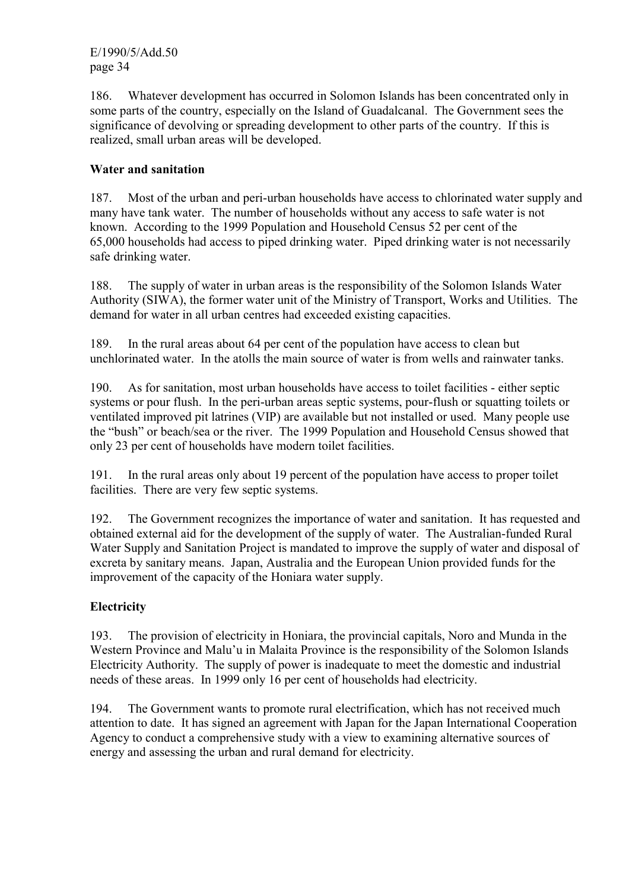186. Whatever development has occurred in Solomon Islands has been concentrated only in some parts of the country, especially on the Island of Guadalcanal. The Government sees the significance of devolving or spreading development to other parts of the country. If this is realized, small urban areas will be developed.

**Water and sanitation**

187. Most of the urban and peri-urban households have access to chlorinated water supply and many have tank water. The number of households without any access to safe water is not known. According to the 1999 Population and Household Census 52 per cent of the 65,000 households had access to piped drinking water. Piped drinking water is not necessarily safe drinking water.

188. The supply of water in urban areas is the responsibility of the Solomon Islands Water Authority (SIWA), the former water unit of the Ministry of Transport, Works and Utilities. The demand for water in all urban centres had exceeded existing capacities.

189. In the rural areas about 64 per cent of the population have access to clean but unchlorinated water. In the atolls the main source of water is from wells and rainwater tanks.

190. As for sanitation, most urban households have access to toilet facilities - either septic systems or pour flush. In the peri-urban areas septic systems, pour-flush or squatting toilets or ventilated improved pit latrines (VIP) are available but not installed or used. Many people use the "bush" or beach/sea or the river. The 1999 Population and Household Census showed that only 23 per cent of households have modern toilet facilities.

191. In the rural areas only about 19 percent of the population have access to proper toilet facilities. There are very few septic systems.

192. The Government recognizes the importance of water and sanitation. It has requested and obtained external aid for the development of the supply of water. The Australian-funded Rural Water Supply and Sanitation Project is mandated to improve the supply of water and disposal of excreta by sanitary means. Japan, Australia and the European Union provided funds for the improvement of the capacity of the Honiara water supply.

**Electricity**

193. The provision of electricity in Honiara, the provincial capitals, Noro and Munda in the Western Province and Malu'u in Malaita Province is the responsibility of the Solomon Islands Electricity Authority. The supply of power is inadequate to meet the domestic and industrial needs of these areas. In 1999 only 16 per cent of households had electricity.

194. The Government wants to promote rural electrification, which has not received much attention to date. It has signed an agreement with Japan for the Japan International Cooperation Agency to conduct a comprehensive study with a view to examining alternative sources of energy and assessing the urban and rural demand for electricity.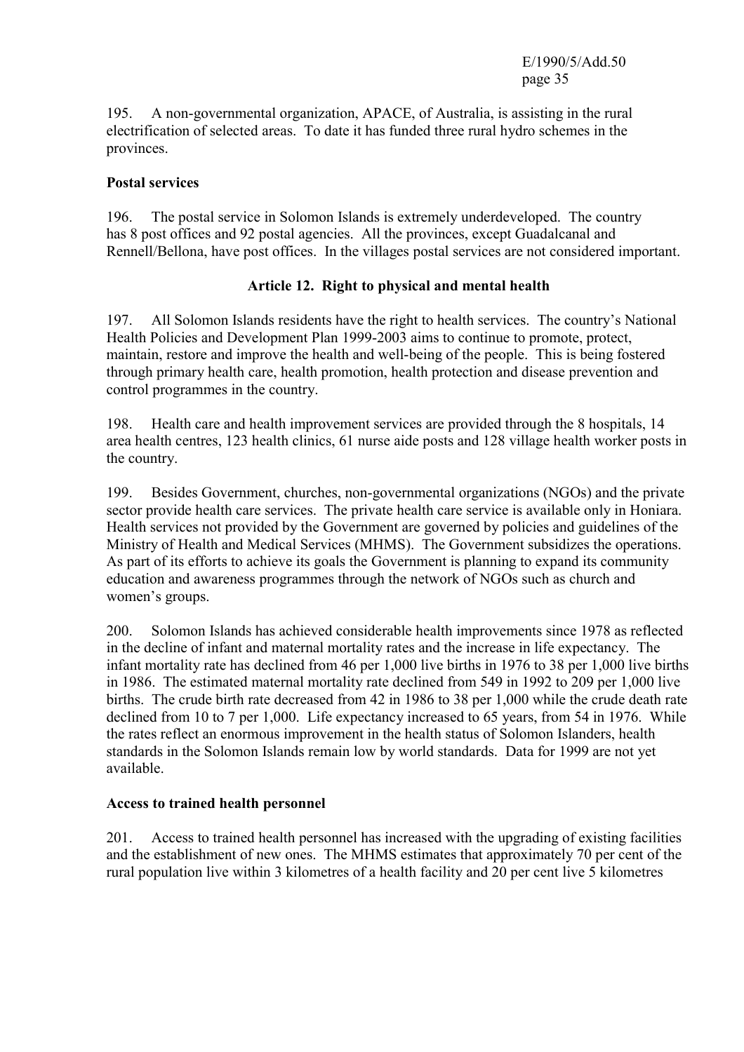195. A non-governmental organization, APACE, of Australia, is assisting in the rural electrification of selected areas. To date it has funded three rural hydro schemes in the provinces.

**Postal services**

196. The postal service in Solomon Islands is extremely underdeveloped. The country has 8 post offices and 92 postal agencies. All the provinces, except Guadalcanal and Rennell/Bellona, have post offices. In the villages postal services are not considered important.

## Article 12. Right to physical and mental health

197. All Solomon Islands residents have the right to health services. The country's National Health Policies and Development Plan 1999-2003 aims to continue to promote, protect, maintain, restore and improve the health and well-being of the people. This is being fostered through primary health care, health promotion, health protection and disease prevention and control programmes in the country.

198. Health care and health improvement services are provided through the 8 hospitals, 14 area health centres, 123 health clinics, 61 nurse aide posts and 128 village health worker posts in the country.

199. Besides Government, churches, non-governmental organizations (NGOs) and the private sector provide health care services. The private health care service is available only in Honiara. Health services not provided by the Government are governed by policies and guidelines of the Ministry of Health and Medical Services (MHMS). The Government subsidizes the operations. As part of its efforts to achieve its goals the Government is planning to expand its community education and awareness programmes through the network of NGOs such as church and women's groups.

200. Solomon Islands has achieved considerable health improvements since 1978 as reflected in the decline of infant and maternal mortality rates and the increase in life expectancy. The infant mortality rate has declined from 46 per 1,000 live births in 1976 to 38 per 1,000 live births in 1986. The estimated maternal mortality rate declined from 549 in 1992 to 209 per 1,000 live births. The crude birth rate decreased from 42 in 1986 to 38 per 1,000 while the crude death rate declined from 10 to 7 per 1,000. Life expectancy increased to 65 years, from 54 in 1976. While the rates reflect an enormous improvement in the health status of Solomon Islanders, health standards in the Solomon Islands remain low by world standards. Data for 1999 are not yet available.

**Access to trained health personnel**

201. Access to trained health personnel has increased with the upgrading of existing facilities and the establishment of new ones. The MHMS estimates that approximately 70 per cent of the rural population live within 3 kilometres of a health facility and 20 per cent live 5 kilometres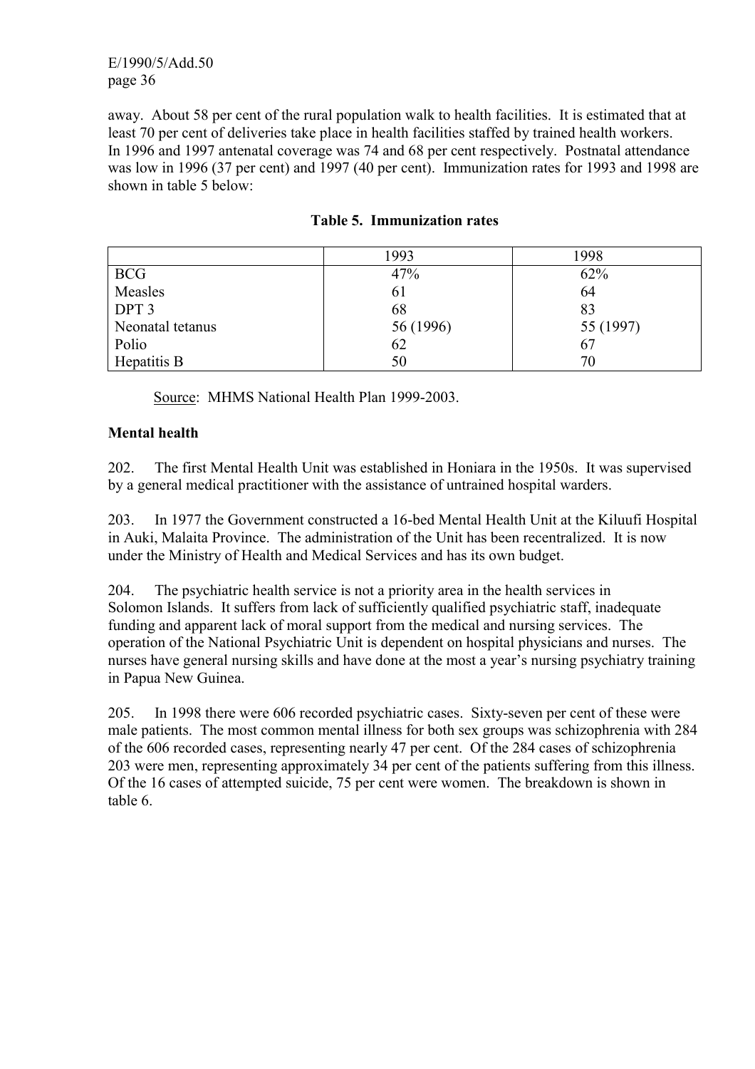away. About 58 per cent of the rural population walk to health facilities. It is estimated that at least 70 per cent of deliveries take place in health facilities staffed by trained health workers. In 1996 and 1997 antenatal coverage was 74 and 68 per cent respectively. Postnatal attendance was low in 1996 (37 per cent) and 1997 (40 per cent). Immunization rates for 1993 and 1998 are shown in table 5 below:

**Table 5. Immunization rates**

| | 1993 | 1998 |
|---|---|---|
| BCG | 47% | 62% |
| Measles | 61 | 64 |
| DPT 3 | 68 | 83 |
| Neonatal tetanus | 56 (1996) | 55 (1997) |
| Polio | 62 | 67 |
| Hepatitis B | 50 | 70 |

Source: MHMS National Health Plan 1999-2003.

**Mental health**

202. The first Mental Health Unit was established in Honiara in the 1950s. It was supervised by a general medical practitioner with the assistance of untrained hospital warders.

203. In 1977 the Government constructed a 16-bed Mental Health Unit at the Kiluufi Hospital in Auki, Malaita Province. The administration of the Unit has been recentralized. It is now under the Ministry of Health and Medical Services and has its own budget.

204. The psychiatric health service is not a priority area in the health services in Solomon Islands. It suffers from lack of sufficiently qualified psychiatric staff, inadequate funding and apparent lack of moral support from the medical and nursing services. The operation of the National Psychiatric Unit is dependent on hospital physicians and nurses. The nurses have general nursing skills and have done at the most a year's nursing psychiatry training in Papua New Guinea.

205. In 1998 there were 606 recorded psychiatric cases. Sixty-seven per cent of these were male patients. The most common mental illness for both sex groups was schizophrenia with 284 of the 606 recorded cases, representing nearly 47 per cent. Of the 284 cases of schizophrenia 203 were men, representing approximately 34 per cent of the patients suffering from this illness. Of the 16 cases of attempted suicide, 75 per cent were women. The breakdown is shown in table 6.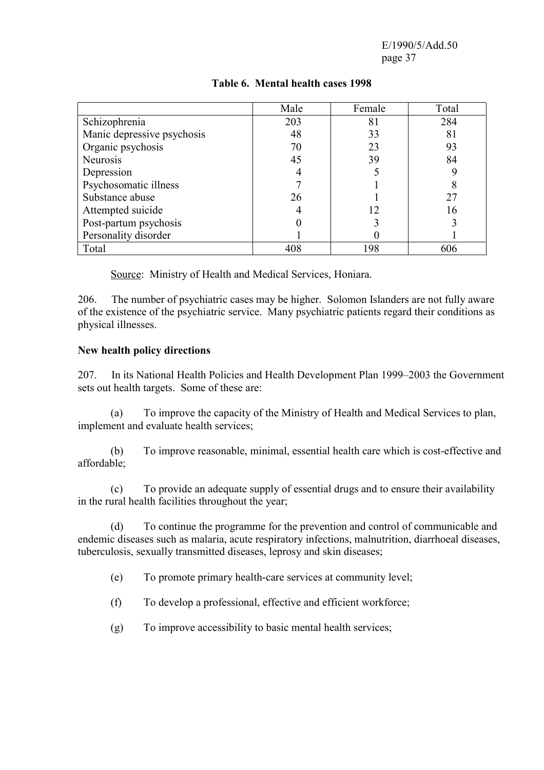**Table 6. Mental health cases 1998**

| | Male | Female | Total |
|---|---|---|---|
| Schizophrenia | 203 | 81 | 284 |
| Manic depressive psychosis | 48 | 33 | 81 |
| Organic psychosis | 70 | 23 | 93 |
| Neurosis | 45 | 39 | 84 |
| Depression | 4 | 5 | 9 |
| Psychosomatic illness | 7 | 1 | 8 |
| Substance abuse | 26 | 1 | 27 |
| Attempted suicide | 4 | 12 | 16 |
| Post-partum psychosis | 0 | 3 | 3 |
| Personality disorder | 1 | 0 | 1 |
| Total | 408 | 198 | 606 |

Source: Ministry of Health and Medical Services, Honiara.

206. The number of psychiatric cases may be higher. Solomon Islanders are not fully aware of the existence of the psychiatric service. Many psychiatric patients regard their conditions as physical illnesses.

**New health policy directions**

207. In its National Health Policies and Health Development Plan 1999–2003 the Government sets out health targets. Some of these are:

(a) To improve the capacity of the Ministry of Health and Medical Services to plan, implement and evaluate health services;

(b) To improve reasonable, minimal, essential health care which is cost-effective and affordable;

(c) To provide an adequate supply of essential drugs and to ensure their availability in the rural health facilities throughout the year;

(d) To continue the programme for the prevention and control of communicable and endemic diseases such as malaria, acute respiratory infections, malnutrition, diarrhoeal diseases, tuberculosis, sexually transmitted diseases, leprosy and skin diseases;

(e) To promote primary health-care services at community level;

(f) To develop a professional, effective and efficient workforce;

(g) To improve accessibility to basic mental health services;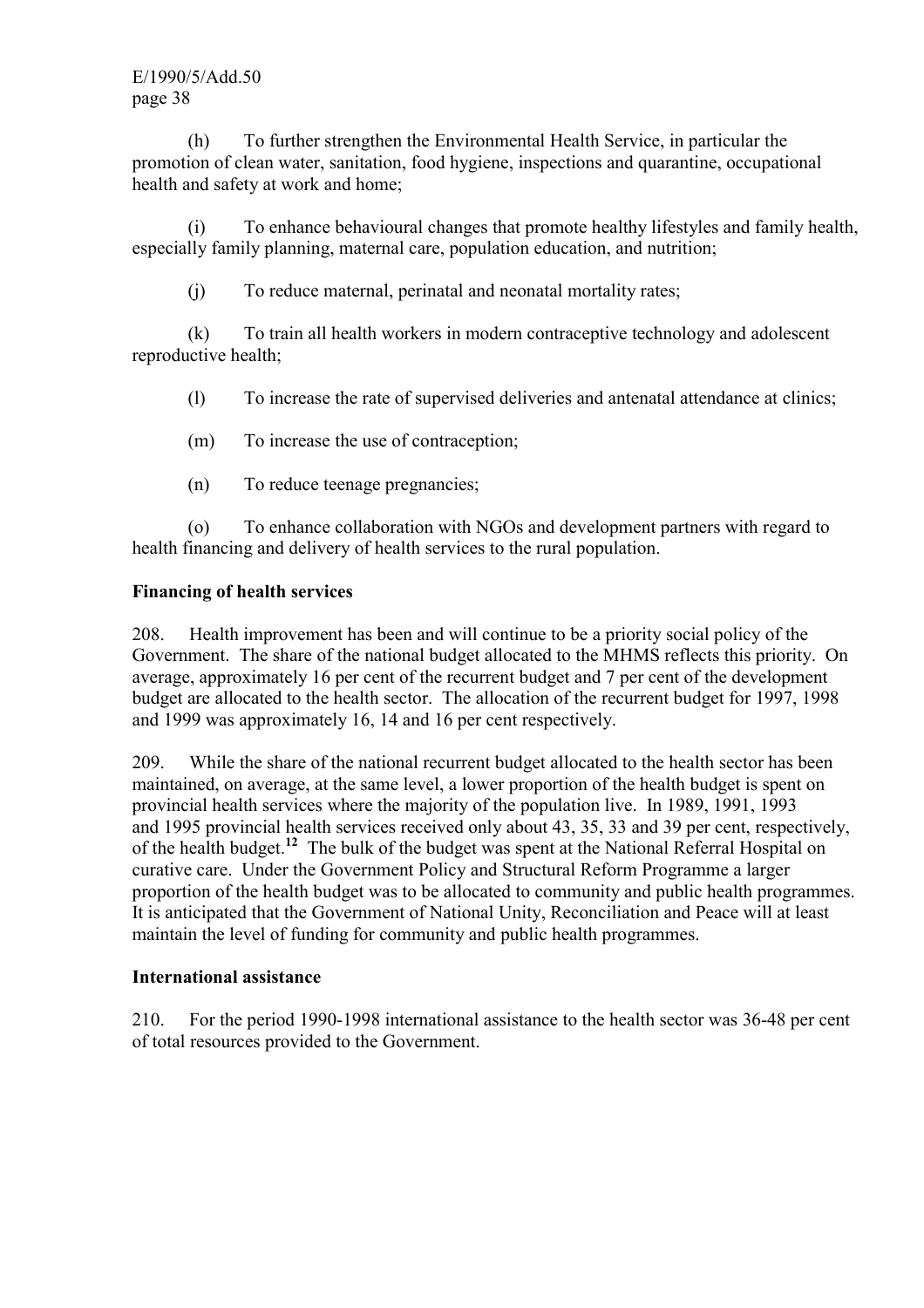(h) To further strengthen the Environmental Health Service, in particular the promotion of clean water, sanitation, food hygiene, inspections and quarantine, occupational health and safety at work and home;

(i) To enhance behavioural changes that promote healthy lifestyles and family health, especially family planning, maternal care, population education, and nutrition;

(j) To reduce maternal, perinatal and neonatal mortality rates;

(k) To train all health workers in modern contraceptive technology and adolescent reproductive health;

(l) To increase the rate of supervised deliveries and antenatal attendance at clinics;

(m) To increase the use of contraception;

(n) To reduce teenage pregnancies;

(o) To enhance collaboration with NGOs and development partners with regard to health financing and delivery of health services to the rural population.

**Financing of health services**

208. Health improvement has been and will continue to be a priority social policy of the Government. The share of the national budget allocated to the MHMS reflects this priority. On average, approximately 16 per cent of the recurrent budget and 7 per cent of the development budget are allocated to the health sector. The allocation of the recurrent budget for 1997, 1998 and 1999 was approximately 16, 14 and 16 per cent respectively.

209. While the share of the national recurrent budget allocated to the health sector has been maintained, on average, at the same level, a lower proportion of the health budget is spent on provincial health services where the majority of the population live. In 1989, 1991, 1993 and 1995 provincial health services received only about 43, 35, 33 and 39 per cent, respectively, of the health budget.[12] The bulk of the budget was spent at the National Referral Hospital on curative care. Under the Government Policy and Structural Reform Programme a larger proportion of the health budget was to be allocated to community and public health programmes. It is anticipated that the Government of National Unity, Reconciliation and Peace will at least maintain the level of funding for community and public health programmes.

**International assistance**

210. For the period 1990-1998 international assistance to the health sector was 36-48 per cent of total resources provided to the Government.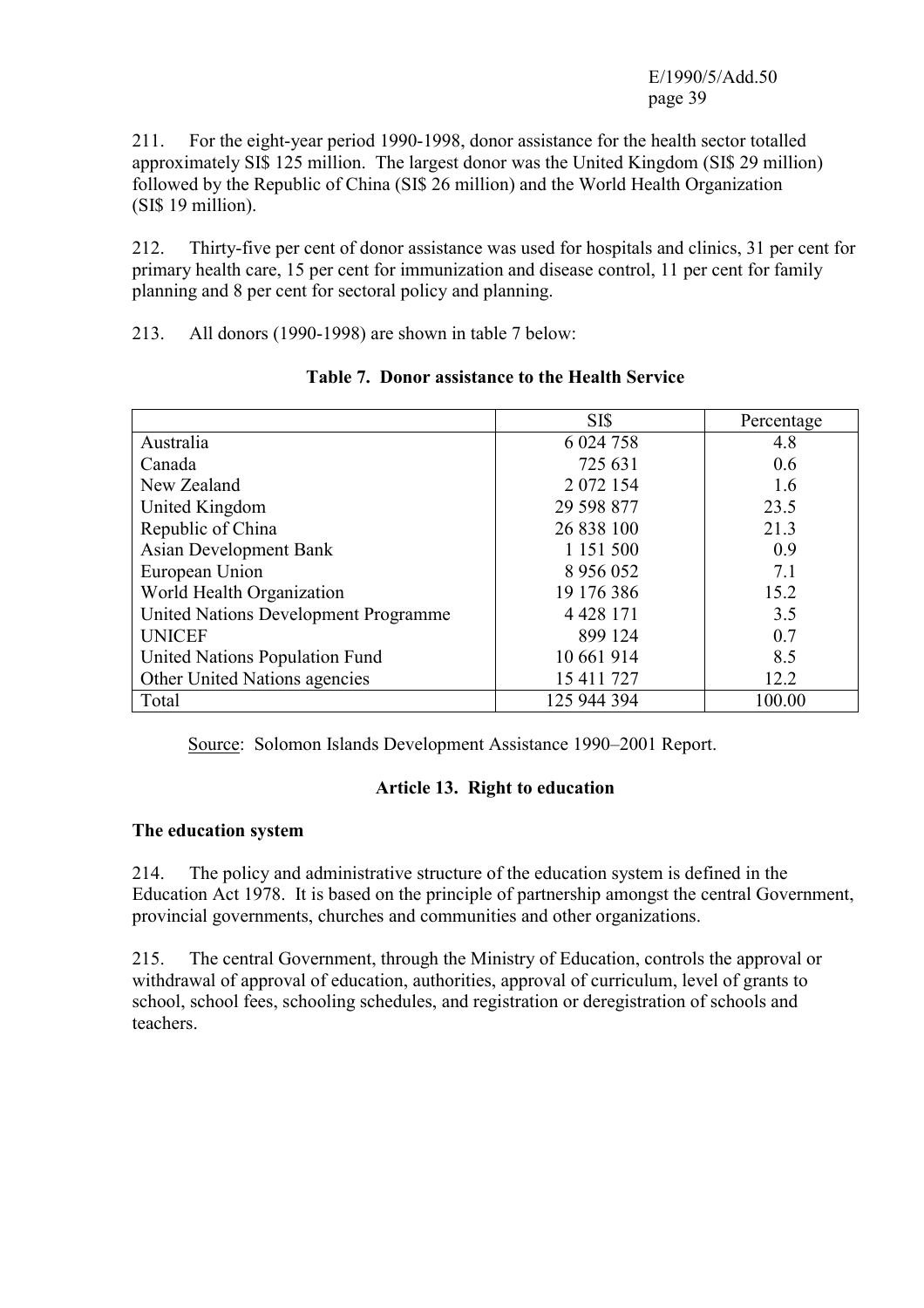211. For the eight-year period 1990-1998, donor assistance for the health sector totalled approximately SI$ 125 million. The largest donor was the United Kingdom (SI$ 29 million) followed by the Republic of China (SI$ 26 million) and the World Health Organization (SI$ 19 million).

212. Thirty-five per cent of donor assistance was used for hospitals and clinics, 31 per cent for primary health care, 15 per cent for immunization and disease control, 11 per cent for family planning and 8 per cent for sectoral policy and planning.

213. All donors (1990-1998) are shown in table 7 below:

**Table 7. Donor assistance to the Health Service**

| | SI$ | Percentage |
|---|---|---|
| Australia | 6 024 758 | 4.8 |
| Canada | 725 631 | 0.6 |
| New Zealand | 2 072 154 | 1.6 |
| United Kingdom | 29 598 877 | 23.5 |
| Republic of China | 26 838 100 | 21.3 |
| Asian Development Bank | 1 151 500 | 0.9 |
| European Union | 8 956 052 | 7.1 |
| World Health Organization | 19 176 386 | 15.2 |
| United Nations Development Programme | 4 428 171 | 3.5 |
| UNICEF | 899 124 | 0.7 |
| United Nations Population Fund | 10 661 914 | 8.5 |
| Other United Nations agencies | 15 411 727 | 12.2 |
| Total | 125 944 394 | 100.00 |

Source: Solomon Islands Development Assistance 1990–2001 Report.

## Article 13. Right to education

### The education system

214. The policy and administrative structure of the education system is defined in the Education Act 1978. It is based on the principle of partnership amongst the central Government, provincial governments, churches and communities and other organizations.

215. The central Government, through the Ministry of Education, controls the approval or withdrawal of approval of education, authorities, approval of curriculum, level of grants to school, school fees, schooling schedules, and registration or deregistration of schools and teachers.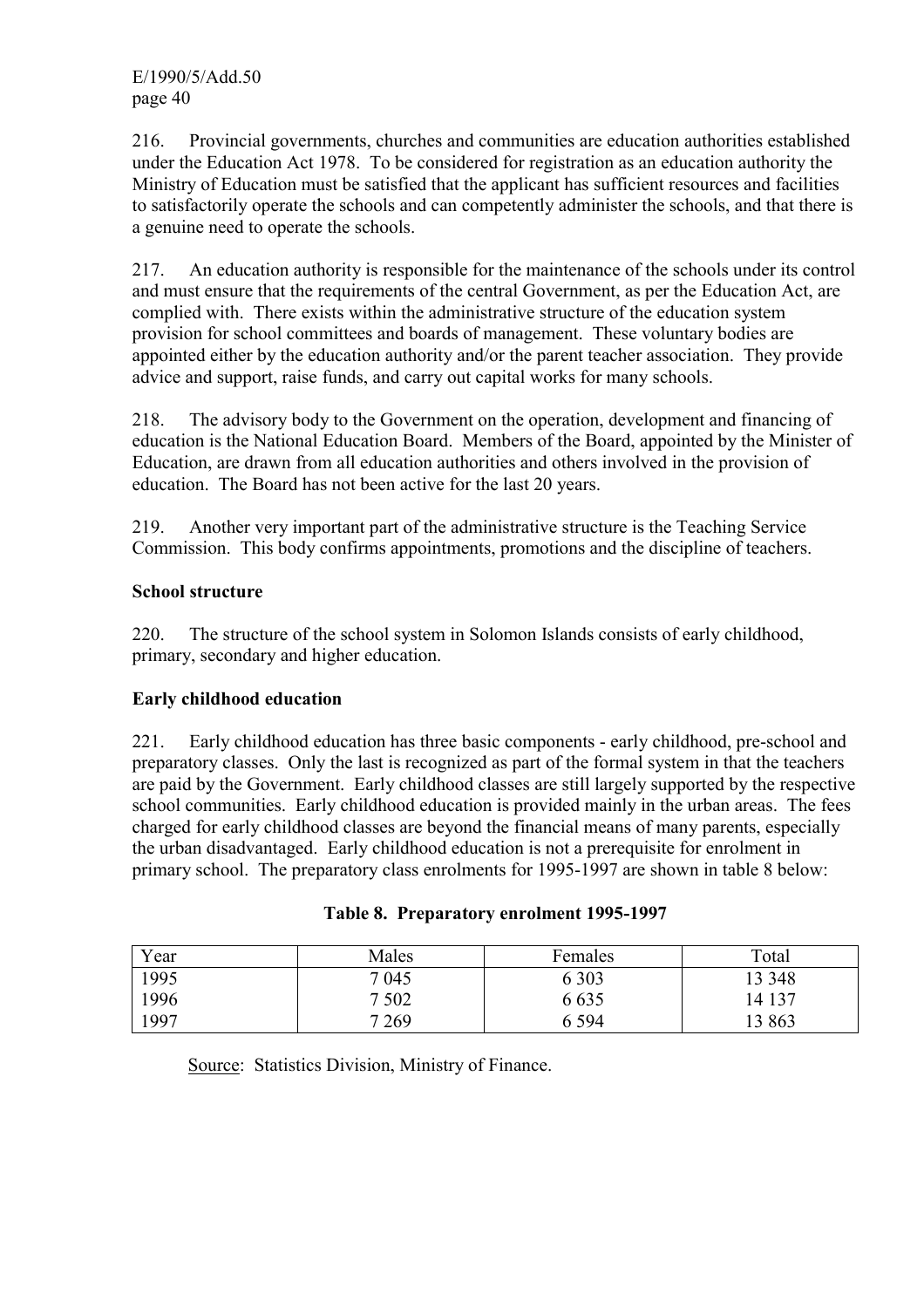216. Provincial governments, churches and communities are education authorities established under the Education Act 1978. To be considered for registration as an education authority the Ministry of Education must be satisfied that the applicant has sufficient resources and facilities to satisfactorily operate the schools and can competently administer the schools, and that there is a genuine need to operate the schools.

217. An education authority is responsible for the maintenance of the schools under its control and must ensure that the requirements of the central Government, as per the Education Act, are complied with. There exists within the administrative structure of the education system provision for school committees and boards of management. These voluntary bodies are appointed either by the education authority and/or the parent teacher association. They provide advice and support, raise funds, and carry out capital works for many schools.

218. The advisory body to the Government on the operation, development and financing of education is the National Education Board. Members of the Board, appointed by the Minister of Education, are drawn from all education authorities and others involved in the provision of education. The Board has not been active for the last 20 years.

219. Another very important part of the administrative structure is the Teaching Service Commission. This body confirms appointments, promotions and the discipline of teachers.

**School structure**

220. The structure of the school system in Solomon Islands consists of early childhood, primary, secondary and higher education.

**Early childhood education**

221. Early childhood education has three basic components - early childhood, pre-school and preparatory classes. Only the last is recognized as part of the formal system in that the teachers are paid by the Government. Early childhood classes are still largely supported by the respective school communities. Early childhood education is provided mainly in the urban areas. The fees charged for early childhood classes are beyond the financial means of many parents, especially the urban disadvantaged. Early childhood education is not a prerequisite for enrolment in primary school. The preparatory class enrolments for 1995-1997 are shown in table 8 below:

**Table 8. Preparatory enrolment 1995-1997**

| Year | Males | Females | Total |
|---|---|---|---|
| 1995 | 7 045 | 6 303 | 13 348 |
| 1996 | 7 502 | 6 635 | 14 137 |
| 1997 | 7 269 | 6 594 | 13 863 |

Source: Statistics Division, Ministry of Finance.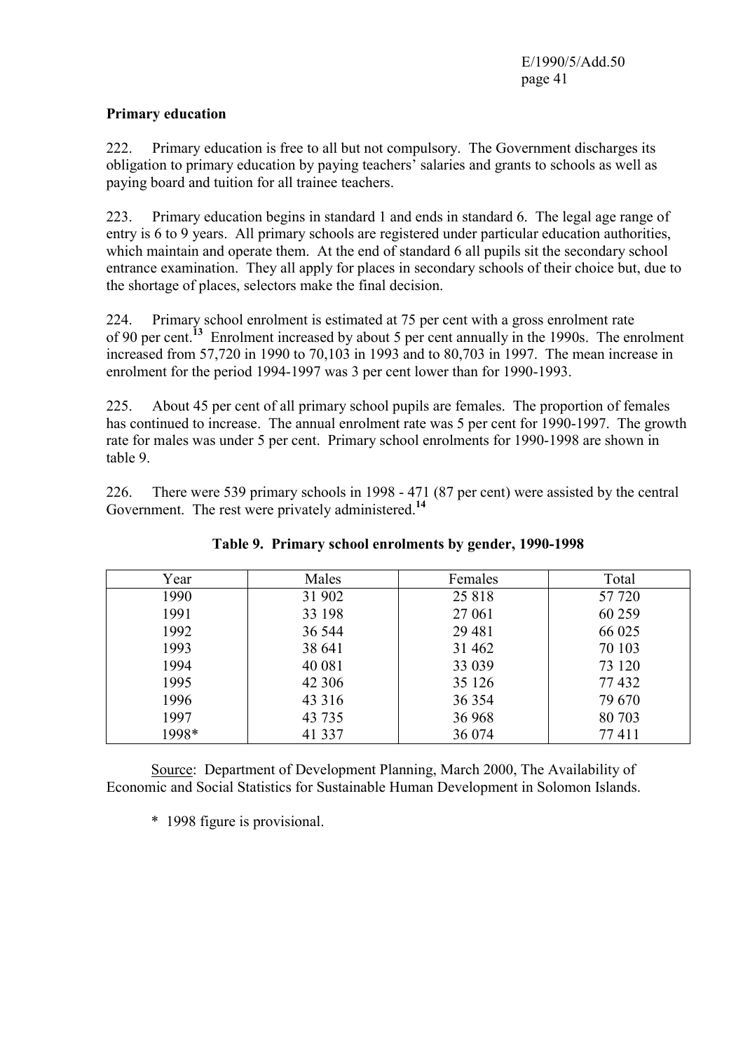## Primary education

222. Primary education is free to all but not compulsory. The Government discharges its obligation to primary education by paying teachers' salaries and grants to schools as well as paying board and tuition for all trainee teachers.

223. Primary education begins in standard 1 and ends in standard 6. The legal age range of entry is 6 to 9 years. All primary schools are registered under particular education authorities, which maintain and operate them. At the end of standard 6 all pupils sit the secondary school entrance examination. They all apply for places in secondary schools of their choice but, due to the shortage of places, selectors make the final decision.

224. Primary school enrolment is estimated at 75 per cent with a gross enrolment rate of 90 per cent.[13] Enrolment increased by about 5 per cent annually in the 1990s. The enrolment increased from 57,720 in 1990 to 70,103 in 1993 and to 80,703 in 1997. The mean increase in enrolment for the period 1994-1997 was 3 per cent lower than for 1990-1993.

225. About 45 per cent of all primary school pupils are females. The proportion of females has continued to increase. The annual enrolment rate was 5 per cent for 1990-1997. The growth rate for males was under 5 per cent. Primary school enrolments for 1990-1998 are shown in table 9.

226. There were 539 primary schools in 1998 - 471 (87 per cent) were assisted by the central Government. The rest were privately administered.[14]

**Table 9. Primary school enrolments by gender, 1990-1998**

| Year | Males | Females | Total |
|---|---|---|---|
| 1990 | 31 902 | 25 818 | 57 720 |
| 1991 | 33 198 | 27 061 | 60 259 |
| 1992 | 36 544 | 29 481 | 66 025 |
| 1993 | 38 641 | 31 462 | 70 103 |
| 1994 | 40 081 | 33 039 | 73 120 |
| 1995 | 42 306 | 35 126 | 77 432 |
| 1996 | 43 316 | 36 354 | 79 670 |
| 1997 | 43 735 | 36 968 | 80 703 |
| 1998* | 41 337 | 36 074 | 77 411 |

Source: Department of Development Planning, March 2000, The Availability of Economic and Social Statistics for Sustainable Human Development in Solomon Islands.

\* 1998 figure is provisional.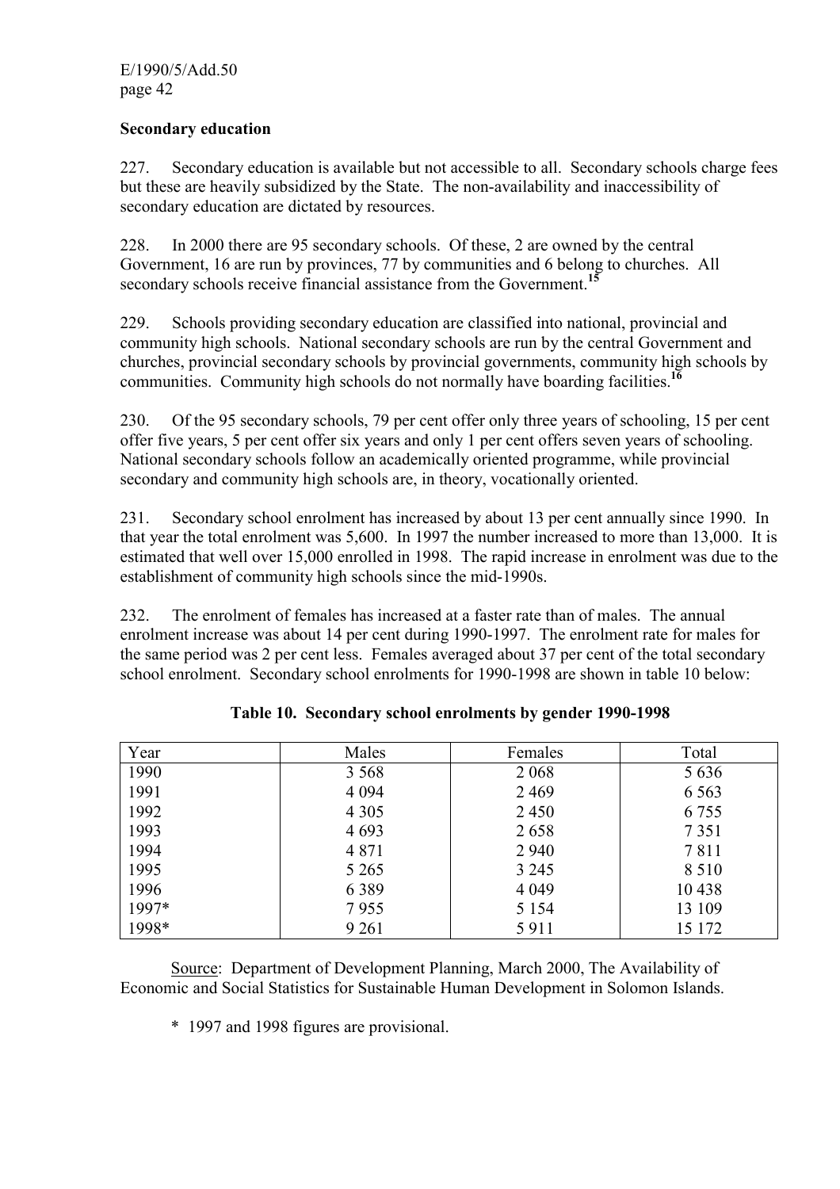## Secondary education

227. Secondary education is available but not accessible to all. Secondary schools charge fees but these are heavily subsidized by the State. The non-availability and inaccessibility of secondary education are dictated by resources.

228. In 2000 there are 95 secondary schools. Of these, 2 are owned by the central Government, 16 are run by provinces, 77 by communities and 6 belong to churches. All secondary schools receive financial assistance from the Government.[15]

229. Schools providing secondary education are classified into national, provincial and community high schools. National secondary schools are run by the central Government and churches, provincial secondary schools by provincial governments, community high schools by communities. Community high schools do not normally have boarding facilities.[16]

230. Of the 95 secondary schools, 79 per cent offer only three years of schooling, 15 per cent offer five years, 5 per cent offer six years and only 1 per cent offers seven years of schooling. National secondary schools follow an academically oriented programme, while provincial secondary and community high schools are, in theory, vocationally oriented.

231. Secondary school enrolment has increased by about 13 per cent annually since 1990. In that year the total enrolment was 5,600. In 1997 the number increased to more than 13,000. It is estimated that well over 15,000 enrolled in 1998. The rapid increase in enrolment was due to the establishment of community high schools since the mid-1990s.

232. The enrolment of females has increased at a faster rate than of males. The annual enrolment increase was about 14 per cent during 1990-1997. The enrolment rate for males for the same period was 2 per cent less. Females averaged about 37 per cent of the total secondary school enrolment. Secondary school enrolments for 1990-1998 are shown in table 10 below:

**Table 10. Secondary school enrolments by gender 1990-1998**

| Year | Males | Females | Total |
|---|---|---|---|
| 1990 | 3 568 | 2 068 | 5 636 |
| 1991 | 4 094 | 2 469 | 6 563 |
| 1992 | 4 305 | 2 450 | 6 755 |
| 1993 | 4 693 | 2 658 | 7 351 |
| 1994 | 4 871 | 2 940 | 7 811 |
| 1995 | 5 265 | 3 245 | 8 510 |
| 1996 | 6 389 | 4 049 | 10 438 |
| 1997* | 7 955 | 5 154 | 13 109 |
| 1998* | 9 261 | 5 911 | 15 172 |

Source: Department of Development Planning, March 2000, The Availability of Economic and Social Statistics for Sustainable Human Development in Solomon Islands.

\* 1997 and 1998 figures are provisional.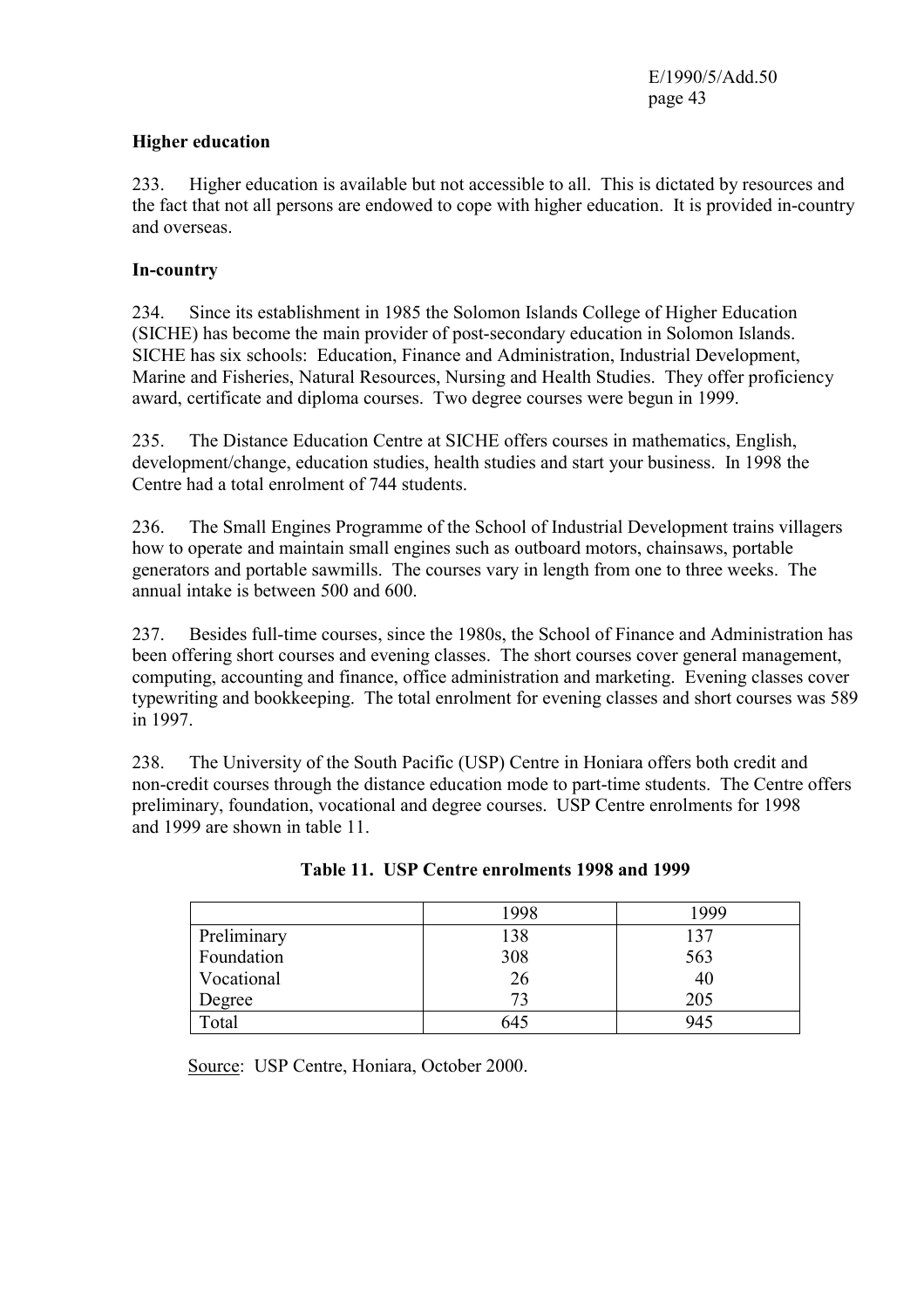### Higher education

233. Higher education is available but not accessible to all. This is dictated by resources and the fact that not all persons are endowed to cope with higher education. It is provided in-country and overseas.

### In-country

234. Since its establishment in 1985 the Solomon Islands College of Higher Education (SICHE) has become the main provider of post-secondary education in Solomon Islands. SICHE has six schools: Education, Finance and Administration, Industrial Development, Marine and Fisheries, Natural Resources, Nursing and Health Studies. They offer proficiency award, certificate and diploma courses. Two degree courses were begun in 1999.

235. The Distance Education Centre at SICHE offers courses in mathematics, English, development/change, education studies, health studies and start your business. In 1998 the Centre had a total enrolment of 744 students.

236. The Small Engines Programme of the School of Industrial Development trains villagers how to operate and maintain small engines such as outboard motors, chainsaws, portable generators and portable sawmills. The courses vary in length from one to three weeks. The annual intake is between 500 and 600.

237. Besides full-time courses, since the 1980s, the School of Finance and Administration has been offering short courses and evening classes. The short courses cover general management, computing, accounting and finance, office administration and marketing. Evening classes cover typewriting and bookkeeping. The total enrolment for evening classes and short courses was 589 in 1997.

238. The University of the South Pacific (USP) Centre in Honiara offers both credit and non-credit courses through the distance education mode to part-time students. The Centre offers preliminary, foundation, vocational and degree courses. USP Centre enrolments for 1998 and 1999 are shown in table 11.

**Table 11. USP Centre enrolments 1998 and 1999**

| | 1998 | 1999 |
|---|---|---|
| Preliminary | 138 | 137 |
| Foundation | 308 | 563 |
| Vocational | 26 | 40 |
| Degree | 73 | 205 |
| Total | 645 | 945 |

Source: USP Centre, Honiara, October 2000.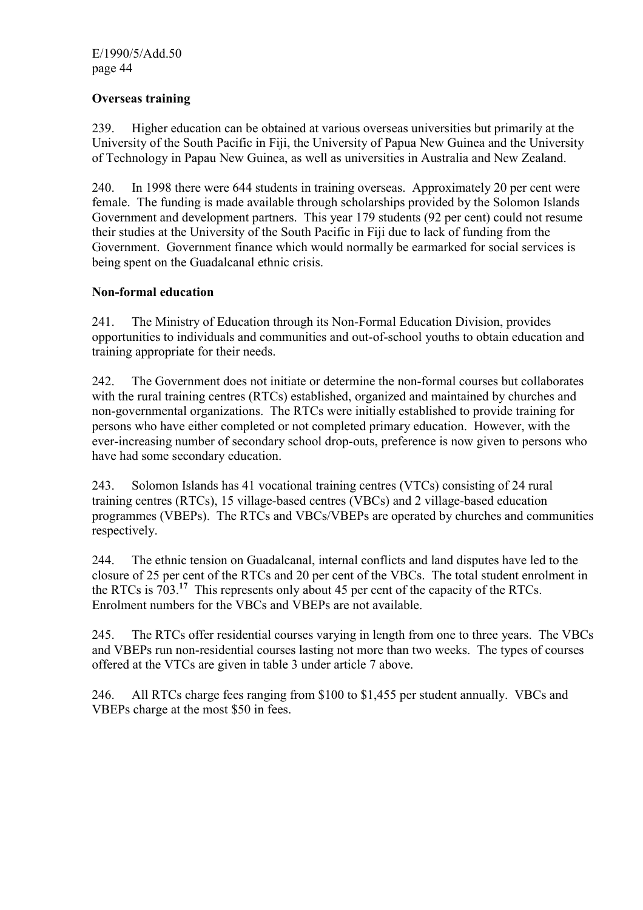### Overseas training

239. Higher education can be obtained at various overseas universities but primarily at the University of the South Pacific in Fiji, the University of Papua New Guinea and the University of Technology in Papau New Guinea, as well as universities in Australia and New Zealand.

240. In 1998 there were 644 students in training overseas. Approximately 20 per cent were female. The funding is made available through scholarships provided by the Solomon Islands Government and development partners. This year 179 students (92 per cent) could not resume their studies at the University of the South Pacific in Fiji due to lack of funding from the Government. Government finance which would normally be earmarked for social services is being spent on the Guadalcanal ethnic crisis.

### Non-formal education

241. The Ministry of Education through its Non-Formal Education Division, provides opportunities to individuals and communities and out-of-school youths to obtain education and training appropriate for their needs.

242. The Government does not initiate or determine the non-formal courses but collaborates with the rural training centres (RTCs) established, organized and maintained by churches and non-governmental organizations. The RTCs were initially established to provide training for persons who have either completed or not completed primary education. However, with the ever-increasing number of secondary school drop-outs, preference is now given to persons who have had some secondary education.

243. Solomon Islands has 41 vocational training centres (VTCs) consisting of 24 rural training centres (RTCs), 15 village-based centres (VBCs) and 2 village-based education programmes (VBEPs). The RTCs and VBCs/VBEPs are operated by churches and communities respectively.

244. The ethnic tension on Guadalcanal, internal conflicts and land disputes have led to the closure of 25 per cent of the RTCs and 20 per cent of the VBCs. The total student enrolment in the RTCs is 703.[17] This represents only about 45 per cent of the capacity of the RTCs. Enrolment numbers for the VBCs and VBEPs are not available.

245. The RTCs offer residential courses varying in length from one to three years. The VBCs and VBEPs run non-residential courses lasting not more than two weeks. The types of courses offered at the VTCs are given in table 3 under article 7 above.

246. All RTCs charge fees ranging from $100 to $1,455 per student annually. VBCs and VBEPs charge at the most $50 in fees.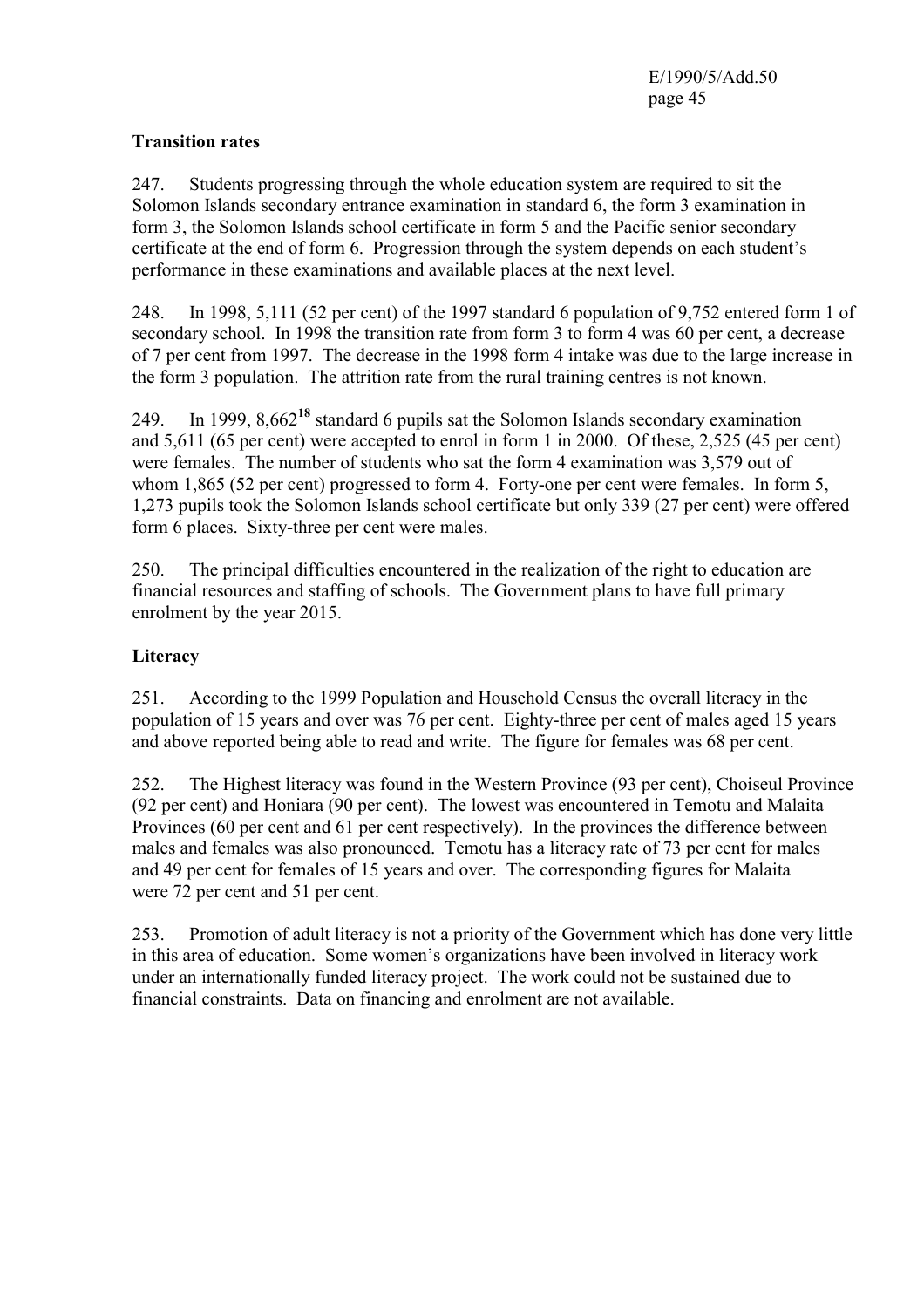**Transition rates**

247. Students progressing through the whole education system are required to sit the Solomon Islands secondary entrance examination in standard 6, the form 3 examination in form 3, the Solomon Islands school certificate in form 5 and the Pacific senior secondary certificate at the end of form 6. Progression through the system depends on each student's performance in these examinations and available places at the next level.

248. In 1998, 5,111 (52 per cent) of the 1997 standard 6 population of 9,752 entered form 1 of secondary school. In 1998 the transition rate from form 3 to form 4 was 60 per cent, a decrease of 7 per cent from 1997. The decrease in the 1998 form 4 intake was due to the large increase in the form 3 population. The attrition rate from the rural training centres is not known.

249. In 1999, 8,662[18] standard 6 pupils sat the Solomon Islands secondary examination and 5,611 (65 per cent) were accepted to enrol in form 1 in 2000. Of these, 2,525 (45 per cent) were females. The number of students who sat the form 4 examination was 3,579 out of whom 1,865 (52 per cent) progressed to form 4. Forty-one per cent were females. In form 5, 1,273 pupils took the Solomon Islands school certificate but only 339 (27 per cent) were offered form 6 places. Sixty-three per cent were males.

250. The principal difficulties encountered in the realization of the right to education are financial resources and staffing of schools. The Government plans to have full primary enrolment by the year 2015.

**Literacy**

251. According to the 1999 Population and Household Census the overall literacy in the population of 15 years and over was 76 per cent. Eighty-three per cent of males aged 15 years and above reported being able to read and write. The figure for females was 68 per cent.

252. The Highest literacy was found in the Western Province (93 per cent), Choiseul Province (92 per cent) and Honiara (90 per cent). The lowest was encountered in Temotu and Malaita Provinces (60 per cent and 61 per cent respectively). In the provinces the difference between males and females was also pronounced. Temotu has a literacy rate of 73 per cent for males and 49 per cent for females of 15 years and over. The corresponding figures for Malaita were 72 per cent and 51 per cent.

253. Promotion of adult literacy is not a priority of the Government which has done very little in this area of education. Some women's organizations have been involved in literacy work under an internationally funded literacy project. The work could not be sustained due to financial constraints. Data on financing and enrolment are not available.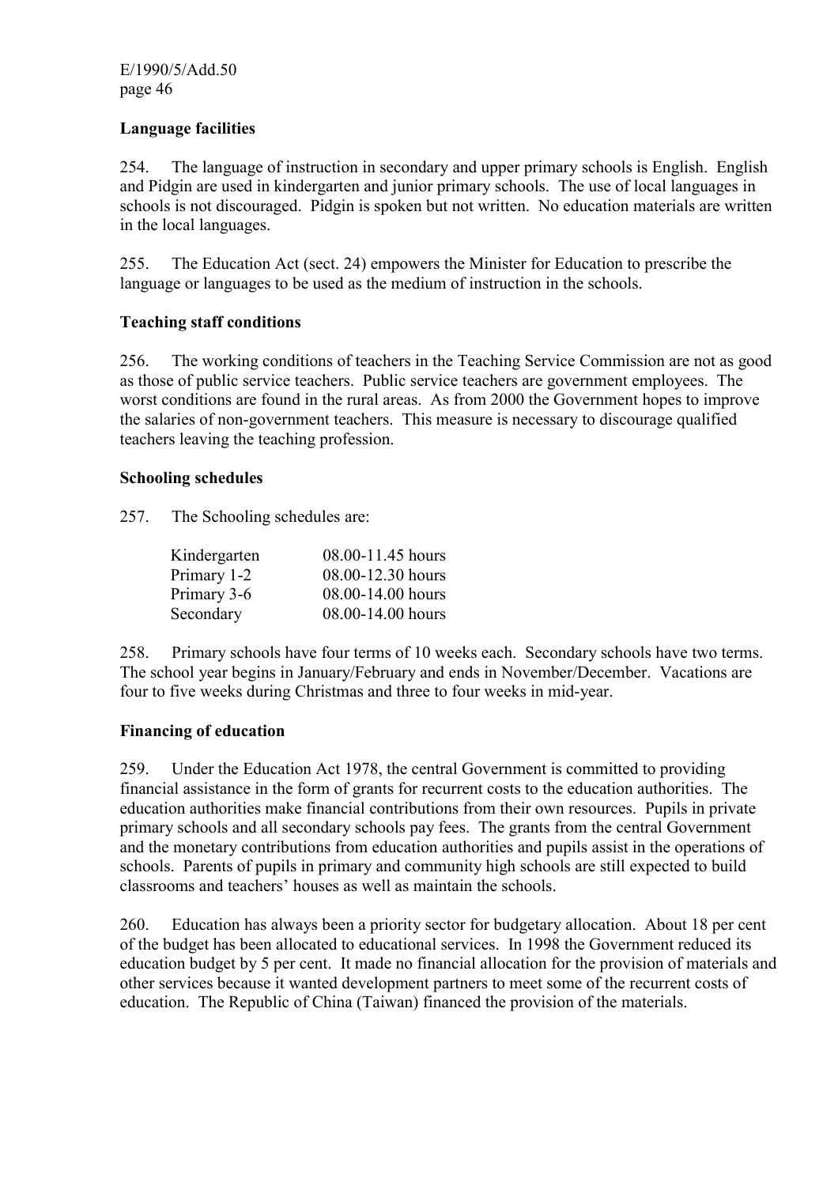**Language facilities**

254. The language of instruction in secondary and upper primary schools is English. English and Pidgin are used in kindergarten and junior primary schools. The use of local languages in schools is not discouraged. Pidgin is spoken but not written. No education materials are written in the local languages.

255. The Education Act (sect. 24) empowers the Minister for Education to prescribe the language or languages to be used as the medium of instruction in the schools.

**Teaching staff conditions**

256. The working conditions of teachers in the Teaching Service Commission are not as good as those of public service teachers. Public service teachers are government employees. The worst conditions are found in the rural areas. As from 2000 the Government hopes to improve the salaries of non-government teachers. This measure is necessary to discourage qualified teachers leaving the teaching profession.

**Schooling schedules**

257. The Schooling schedules are:

| | |
|---|---|
| Kindergarten | 08.00-11.45 hours |
| Primary 1-2 | 08.00-12.30 hours |
| Primary 3-6 | 08.00-14.00 hours |
| Secondary | 08.00-14.00 hours |

258. Primary schools have four terms of 10 weeks each. Secondary schools have two terms. The school year begins in January/February and ends in November/December. Vacations are four to five weeks during Christmas and three to four weeks in mid-year.

**Financing of education**

259. Under the Education Act 1978, the central Government is committed to providing financial assistance in the form of grants for recurrent costs to the education authorities. The education authorities make financial contributions from their own resources. Pupils in private primary schools and all secondary schools pay fees. The grants from the central Government and the monetary contributions from education authorities and pupils assist in the operations of schools. Parents of pupils in primary and community high schools are still expected to build classrooms and teachers' houses as well as maintain the schools.

260. Education has always been a priority sector for budgetary allocation. About 18 per cent of the budget has been allocated to educational services. In 1998 the Government reduced its education budget by 5 per cent. It made no financial allocation for the provision of materials and other services because it wanted development partners to meet some of the recurrent costs of education. The Republic of China (Taiwan) financed the provision of the materials.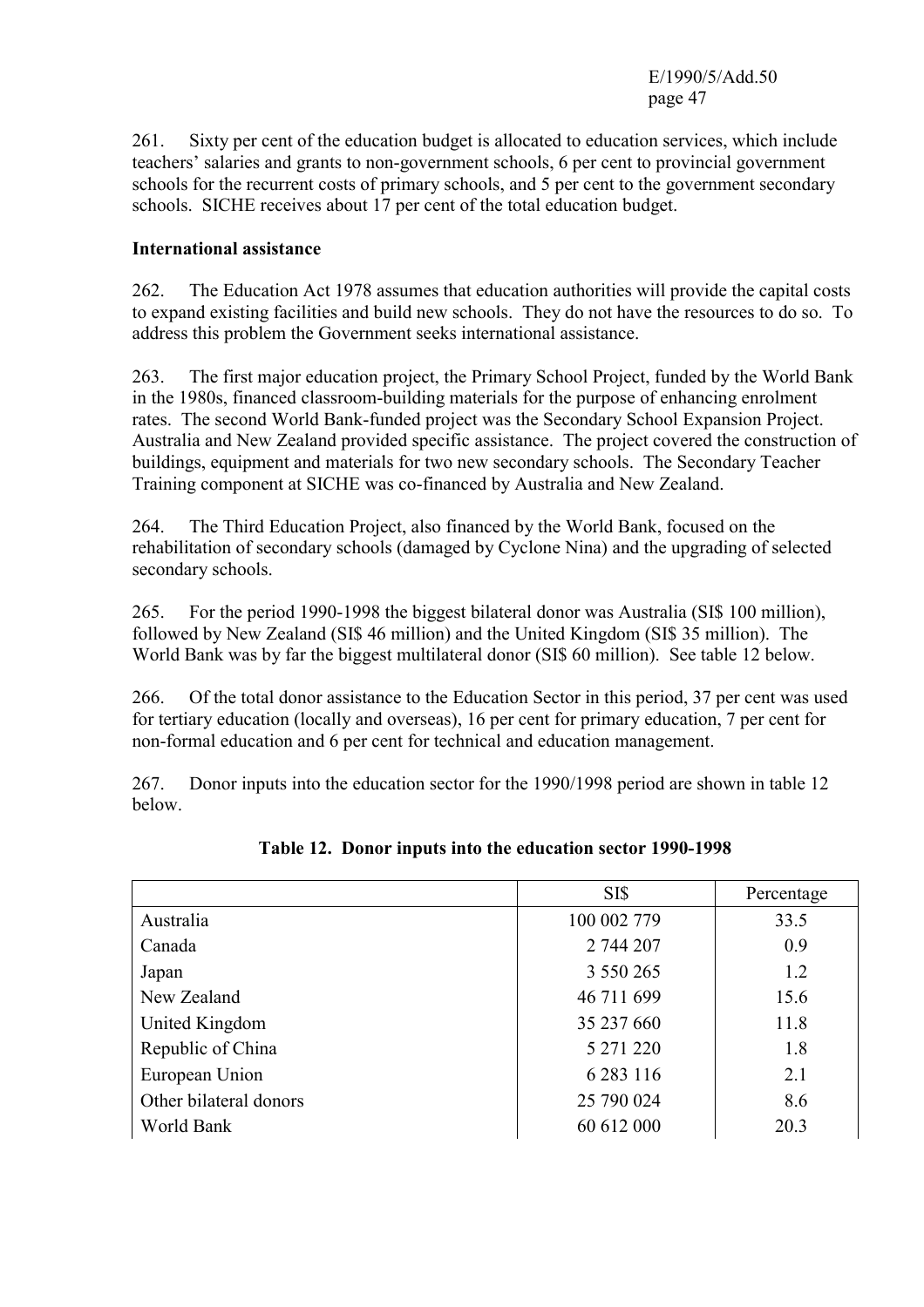261. Sixty per cent of the education budget is allocated to education services, which include teachers' salaries and grants to non-government schools, 6 per cent to provincial government schools for the recurrent costs of primary schools, and 5 per cent to the government secondary schools. SICHE receives about 17 per cent of the total education budget.

**International assistance**

262. The Education Act 1978 assumes that education authorities will provide the capital costs to expand existing facilities and build new schools. They do not have the resources to do so. To address this problem the Government seeks international assistance.

263. The first major education project, the Primary School Project, funded by the World Bank in the 1980s, financed classroom-building materials for the purpose of enhancing enrolment rates. The second World Bank-funded project was the Secondary School Expansion Project. Australia and New Zealand provided specific assistance. The project covered the construction of buildings, equipment and materials for two new secondary schools. The Secondary Teacher Training component at SICHE was co-financed by Australia and New Zealand.

264. The Third Education Project, also financed by the World Bank, focused on the rehabilitation of secondary schools (damaged by Cyclone Nina) and the upgrading of selected secondary schools.

265. For the period 1990-1998 the biggest bilateral donor was Australia (SI$ 100 million), followed by New Zealand (SI$ 46 million) and the United Kingdom (SI$ 35 million). The World Bank was by far the biggest multilateral donor (SI$ 60 million). See table 12 below.

266. Of the total donor assistance to the Education Sector in this period, 37 per cent was used for tertiary education (locally and overseas), 16 per cent for primary education, 7 per cent for non-formal education and 6 per cent for technical and education management.

267. Donor inputs into the education sector for the 1990/1998 period are shown in table 12 below.

**Table 12. Donor inputs into the education sector 1990-1998**

| | SI$ | Percentage |
|---|---|---|
| Australia | 100 002 779 | 33.5 |
| Canada | 2 744 207 | 0.9 |
| Japan | 3 550 265 | 1.2 |
| New Zealand | 46 711 699 | 15.6 |
| United Kingdom | 35 237 660 | 11.8 |
| Republic of China | 5 271 220 | 1.8 |
| European Union | 6 283 116 | 2.1 |
| Other bilateral donors | 25 790 024 | 8.6 |
| World Bank | 60 612 000 | 20.3 |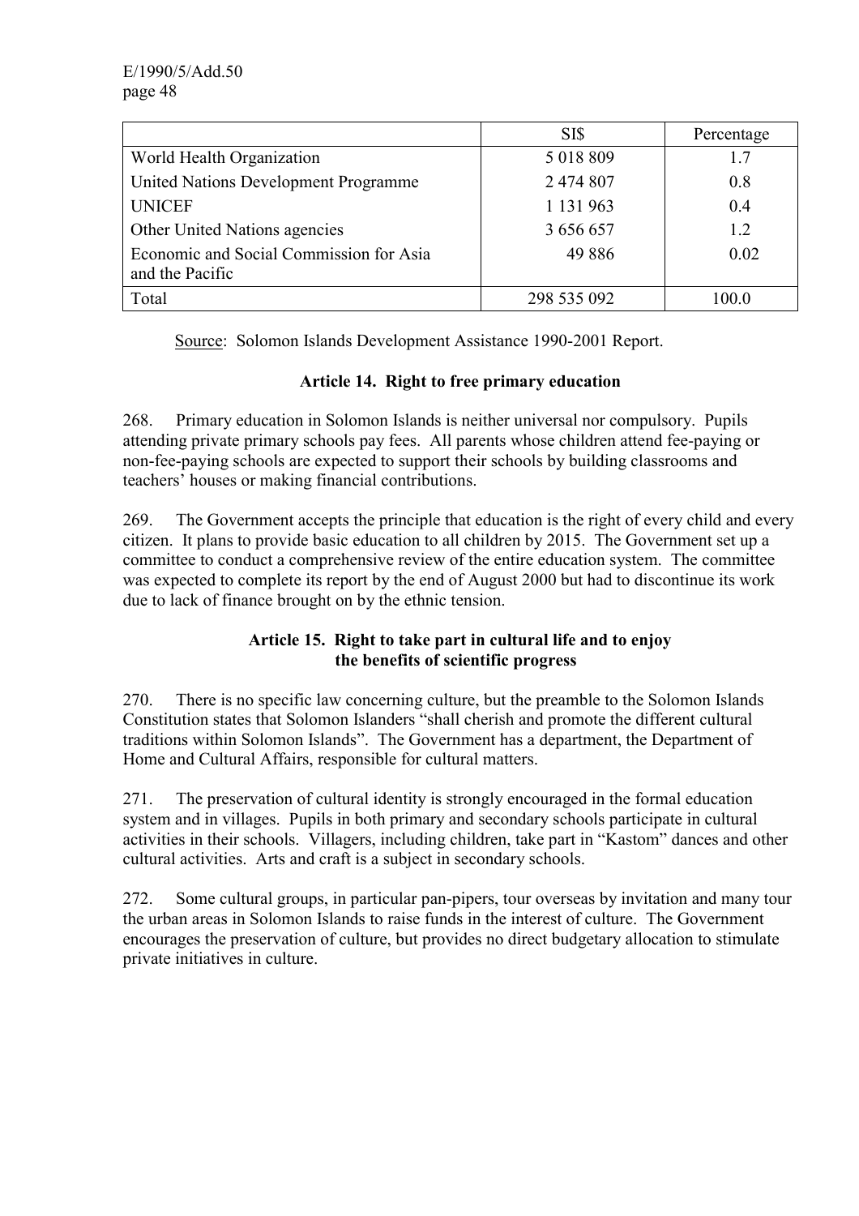| | SI$ | Percentage |
|---|---|---|
| World Health Organization | 5 018 809 | 1.7 |
| United Nations Development Programme | 2 474 807 | 0.8 |
| UNICEF | 1 131 963 | 0.4 |
| Other United Nations agencies | 3 656 657 | 1.2 |
| Economic and Social Commission for Asia and the Pacific | 49 886 | 0.02 |
| Total | 298 535 092 | 100.0 |

Source: Solomon Islands Development Assistance 1990-2001 Report.

### Article 14. Right to free primary education

268. Primary education in Solomon Islands is neither universal nor compulsory. Pupils attending private primary schools pay fees. All parents whose children attend fee-paying or non-fee-paying schools are expected to support their schools by building classrooms and teachers' houses or making financial contributions.

269. The Government accepts the principle that education is the right of every child and every citizen. It plans to provide basic education to all children by 2015. The Government set up a committee to conduct a comprehensive review of the entire education system. The committee was expected to complete its report by the end of August 2000 but had to discontinue its work due to lack of finance brought on by the ethnic tension.

### Article 15. Right to take part in cultural life and to enjoy the benefits of scientific progress

270. There is no specific law concerning culture, but the preamble to the Solomon Islands Constitution states that Solomon Islanders "shall cherish and promote the different cultural traditions within Solomon Islands". The Government has a department, the Department of Home and Cultural Affairs, responsible for cultural matters.

271. The preservation of cultural identity is strongly encouraged in the formal education system and in villages. Pupils in both primary and secondary schools participate in cultural activities in their schools. Villagers, including children, take part in "Kastom" dances and other cultural activities. Arts and craft is a subject in secondary schools.

272. Some cultural groups, in particular pan-pipers, tour overseas by invitation and many tour the urban areas in Solomon Islands to raise funds in the interest of culture. The Government encourages the preservation of culture, but provides no direct budgetary allocation to stimulate private initiatives in culture.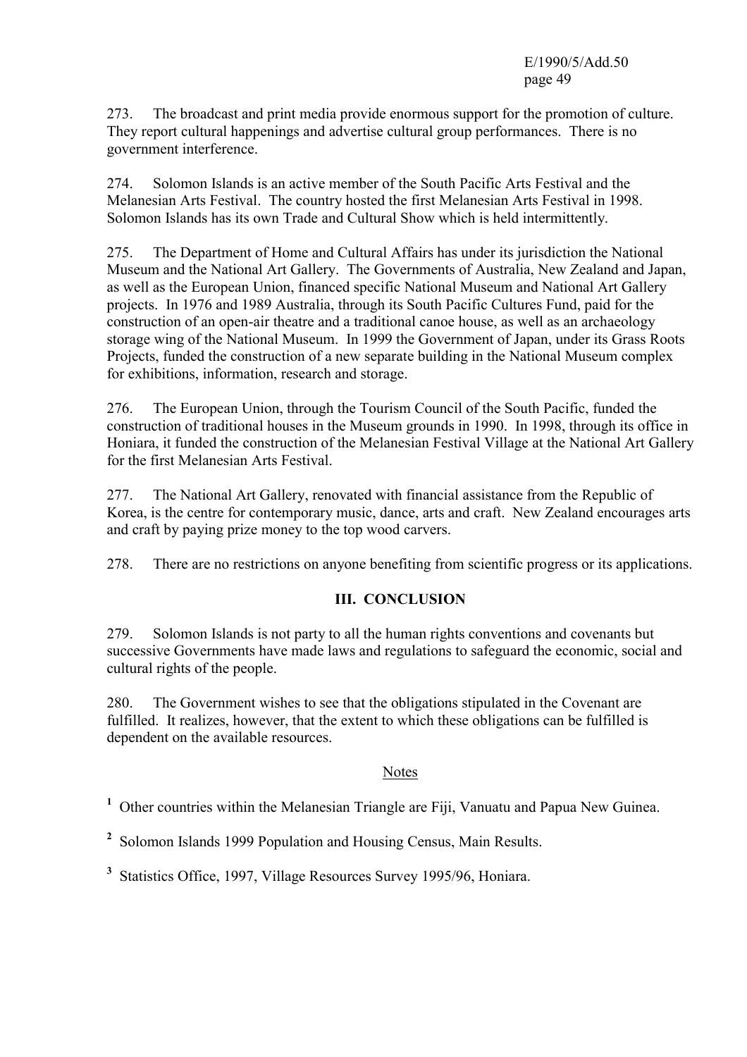273. The broadcast and print media provide enormous support for the promotion of culture. They report cultural happenings and advertise cultural group performances. There is no government interference.

274. Solomon Islands is an active member of the South Pacific Arts Festival and the Melanesian Arts Festival. The country hosted the first Melanesian Arts Festival in 1998. Solomon Islands has its own Trade and Cultural Show which is held intermittently.

275. The Department of Home and Cultural Affairs has under its jurisdiction the National Museum and the National Art Gallery. The Governments of Australia, New Zealand and Japan, as well as the European Union, financed specific National Museum and National Art Gallery projects. In 1976 and 1989 Australia, through its South Pacific Cultures Fund, paid for the construction of an open-air theatre and a traditional canoe house, as well as an archaeology storage wing of the National Museum. In 1999 the Government of Japan, under its Grass Roots Projects, funded the construction of a new separate building in the National Museum complex for exhibitions, information, research and storage.

276. The European Union, through the Tourism Council of the South Pacific, funded the construction of traditional houses in the Museum grounds in 1990. In 1998, through its office in Honiara, it funded the construction of the Melanesian Festival Village at the National Art Gallery for the first Melanesian Arts Festival.

277. The National Art Gallery, renovated with financial assistance from the Republic of Korea, is the centre for contemporary music, dance, arts and craft. New Zealand encourages arts and craft by paying prize money to the top wood carvers.

278. There are no restrictions on anyone benefiting from scientific progress or its applications.

## III. CONCLUSION

279. Solomon Islands is not party to all the human rights conventions and covenants but successive Governments have made laws and regulations to safeguard the economic, social and cultural rights of the people.

280. The Government wishes to see that the obligations stipulated in the Covenant are fulfilled. It realizes, however, that the extent to which these obligations can be fulfilled is dependent on the available resources.

Notes

[1] Other countries within the Melanesian Triangle are Fiji, Vanuatu and Papua New Guinea.

[2] Solomon Islands 1999 Population and Housing Census, Main Results.

[3] Statistics Office, 1997, Village Resources Survey 1995/96, Honiara.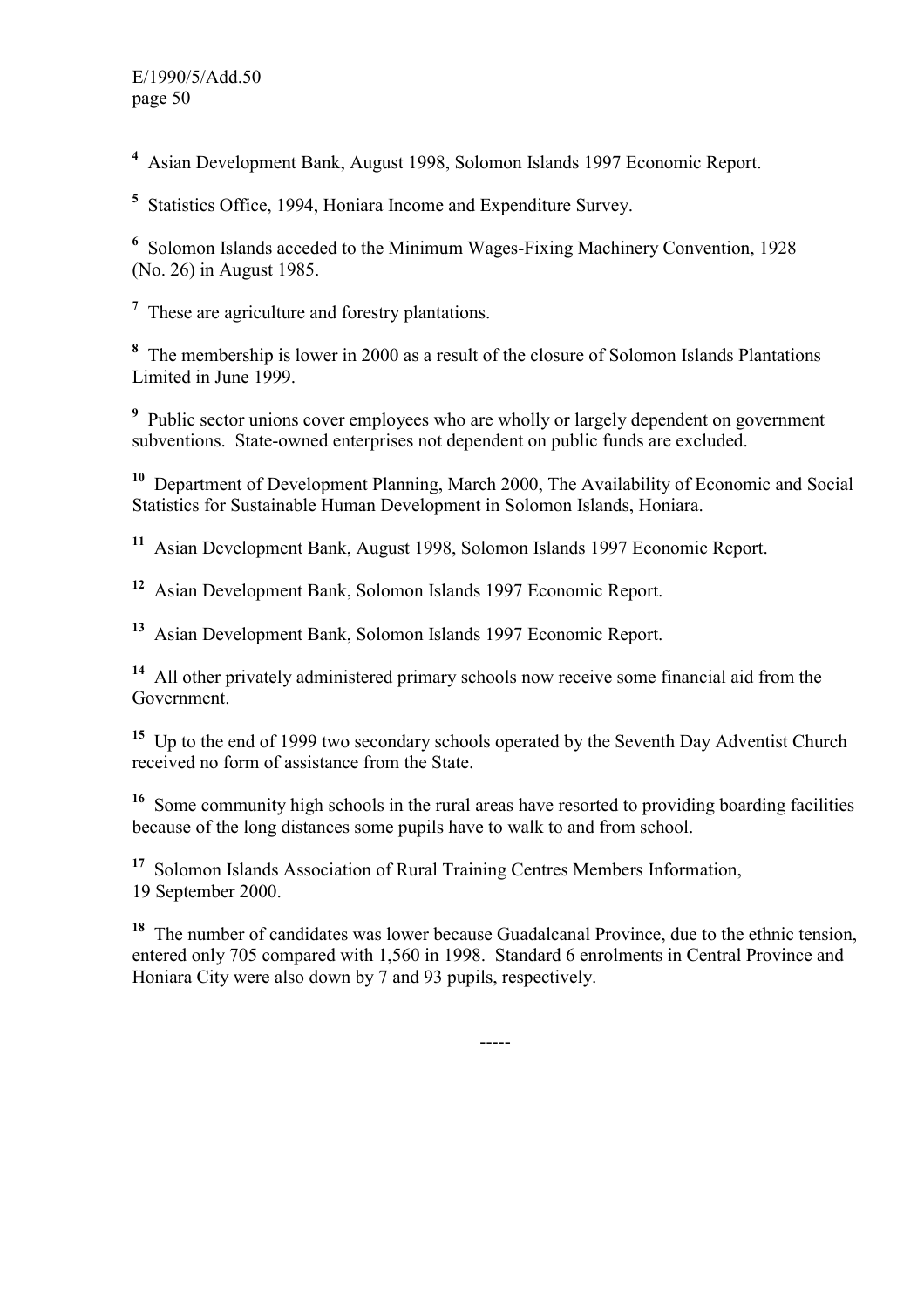[4] Asian Development Bank, August 1998, Solomon Islands 1997 Economic Report.

[5] Statistics Office, 1994, Honiara Income and Expenditure Survey.

[6] Solomon Islands acceded to the Minimum Wages-Fixing Machinery Convention, 1928 (No. 26) in August 1985.

[7] These are agriculture and forestry plantations.

[8] The membership is lower in 2000 as a result of the closure of Solomon Islands Plantations Limited in June 1999.

[9] Public sector unions cover employees who are wholly or largely dependent on government subventions. State-owned enterprises not dependent on public funds are excluded.

[10] Department of Development Planning, March 2000, The Availability of Economic and Social Statistics for Sustainable Human Development in Solomon Islands, Honiara.

[11] Asian Development Bank, August 1998, Solomon Islands 1997 Economic Report.

[12] Asian Development Bank, Solomon Islands 1997 Economic Report.

[13] Asian Development Bank, Solomon Islands 1997 Economic Report.

[14] All other privately administered primary schools now receive some financial aid from the Government.

[15] Up to the end of 1999 two secondary schools operated by the Seventh Day Adventist Church received no form of assistance from the State.

[16] Some community high schools in the rural areas have resorted to providing boarding facilities because of the long distances some pupils have to walk to and from school.

[17] Solomon Islands Association of Rural Training Centres Members Information, 19 September 2000.

[18] The number of candidates was lower because Guadalcanal Province, due to the ethnic tension, entered only 705 compared with 1,560 in 1998. Standard 6 enrolments in Central Province and Honiara City were also down by 7 and 93 pupils, respectively.

-----